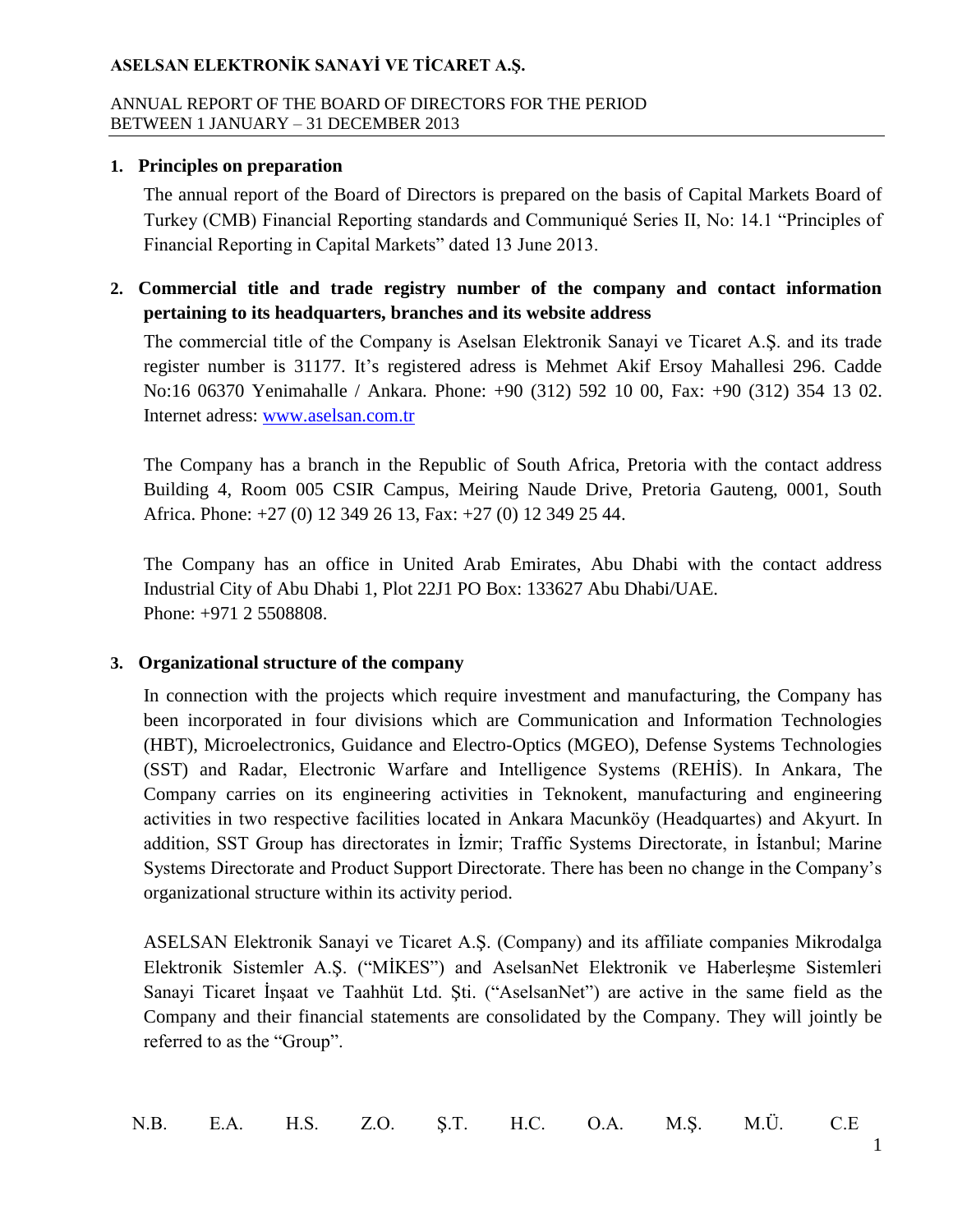**ASELSAN ELEKTRONİK SANAYİ VE TİCARET A.Ş.**

ANNUAL REPORT OF THE BOARD OF DIRECTORS FOR THE PERIOD BETWEEN 1 JANUARY – 31 DECEMBER 2013

## 1. Principles on preparation

The annual report of the Board of Directors is prepared on the basis of Capital Markets Board of Turkey (CMB) Financial Reporting standards and Communiqué Series II, No: 14.1 "Principles of Financial Reporting in Capital Markets" dated 13 June 2013.

## 2. Commercial title and trade registry number of the company and contact information pertaining to its headquarters, branches and its website address

The commercial title of the Company is Aselsan Elektronik Sanayi ve Ticaret A.Ş. and its trade register number is 31177. It's registered adress is Mehmet Akif Ersoy Mahallesi 296. Cadde No:16 06370 Yenimahalle / Ankara. Phone: +90 (312) 592 10 00, Fax: +90 (312) 354 13 02. Internet adress: www.aselsan.com.tr

The Company has a branch in the Republic of South Africa, Pretoria with the contact address Building 4, Room 005 CSIR Campus, Meiring Naude Drive, Pretoria Gauteng, 0001, South Africa. Phone: +27 (0) 12 349 26 13, Fax: +27 (0) 12 349 25 44.

The Company has an office in United Arab Emirates, Abu Dhabi with the contact address Industrial City of Abu Dhabi 1, Plot 22J1 PO Box: 133627 Abu Dhabi/UAE.
Phone: +971 2 5508808.

## 3. Organizational structure of the company

In connection with the projects which require investment and manufacturing, the Company has been incorporated in four divisions which are Communication and Information Technologies (HBT), Microelectronics, Guidance and Electro-Optics (MGEO), Defense Systems Technologies (SST) and Radar, Electronic Warfare and Intelligence Systems (REHİS). In Ankara, The Company carries on its engineering activities in Teknokent, manufacturing and engineering activities in two respective facilities located in Ankara Macunköy (Headquartes) and Akyurt. In addition, SST Group has directorates in İzmir; Traffic Systems Directorate, in İstanbul; Marine Systems Directorate and Product Support Directorate. There has been no change in the Company's organizational structure within its activity period.

ASELSAN Elektronik Sanayi ve Ticaret A.Ş. (Company) and its affiliate companies Mikrodalga Elektronik Sistemler A.Ş. ("MİKES") and AselsanNet Elektronik ve Haberleşme Sistemleri Sanayi Ticaret İnşaat ve Taahhüt Ltd. Şti. ("AselsanNet") are active in the same field as the Company and their financial statements are consolidated by the Company. They will jointly be referred to as the "Group".

N.B. E.A. H.S. Z.O. Ş.T. H.C. O.A. M.Ş. M.Ü. C.E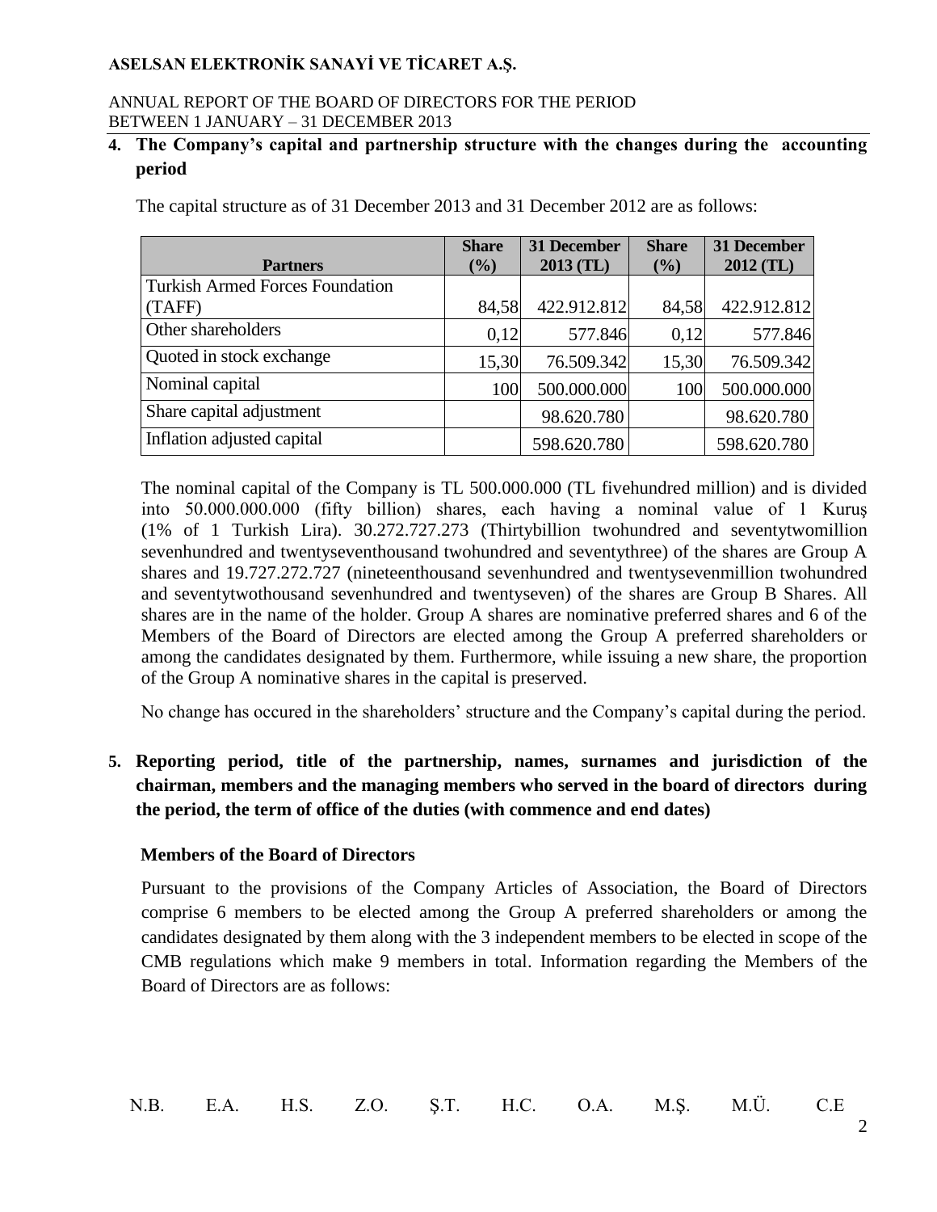## 4. The Company's capital and partnership structure with the changes during the accounting period

The capital structure as of 31 December 2013 and 31 December 2012 are as follows:

| Partners | Share (%) | 31 December 2013 (TL) | Share (%) | 31 December 2012 (TL) |
|---|---|---|---|---|
| Turkish Armed Forces Foundation (TAFF) | 84,58 | 422.912.812 | 84,58 | 422.912.812 |
| Other shareholders | 0,12 | 577.846 | 0,12 | 577.846 |
| Quoted in stock exchange | 15,30 | 76.509.342 | 15,30 | 76.509.342 |
| Nominal capital | 100 | 500.000.000 | 100 | 500.000.000 |
| Share capital adjustment | | 98.620.780 | | 98.620.780 |
| Inflation adjusted capital | | 598.620.780 | | 598.620.780 |

The nominal capital of the Company is TL 500.000.000 (TL fivehundred million) and is divided into 50.000.000.000 (fifty billion) shares, each having a nominal value of 1 Kuruş (1% of 1 Turkish Lira). 30.272.727.273 (Thirtybillion twohundred and seventytwomillion sevenhundred and twentyseventhousand twohundred and seventythree) of the shares are Group A shares and 19.727.272.727 (nineteenthousand sevenhundred and twentysevenmillion twohundred and seventytwothousand sevenhundred and twentyseven) of the shares are Group B Shares. All shares are in the name of the holder. Group A shares are nominative preferred shares and 6 of the Members of the Board of Directors are elected among the Group A preferred shareholders or among the candidates designated by them. Furthermore, while issuing a new share, the proportion of the Group A nominative shares in the capital is preserved.

No change has occured in the shareholders' structure and the Company's capital during the period.

## 5. Reporting period, title of the partnership, names, surnames and jurisdiction of the chairman, members and the managing members who served in the board of directors during the period, the term of office of the duties (with commence and end dates)

### Members of the Board of Directors

Pursuant to the provisions of the Company Articles of Association, the Board of Directors comprise 6 members to be elected among the Group A preferred shareholders or among the candidates designated by them along with the 3 independent members to be elected in scope of the CMB regulations which make 9 members in total. Information regarding the Members of the Board of Directors are as follows:

N.B. E.A. H.S. Z.O. Ş.T. H.C. O.A. M.Ş. M.Ü. C.E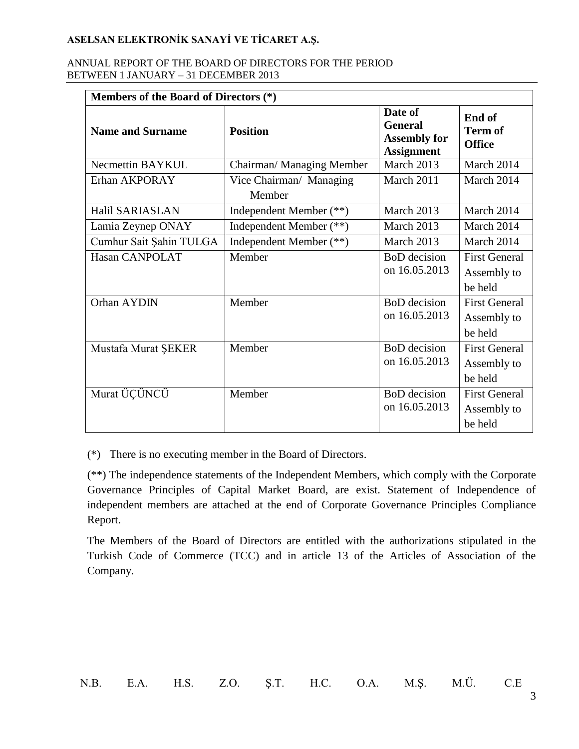| Members of the Board of Directors (*) | | | |
|---|---|---|---|
| **Name and Surname** | **Position** | **Date of General Assembly for Assignment** | **End of Term of Office** |
| Necmettin BAYKUL | Chairman/ Managing Member | March 2013 | March 2014 |
| Erhan AKPORAY | Vice Chairman/ Managing Member | March 2011 | March 2014 |
| Halil SARIASLAN | Independent Member (**) | March 2013 | March 2014 |
| Lamia Zeynep ONAY | Independent Member (**) | March 2013 | March 2014 |
| Cumhur Sait Şahin TULGA | Independent Member (**) | March 2013 | March 2014 |
| Hasan CANPOLAT | Member | BoD decision on 16.05.2013 | First General Assembly to be held |
| Orhan AYDIN | Member | BoD decision on 16.05.2013 | First General Assembly to be held |
| Mustafa Murat ŞEKER | Member | BoD decision on 16.05.2013 | First General Assembly to be held |
| Murat ÜÇÜNCÜ | Member | BoD decision on 16.05.2013 | First General Assembly to be held |

(*) There is no executing member in the Board of Directors.

(**) The independence statements of the Independent Members, which comply with the Corporate Governance Principles of Capital Market Board, are exist. Statement of Independence of independent members are attached at the end of Corporate Governance Principles Compliance Report.

The Members of the Board of Directors are entitled with the authorizations stipulated in the Turkish Code of Commerce (TCC) and in article 13 of the Articles of Association of the Company.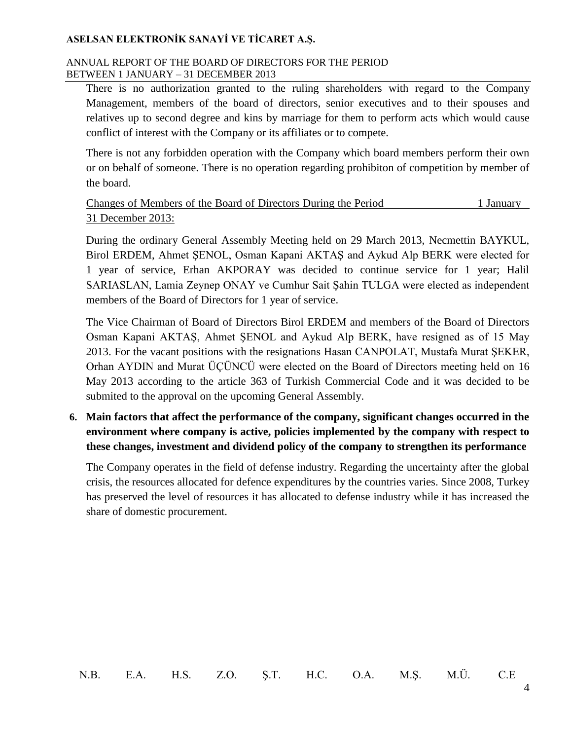There is no authorization granted to the ruling shareholders with regard to the Company Management, members of the board of directors, senior executives and to their spouses and relatives up to second degree and kins by marriage for them to perform acts which would cause conflict of interest with the Company or its affiliates or to compete.

There is not any forbidden operation with the Company which board members perform their own or on behalf of someone. There is no operation regarding prohibiton of competition by member of the board.

Changes of Members of the Board of Directors During the Period 1 January – 31 December 2013:

During the ordinary General Assembly Meeting held on 29 March 2013, Necmettin BAYKUL, Birol ERDEM, Ahmet ŞENOL, Osman Kapani AKTAŞ and Aykud Alp BERK were elected for 1 year of service, Erhan AKPORAY was decided to continue service for 1 year; Halil SARIASLAN, Lamia Zeynep ONAY ve Cumhur Sait Şahin TULGA were elected as independent members of the Board of Directors for 1 year of service.

The Vice Chairman of Board of Directors Birol ERDEM and members of the Board of Directors Osman Kapani AKTAŞ, Ahmet ŞENOL and Aykud Alp BERK, have resigned as of 15 May 2013. For the vacant positions with the resignations Hasan CANPOLAT, Mustafa Murat ŞEKER, Orhan AYDIN and Murat ÜÇÜNCÜ were elected on the Board of Directors meeting held on 16 May 2013 according to the article 363 of Turkish Commercial Code and it was decided to be submited to the approval on the upcoming General Assembly.

**6. Main factors that affect the performance of the company, significant changes occurred in the environment where company is active, policies implemented by the company with respect to these changes, investment and dividend policy of the company to strengthen its performance**

The Company operates in the field of defense industry. Regarding the uncertainty after the global crisis, the resources allocated for defence expenditures by the countries varies. Since 2008, Turkey has preserved the level of resources it has allocated to defense industry while it has increased the share of domestic procurement.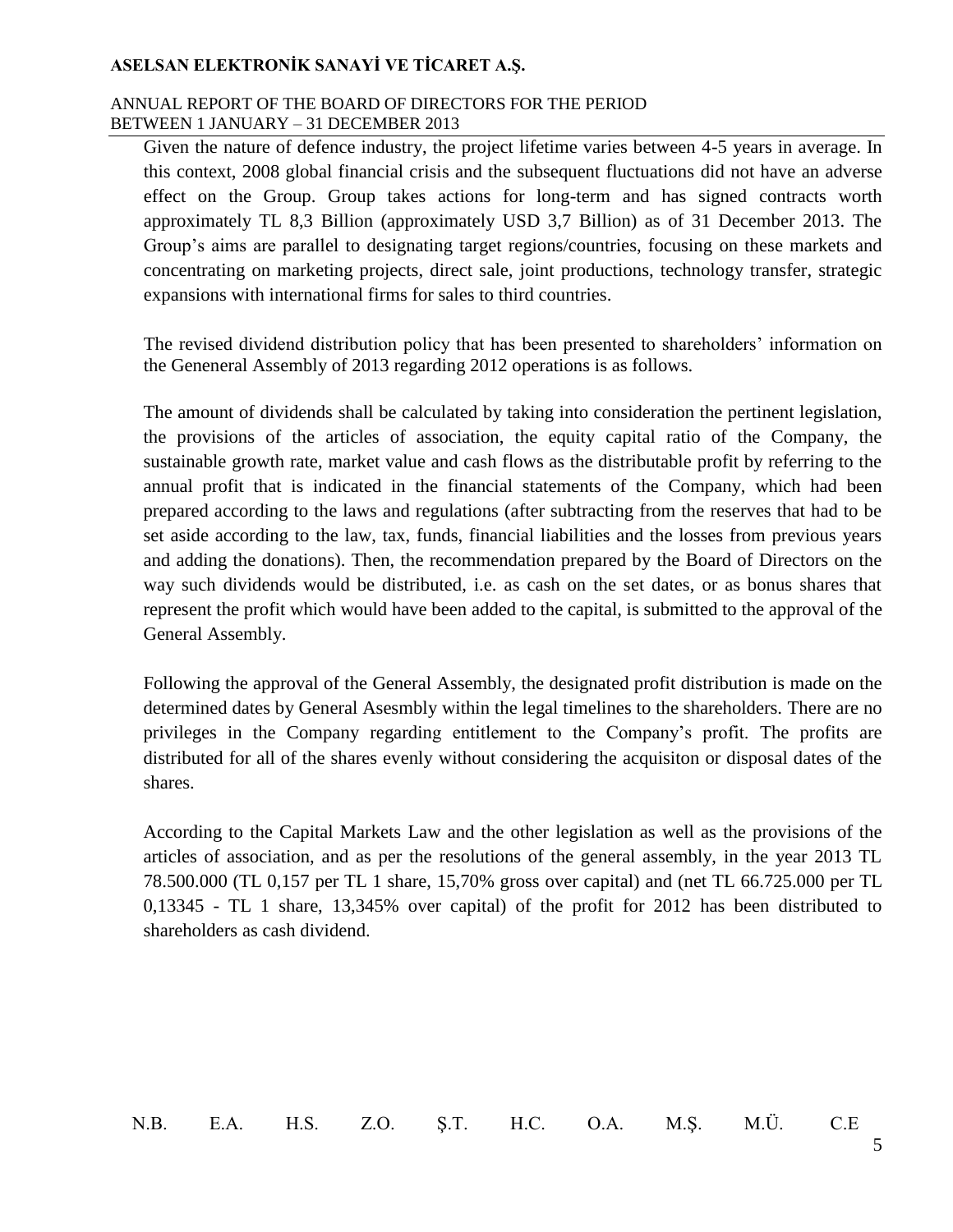Given the nature of defence industry, the project lifetime varies between 4-5 years in average. In this context, 2008 global financial crisis and the subsequent fluctuations did not have an adverse effect on the Group. Group takes actions for long-term and has signed contracts worth approximately TL 8,3 Billion (approximately USD 3,7 Billion) as of 31 December 2013. The Group's aims are parallel to designating target regions/countries, focusing on these markets and concentrating on marketing projects, direct sale, joint productions, technology transfer, strategic expansions with international firms for sales to third countries.

The revised dividend distribution policy that has been presented to shareholders' information on the Geneneral Assembly of 2013 regarding 2012 operations is as follows.

The amount of dividends shall be calculated by taking into consideration the pertinent legislation, the provisions of the articles of association, the equity capital ratio of the Company, the sustainable growth rate, market value and cash flows as the distributable profit by referring to the annual profit that is indicated in the financial statements of the Company, which had been prepared according to the laws and regulations (after subtracting from the reserves that had to be set aside according to the law, tax, funds, financial liabilities and the losses from previous years and adding the donations). Then, the recommendation prepared by the Board of Directors on the way such dividends would be distributed, i.e. as cash on the set dates, or as bonus shares that represent the profit which would have been added to the capital, is submitted to the approval of the General Assembly.

Following the approval of the General Assembly, the designated profit distribution is made on the determined dates by General Asesmbly within the legal timelines to the shareholders. There are no privileges in the Company regarding entitlement to the Company's profit. The profits are distributed for all of the shares evenly without considering the acquisiton or disposal dates of the shares.

According to the Capital Markets Law and the other legislation as well as the provisions of the articles of association, and as per the resolutions of the general assembly, in the year 2013 TL 78.500.000 (TL 0,157 per TL 1 share, 15,70% gross over capital) and (net TL 66.725.000 per TL 0,13345 - TL 1 share, 13,345% over capital) of the profit for 2012 has been distributed to shareholders as cash dividend.

N.B. E.A. H.S. Z.O. Ş.T. H.C. O.A. M.Ş. M.Ü. C.E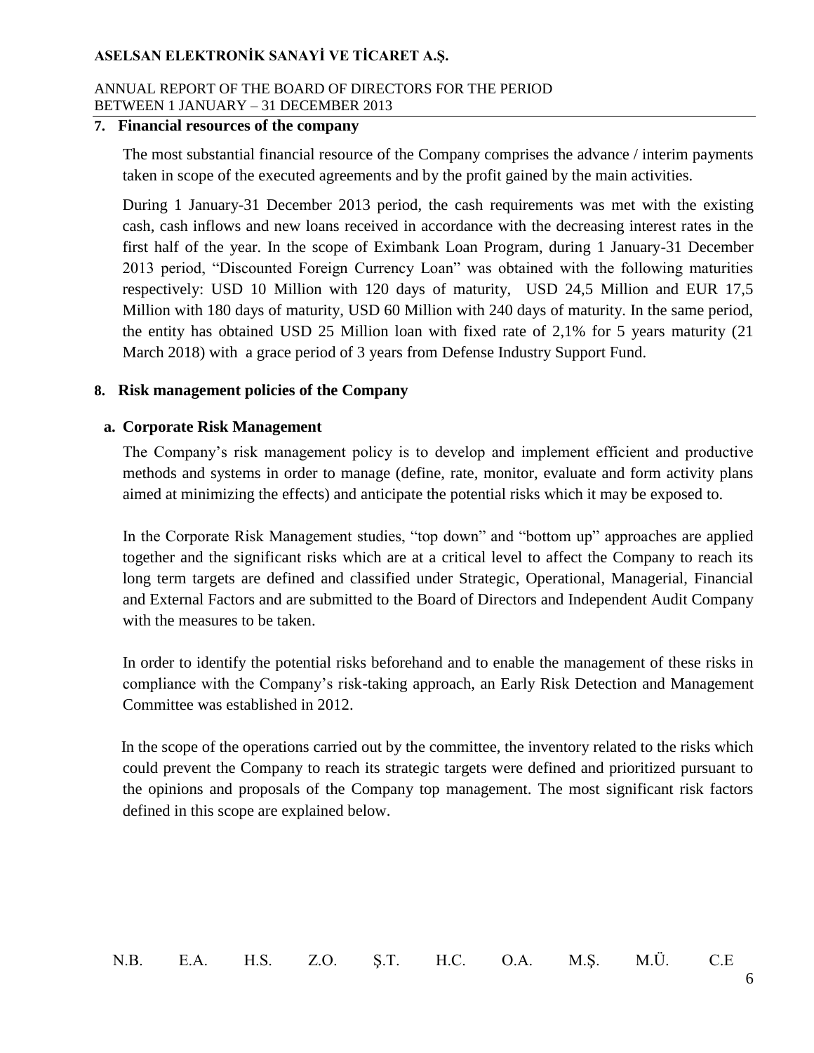## 7. Financial resources of the company

The most substantial financial resource of the Company comprises the advance / interim payments taken in scope of the executed agreements and by the profit gained by the main activities.

During 1 January-31 December 2013 period, the cash requirements was met with the existing cash, cash inflows and new loans received in accordance with the decreasing interest rates in the first half of the year. In the scope of Eximbank Loan Program, during 1 January-31 December 2013 period, "Discounted Foreign Currency Loan" was obtained with the following maturities respectively: USD 10 Million with 120 days of maturity, USD 24,5 Million and EUR 17,5 Million with 180 days of maturity, USD 60 Million with 240 days of maturity. In the same period, the entity has obtained USD 25 Million loan with fixed rate of 2,1% for 5 years maturity (21 March 2018) with a grace period of 3 years from Defense Industry Support Fund.

## 8. Risk management policies of the Company

### a. Corporate Risk Management

The Company's risk management policy is to develop and implement efficient and productive methods and systems in order to manage (define, rate, monitor, evaluate and form activity plans aimed at minimizing the effects) and anticipate the potential risks which it may be exposed to.

In the Corporate Risk Management studies, "top down" and "bottom up" approaches are applied together and the significant risks which are at a critical level to affect the Company to reach its long term targets are defined and classified under Strategic, Operational, Managerial, Financial and External Factors and are submitted to the Board of Directors and Independent Audit Company with the measures to be taken.

In order to identify the potential risks beforehand and to enable the management of these risks in compliance with the Company's risk-taking approach, an Early Risk Detection and Management Committee was established in 2012.

In the scope of the operations carried out by the committee, the inventory related to the risks which could prevent the Company to reach its strategic targets were defined and prioritized pursuant to the opinions and proposals of the Company top management. The most significant risk factors defined in this scope are explained below.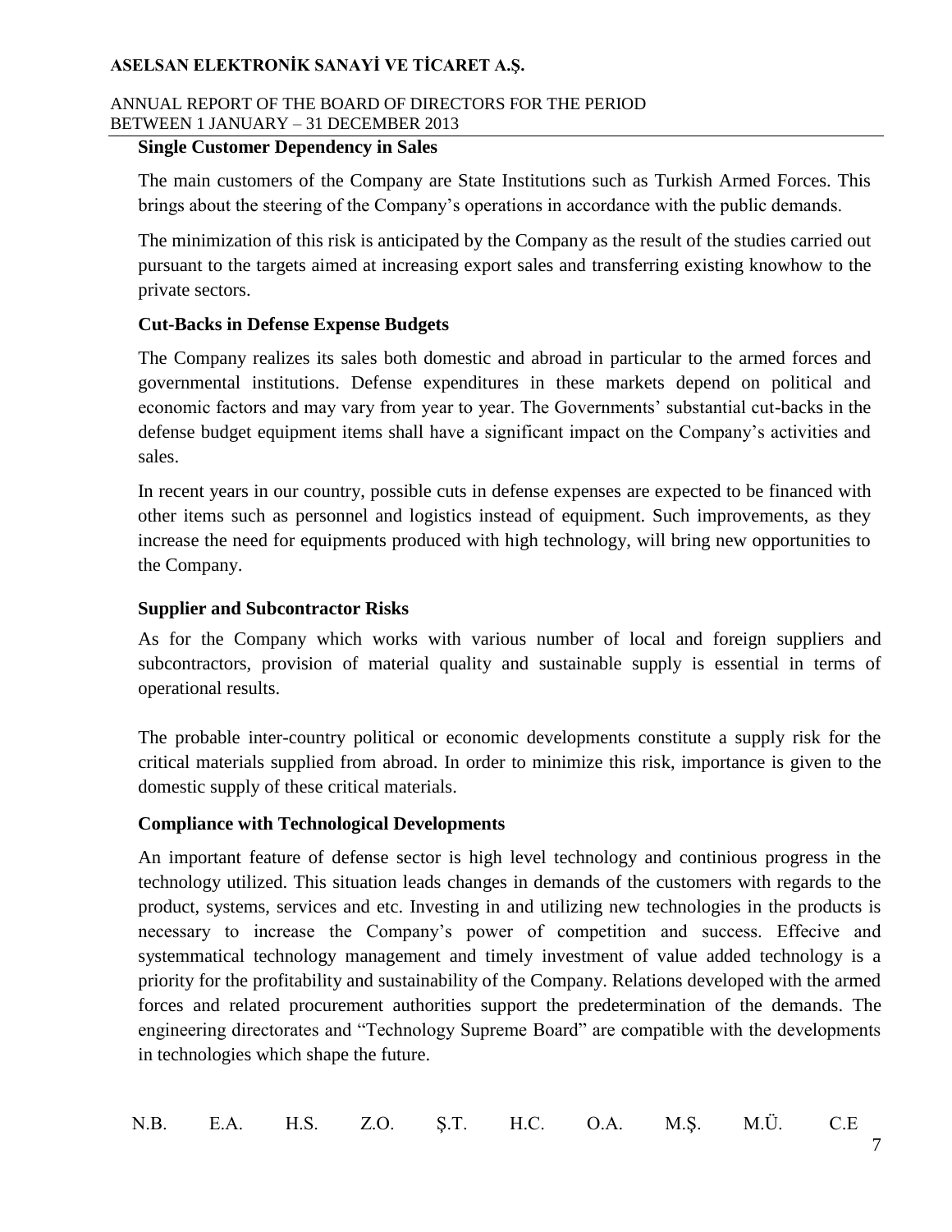### Single Customer Dependency in Sales

The main customers of the Company are State Institutions such as Turkish Armed Forces. This brings about the steering of the Company's operations in accordance with the public demands.

The minimization of this risk is anticipated by the Company as the result of the studies carried out pursuant to the targets aimed at increasing export sales and transferring existing knowhow to the private sectors.

### Cut-Backs in Defense Expense Budgets

The Company realizes its sales both domestic and abroad in particular to the armed forces and governmental institutions. Defense expenditures in these markets depend on political and economic factors and may vary from year to year. The Governments' substantial cut-backs in the defense budget equipment items shall have a significant impact on the Company's activities and sales.

In recent years in our country, possible cuts in defense expenses are expected to be financed with other items such as personnel and logistics instead of equipment. Such improvements, as they increase the need for equipments produced with high technology, will bring new opportunities to the Company.

### Supplier and Subcontractor Risks

As for the Company which works with various number of local and foreign suppliers and subcontractors, provision of material quality and sustainable supply is essential in terms of operational results.

The probable inter-country political or economic developments constitute a supply risk for the critical materials supplied from abroad. In order to minimize this risk, importance is given to the domestic supply of these critical materials.

### Compliance with Technological Developments

An important feature of defense sector is high level technology and continious progress in the technology utilized. This situation leads changes in demands of the customers with regards to the product, systems, services and etc. Investing in and utilizing new technologies in the products is necessary to increase the Company's power of competition and success. Effecive and systemmatical technology management and timely investment of value added technology is a priority for the profitability and sustainability of the Company. Relations developed with the armed forces and related procurement authorities support the predetermination of the demands. The engineering directorates and "Technology Supreme Board" are compatible with the developments in technologies which shape the future.

N.B. E.A. H.S. Z.O. Ş.T. H.C. O.A. M.Ş. M.Ü. C.E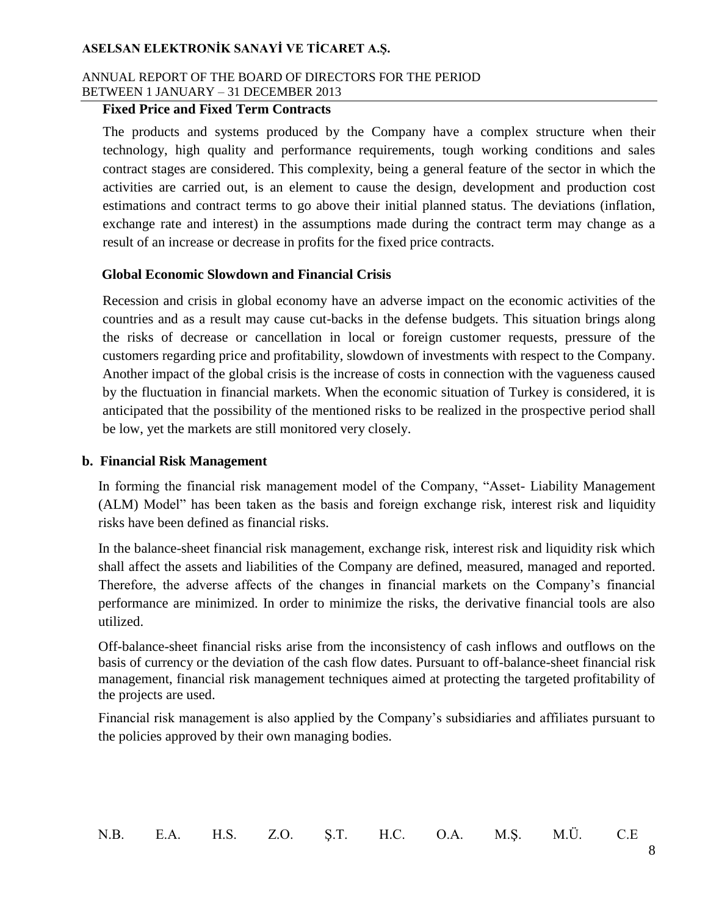**Fixed Price and Fixed Term Contracts**

The products and systems produced by the Company have a complex structure when their technology, high quality and performance requirements, tough working conditions and sales contract stages are considered. This complexity, being a general feature of the sector in which the activities are carried out, is an element to cause the design, development and production cost estimations and contract terms to go above their initial planned status. The deviations (inflation, exchange rate and interest) in the assumptions made during the contract term may change as a result of an increase or decrease in profits for the fixed price contracts.

**Global Economic Slowdown and Financial Crisis**

Recession and crisis in global economy have an adverse impact on the economic activities of the countries and as a result may cause cut-backs in the defense budgets. This situation brings along the risks of decrease or cancellation in local or foreign customer requests, pressure of the customers regarding price and profitability, slowdown of investments with respect to the Company. Another impact of the global crisis is the increase of costs in connection with the vagueness caused by the fluctuation in financial markets. When the economic situation of Turkey is considered, it is anticipated that the possibility of the mentioned risks to be realized in the prospective period shall be low, yet the markets are still monitored very closely.

**b. Financial Risk Management**

In forming the financial risk management model of the Company, "Asset- Liability Management (ALM) Model" has been taken as the basis and foreign exchange risk, interest risk and liquidity risks have been defined as financial risks.

In the balance-sheet financial risk management, exchange risk, interest risk and liquidity risk which shall affect the assets and liabilities of the Company are defined, measured, managed and reported. Therefore, the adverse affects of the changes in financial markets on the Company's financial performance are minimized. In order to minimize the risks, the derivative financial tools are also utilized.

Off-balance-sheet financial risks arise from the inconsistency of cash inflows and outflows on the basis of currency or the deviation of the cash flow dates. Pursuant to off-balance-sheet financial risk management, financial risk management techniques aimed at protecting the targeted profitability of the projects are used.

Financial risk management is also applied by the Company's subsidiaries and affiliates pursuant to the policies approved by their own managing bodies.

N.B. E.A. H.S. Z.O. Ş.T. H.C. O.A. M.Ş. M.Ü. C.E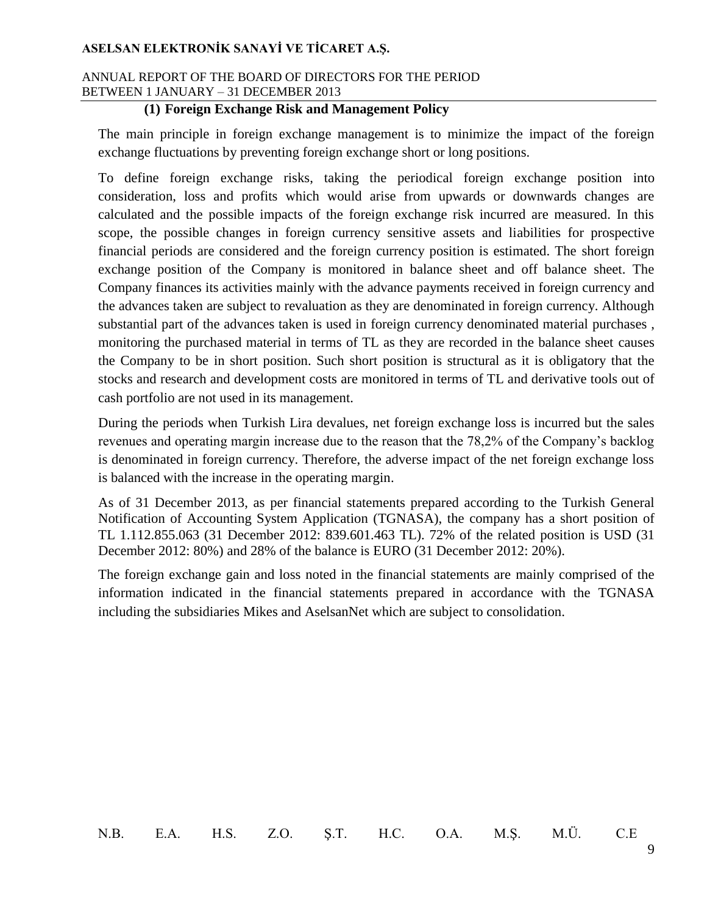### (1) Foreign Exchange Risk and Management Policy

The main principle in foreign exchange management is to minimize the impact of the foreign exchange fluctuations by preventing foreign exchange short or long positions.

To define foreign exchange risks, taking the periodical foreign exchange position into consideration, loss and profits which would arise from upwards or downwards changes are calculated and the possible impacts of the foreign exchange risk incurred are measured. In this scope, the possible changes in foreign currency sensitive assets and liabilities for prospective financial periods are considered and the foreign currency position is estimated. The short foreign exchange position of the Company is monitored in balance sheet and off balance sheet. The Company finances its activities mainly with the advance payments received in foreign currency and the advances taken are subject to revaluation as they are denominated in foreign currency. Although substantial part of the advances taken is used in foreign currency denominated material purchases , monitoring the purchased material in terms of TL as they are recorded in the balance sheet causes the Company to be in short position. Such short position is structural as it is obligatory that the stocks and research and development costs are monitored in terms of TL and derivative tools out of cash portfolio are not used in its management.

During the periods when Turkish Lira devalues, net foreign exchange loss is incurred but the sales revenues and operating margin increase due to the reason that the 78,2% of the Company's backlog is denominated in foreign currency. Therefore, the adverse impact of the net foreign exchange loss is balanced with the increase in the operating margin.

As of 31 December 2013, as per financial statements prepared according to the Turkish General Notification of Accounting System Application (TGNASA), the company has a short position of TL 1.112.855.063 (31 December 2012: 839.601.463 TL). 72% of the related position is USD (31 December 2012: 80%) and 28% of the balance is EURO (31 December 2012: 20%).

The foreign exchange gain and loss noted in the financial statements are mainly comprised of the information indicated in the financial statements prepared in accordance with the TGNASA including the subsidiaries Mikes and AselsanNet which are subject to consolidation.

N.B. E.A. H.S. Z.O. Ş.T. H.C. O.A. M.Ş. M.Ü. C.E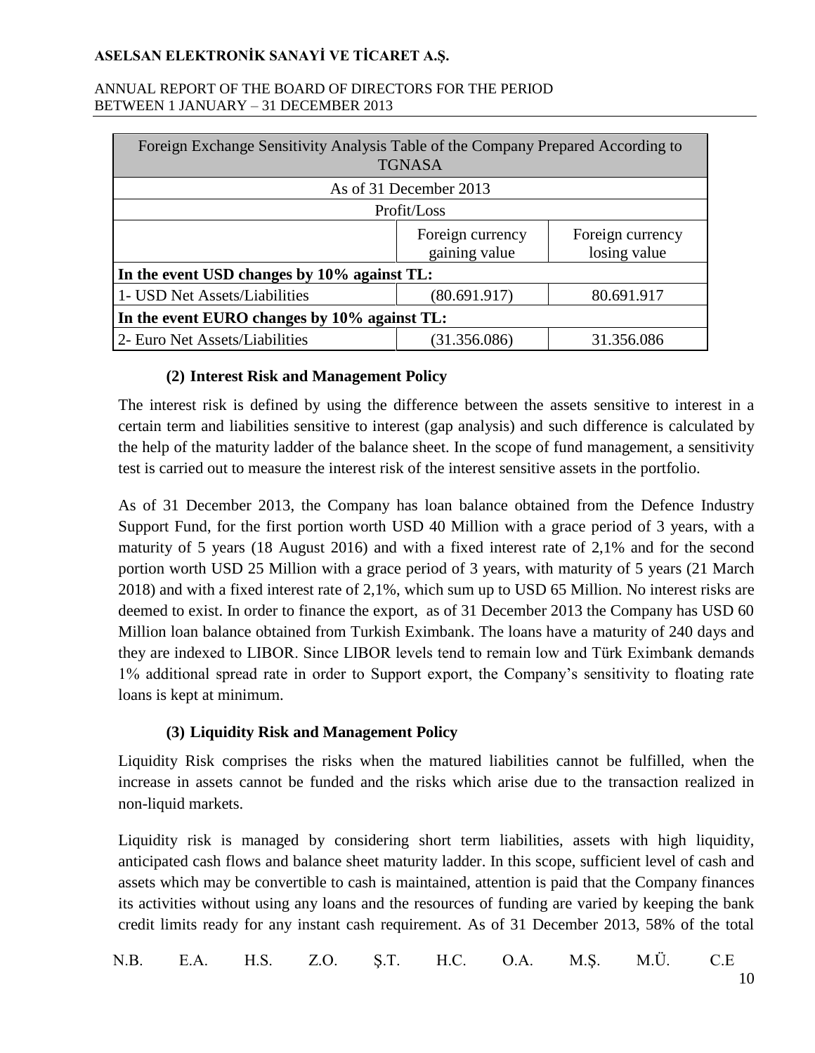| Foreign Exchange Sensitivity Analysis Table of the Company Prepared According to TGNASA | | |
|---|---|---|
| As of 31 December 2013 | | |
| Profit/Loss | | |
| | Foreign currency gaining value | Foreign currency losing value |
| **In the event USD changes by 10% against TL:** | | |
| 1- USD Net Assets/Liabilities | (80.691.917) | 80.691.917 |
| **In the event EURO changes by 10% against TL:** | | |
| 2- Euro Net Assets/Liabilities | (31.356.086) | 31.356.086 |

**(2) Interest Risk and Management Policy**

The interest risk is defined by using the difference between the assets sensitive to interest in a certain term and liabilities sensitive to interest (gap analysis) and such difference is calculated by the help of the maturity ladder of the balance sheet. In the scope of fund management, a sensitivity test is carried out to measure the interest risk of the interest sensitive assets in the portfolio.

As of 31 December 2013, the Company has loan balance obtained from the Defence Industry Support Fund, for the first portion worth USD 40 Million with a grace period of 3 years, with a maturity of 5 years (18 August 2016) and with a fixed interest rate of 2,1% and for the second portion worth USD 25 Million with a grace period of 3 years, with maturity of 5 years (21 March 2018) and with a fixed interest rate of 2,1%, which sum up to USD 65 Million. No interest risks are deemed to exist. In order to finance the export, as of 31 December 2013 the Company has USD 60 Million loan balance obtained from Turkish Eximbank. The loans have a maturity of 240 days and they are indexed to LIBOR. Since LIBOR levels tend to remain low and Türk Eximbank demands 1% additional spread rate in order to Support export, the Company's sensitivity to floating rate loans is kept at minimum.

**(3) Liquidity Risk and Management Policy**

Liquidity Risk comprises the risks when the matured liabilities cannot be fulfilled, when the increase in assets cannot be funded and the risks which arise due to the transaction realized in non-liquid markets.

Liquidity risk is managed by considering short term liabilities, assets with high liquidity, anticipated cash flows and balance sheet maturity ladder. In this scope, sufficient level of cash and assets which may be convertible to cash is maintained, attention is paid that the Company finances its activities without using any loans and the resources of funding are varied by keeping the bank credit limits ready for any instant cash requirement. As of 31 December 2013, 58% of the total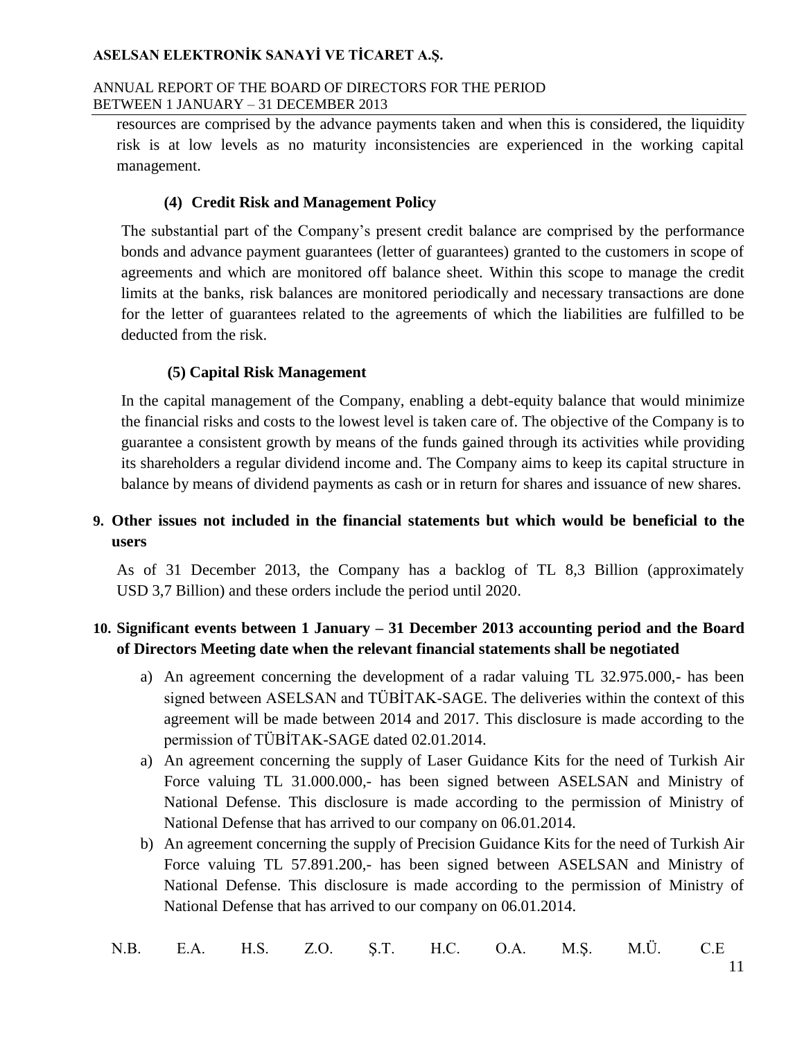resources are comprised by the advance payments taken and when this is considered, the liquidity risk is at low levels as no maturity inconsistencies are experienced in the working capital management.

#### (4) Credit Risk and Management Policy

The substantial part of the Company's present credit balance are comprised by the performance bonds and advance payment guarantees (letter of guarantees) granted to the customers in scope of agreements and which are monitored off balance sheet. Within this scope to manage the credit limits at the banks, risk balances are monitored periodically and necessary transactions are done for the letter of guarantees related to the agreements of which the liabilities are fulfilled to be deducted from the risk.

#### (5) Capital Risk Management

In the capital management of the Company, enabling a debt-equity balance that would minimize the financial risks and costs to the lowest level is taken care of. The objective of the Company is to guarantee a consistent growth by means of the funds gained through its activities while providing its shareholders a regular dividend income and. The Company aims to keep its capital structure in balance by means of dividend payments as cash or in return for shares and issuance of new shares.

## 9. Other issues not included in the financial statements but which would be beneficial to the users

As of 31 December 2013, the Company has a backlog of TL 8,3 Billion (approximately USD 3,7 Billion) and these orders include the period until 2020.

## 10. Significant events between 1 January – 31 December 2013 accounting period and the Board of Directors Meeting date when the relevant financial statements shall be negotiated

a) An agreement concerning the development of a radar valuing TL 32.975.000,- has been signed between ASELSAN and TÜBİTAK-SAGE. The deliveries within the context of this agreement will be made between 2014 and 2017. This disclosure is made according to the permission of TÜBİTAK-SAGE dated 02.01.2014.

a) An agreement concerning the supply of Laser Guidance Kits for the need of Turkish Air Force valuing TL 31.000.000,- has been signed between ASELSAN and Ministry of National Defense. This disclosure is made according to the permission of Ministry of National Defense that has arrived to our company on 06.01.2014.

b) An agreement concerning the supply of Precision Guidance Kits for the need of Turkish Air Force valuing TL 57.891.200,- has been signed between ASELSAN and Ministry of National Defense. This disclosure is made according to the permission of Ministry of National Defense that has arrived to our company on 06.01.2014.

N.B. E.A. H.S. Z.O. Ş.T. H.C. O.A. M.Ş. M.Ü. C.E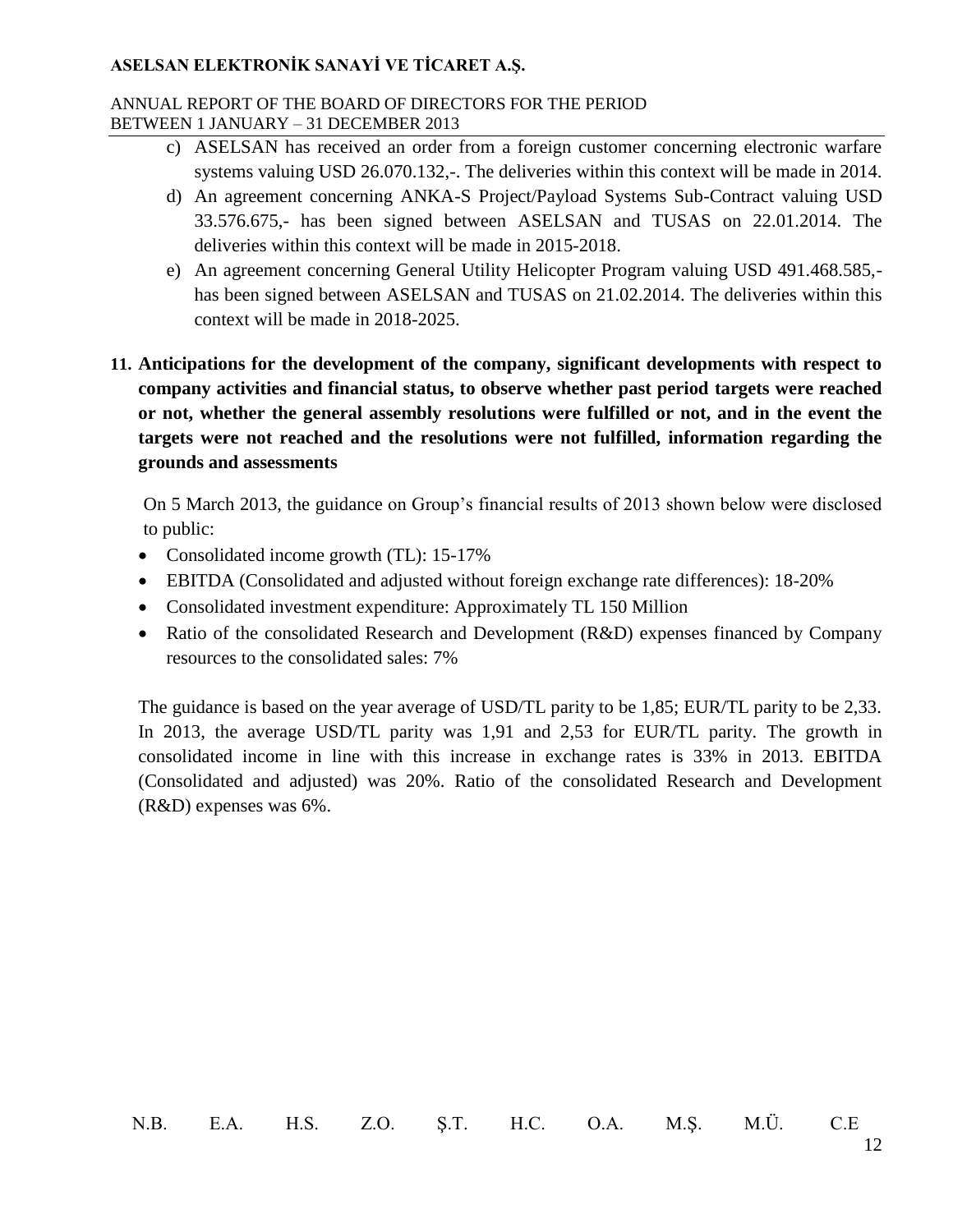c) ASELSAN has received an order from a foreign customer concerning electronic warfare systems valuing USD 26.070.132,-. The deliveries within this context will be made in 2014.

d) An agreement concerning ANKA-S Project/Payload Systems Sub-Contract valuing USD 33.576.675,- has been signed between ASELSAN and TUSAS on 22.01.2014. The deliveries within this context will be made in 2015-2018.

e) An agreement concerning General Utility Helicopter Program valuing USD 491.468.585,- has been signed between ASELSAN and TUSAS on 21.02.2014. The deliveries within this context will be made in 2018-2025.

## 11. Anticipations for the development of the company, significant developments with respect to company activities and financial status, to observe whether past period targets were reached or not, whether the general assembly resolutions were fulfilled or not, and in the event the targets were not reached and the resolutions were not fulfilled, information regarding the grounds and assessments

On 5 March 2013, the guidance on Group's financial results of 2013 shown below were disclosed to public:

- Consolidated income growth (TL): 15-17%
- EBITDA (Consolidated and adjusted without foreign exchange rate differences): 18-20%
- Consolidated investment expenditure: Approximately TL 150 Million
- Ratio of the consolidated Research and Development (R&D) expenses financed by Company resources to the consolidated sales: 7%

The guidance is based on the year average of USD/TL parity to be 1,85; EUR/TL parity to be 2,33. In 2013, the average USD/TL parity was 1,91 and 2,53 for EUR/TL parity. The growth in consolidated income in line with this increase in exchange rates is 33% in 2013. EBITDA (Consolidated and adjusted) was 20%. Ratio of the consolidated Research and Development (R&D) expenses was 6%.

N.B. E.A. H.S. Z.O. Ş.T. H.C. O.A. M.Ş. M.Ü. C.E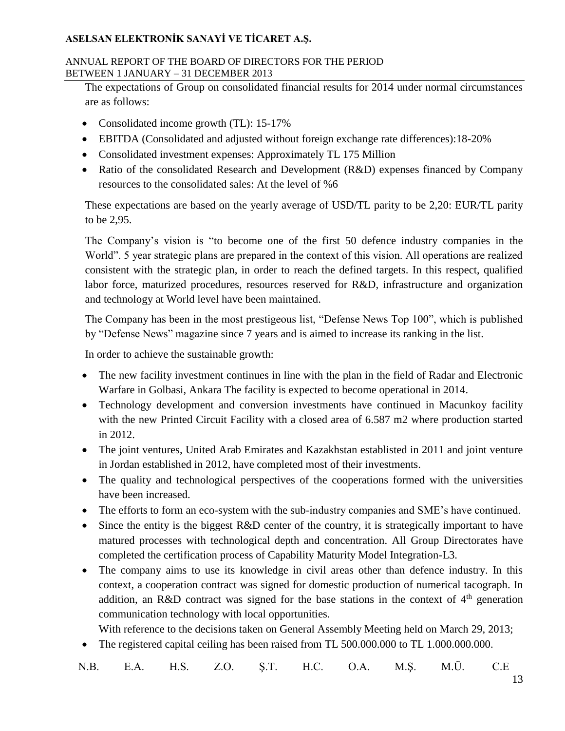The expectations of Group on consolidated financial results for 2014 under normal circumstances are as follows:

- Consolidated income growth (TL): 15-17%
- EBITDA (Consolidated and adjusted without foreign exchange rate differences):18-20%
- Consolidated investment expenses: Approximately TL 175 Million
- Ratio of the consolidated Research and Development (R&D) expenses financed by Company resources to the consolidated sales: At the level of %6

These expectations are based on the yearly average of USD/TL parity to be 2,20: EUR/TL parity to be 2,95.

The Company's vision is "to become one of the first 50 defence industry companies in the World". 5 year strategic plans are prepared in the context of this vision. All operations are realized consistent with the strategic plan, in order to reach the defined targets. In this respect, qualified labor force, maturized procedures, resources reserved for R&D, infrastructure and organization and technology at World level have been maintained.

The Company has been in the most prestigeous list, "Defense News Top 100", which is published by "Defense News" magazine since 7 years and is aimed to increase its ranking in the list.

In order to achieve the sustainable growth:

- The new facility investment continues in line with the plan in the field of Radar and Electronic Warfare in Golbasi, Ankara The facility is expected to become operational in 2014.
- Technology development and conversion investments have continued in Macunkoy facility with the new Printed Circuit Facility with a closed area of 6.587 m2 where production started in 2012.
- The joint ventures, United Arab Emirates and Kazakhstan establisted in 2011 and joint venture in Jordan established in 2012, have completed most of their investments.
- The quality and technological perspectives of the cooperations formed with the universities have been increased.
- The efforts to form an eco-system with the sub-industry companies and SME's have continued.
- Since the entity is the biggest R&D center of the country, it is strategically important to have matured processes with technological depth and concentration. All Group Directorates have completed the certification process of Capability Maturity Model Integration-L3.
- The company aims to use its knowledge in civil areas other than defence industry. In this context, a cooperation contract was signed for domestic production of numerical tacograph. In addition, an R&D contract was signed for the base stations in the context of 4th generation communication technology with local opportunities.

With reference to the decisions taken on General Assembly Meeting held on March 29, 2013;

- The registered capital ceiling has been raised from TL 500.000.000 to TL 1.000.000.000.

N.B. E.A. H.S. Z.O. Ş.T. H.C. O.A. M.Ş. M.Ü. C.E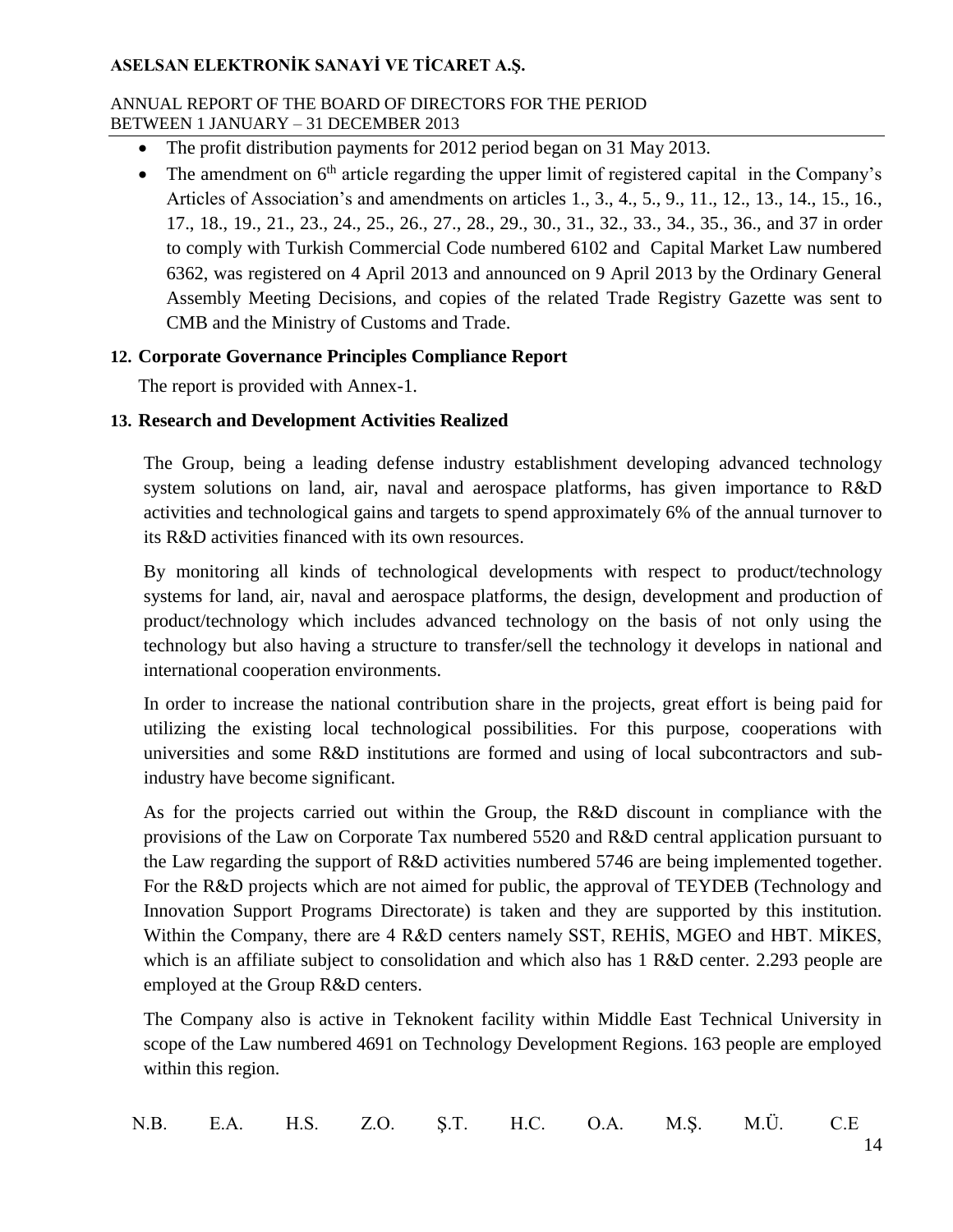- The profit distribution payments for 2012 period began on 31 May 2013.
- The amendment on 6th article regarding the upper limit of registered capital in the Company's Articles of Association's and amendments on articles 1., 3., 4., 5., 9., 11., 12., 13., 14., 15., 16., 17., 18., 19., 21., 23., 24., 25., 26., 27., 28., 29., 30., 31., 32., 33., 34., 35., 36., and 37 in order to comply with Turkish Commercial Code numbered 6102 and Capital Market Law numbered 6362, was registered on 4 April 2013 and announced on 9 April 2013 by the Ordinary General Assembly Meeting Decisions, and copies of the related Trade Registry Gazette was sent to CMB and the Ministry of Customs and Trade.

## 12. Corporate Governance Principles Compliance Report

The report is provided with Annex-1.

## 13. Research and Development Activities Realized

The Group, being a leading defense industry establishment developing advanced technology system solutions on land, air, naval and aerospace platforms, has given importance to R&D activities and technological gains and targets to spend approximately 6% of the annual turnover to its R&D activities financed with its own resources.

By monitoring all kinds of technological developments with respect to product/technology systems for land, air, naval and aerospace platforms, the design, development and production of product/technology which includes advanced technology on the basis of not only using the technology but also having a structure to transfer/sell the technology it develops in national and international cooperation environments.

In order to increase the national contribution share in the projects, great effort is being paid for utilizing the existing local technological possibilities. For this purpose, cooperations with universities and some R&D institutions are formed and using of local subcontractors and sub-industry have become significant.

As for the projects carried out within the Group, the R&D discount in compliance with the provisions of the Law on Corporate Tax numbered 5520 and R&D central application pursuant to the Law regarding the support of R&D activities numbered 5746 are being implemented together. For the R&D projects which are not aimed for public, the approval of TEYDEB (Technology and Innovation Support Programs Directorate) is taken and they are supported by this institution. Within the Company, there are 4 R&D centers namely SST, REHİS, MGEO and HBT. MİKES, which is an affiliate subject to consolidation and which also has 1 R&D center. 2.293 people are employed at the Group R&D centers.

The Company also is active in Teknokent facility within Middle East Technical University in scope of the Law numbered 4691 on Technology Development Regions. 163 people are employed within this region.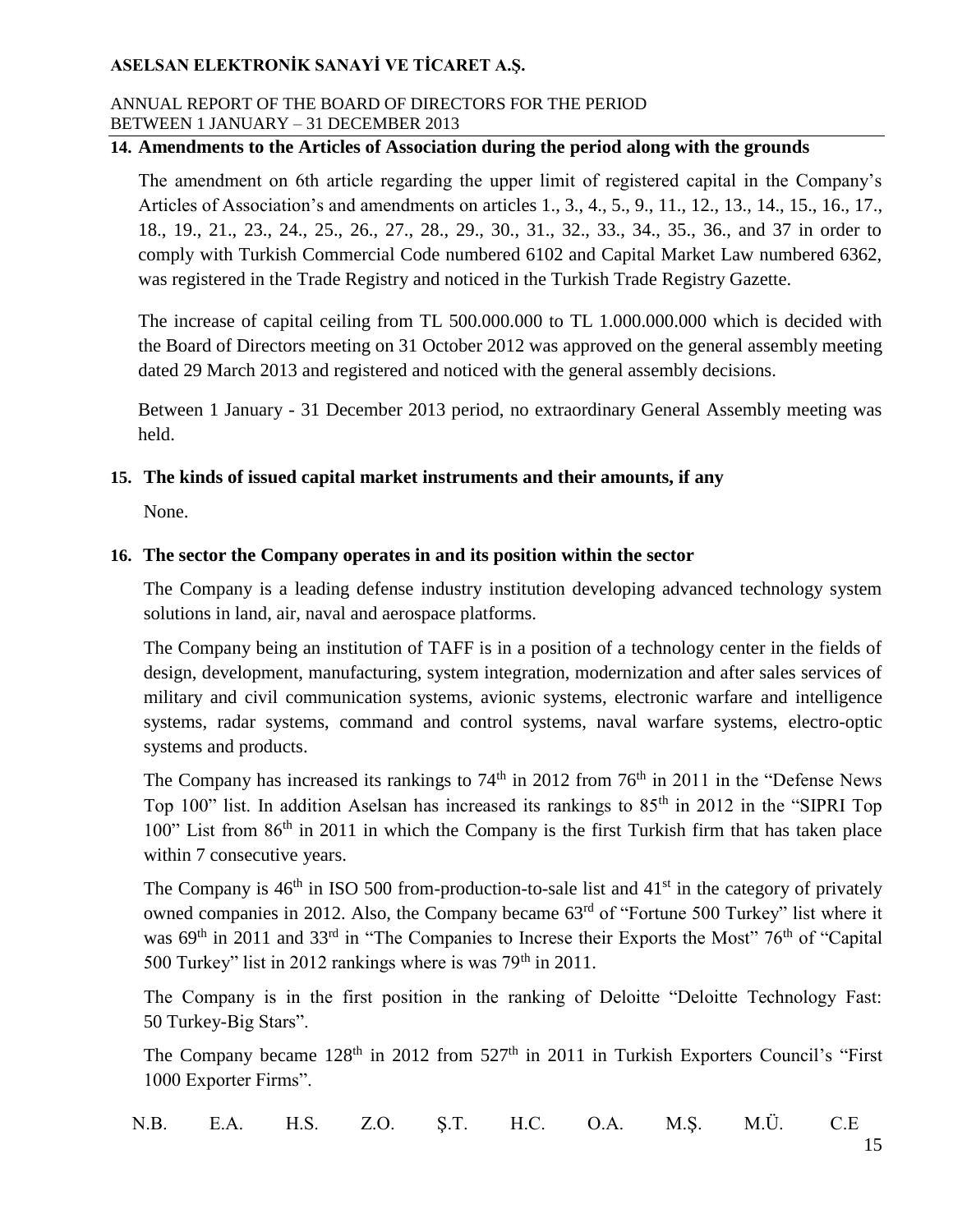## 14. Amendments to the Articles of Association during the period along with the grounds

The amendment on 6th article regarding the upper limit of registered capital in the Company's Articles of Association's and amendments on articles 1., 3., 4., 5., 9., 11., 12., 13., 14., 15., 16., 17., 18., 19., 21., 23., 24., 25., 26., 27., 28., 29., 30., 31., 32., 33., 34., 35., 36., and 37 in order to comply with Turkish Commercial Code numbered 6102 and Capital Market Law numbered 6362, was registered in the Trade Registry and noticed in the Turkish Trade Registry Gazette.

The increase of capital ceiling from TL 500.000.000 to TL 1.000.000.000 which is decided with the Board of Directors meeting on 31 October 2012 was approved on the general assembly meeting dated 29 March 2013 and registered and noticed with the general assembly decisions.

Between 1 January - 31 December 2013 period, no extraordinary General Assembly meeting was held.

## 15. The kinds of issued capital market instruments and their amounts, if any

None.

## 16. The sector the Company operates in and its position within the sector

The Company is a leading defense industry institution developing advanced technology system solutions in land, air, naval and aerospace platforms.

The Company being an institution of TAFF is in a position of a technology center in the fields of design, development, manufacturing, system integration, modernization and after sales services of military and civil communication systems, avionic systems, electronic warfare and intelligence systems, radar systems, command and control systems, naval warfare systems, electro-optic systems and products.

The Company has increased its rankings to 74th in 2012 from 76th in 2011 in the "Defense News Top 100" list. In addition Aselsan has increased its rankings to 85th in 2012 in the "SIPRI Top 100" List from 86th in 2011 in which the Company is the first Turkish firm that has taken place within 7 consecutive years.

The Company is 46th in ISO 500 from-production-to-sale list and 41st in the category of privately owned companies in 2012. Also, the Company became 63rd of "Fortune 500 Turkey" list where it was 69th in 2011 and 33rd in "The Companies to Increse their Exports the Most" 76th of "Capital 500 Turkey" list in 2012 rankings where is was 79th in 2011.

The Company is in the first position in the ranking of Deloitte "Deloitte Technology Fast: 50 Turkey-Big Stars".

The Company became 128th in 2012 from 527th in 2011 in Turkish Exporters Council's "First 1000 Exporter Firms".

N.B. E.A. H.S. Z.O. Ş.T. H.C. O.A. M.Ş. M.Ü. C.E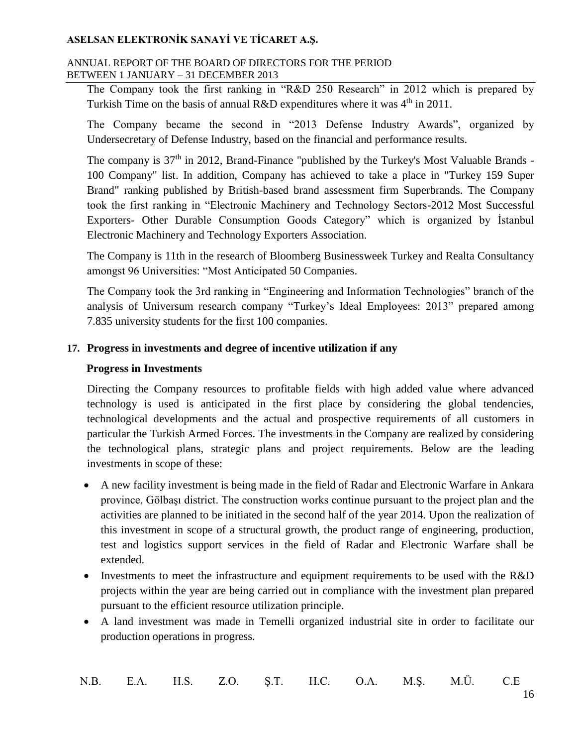The Company took the first ranking in "R&D 250 Research" in 2012 which is prepared by Turkish Time on the basis of annual R&D expenditures where it was 4th in 2011.

The Company became the second in "2013 Defense Industry Awards", organized by Undersecretary of Defense Industry, based on the financial and performance results.

The company is 37th in 2012, Brand-Finance "published by the Turkey's Most Valuable Brands - 100 Company" list. In addition, Company has achieved to take a place in "Turkey 159 Super Brand" ranking published by British-based brand assessment firm Superbrands. The Company took the first ranking in "Electronic Machinery and Technology Sectors-2012 Most Successful Exporters- Other Durable Consumption Goods Category" which is organized by İstanbul Electronic Machinery and Technology Exporters Association.

The Company is 11th in the research of Bloomberg Businessweek Turkey and Realta Consultancy amongst 96 Universities: "Most Anticipated 50 Companies.

The Company took the 3rd ranking in "Engineering and Information Technologies" branch of the analysis of Universum research company "Turkey's Ideal Employees: 2013" prepared among 7.835 university students for the first 100 companies.

## 17. Progress in investments and degree of incentive utilization if any

### Progress in Investments

Directing the Company resources to profitable fields with high added value where advanced technology is used is anticipated in the first place by considering the global tendencies, technological developments and the actual and prospective requirements of all customers in particular the Turkish Armed Forces. The investments in the Company are realized by considering the technological plans, strategic plans and project requirements. Below are the leading investments in scope of these:

- A new facility investment is being made in the field of Radar and Electronic Warfare in Ankara province, Gölbaşı district. The construction works continue pursuant to the project plan and the activities are planned to be initiated in the second half of the year 2014. Upon the realization of this investment in scope of a structural growth, the product range of engineering, production, test and logistics support services in the field of Radar and Electronic Warfare shall be extended.
- Investments to meet the infrastructure and equipment requirements to be used with the R&D projects within the year are being carried out in compliance with the investment plan prepared pursuant to the efficient resource utilization principle.
- A land investment was made in Temelli organized industrial site in order to facilitate our production operations in progress.

N.B. E.A. H.S. Z.O. Ş.T. H.C. O.A. M.Ş. M.Ü. C.E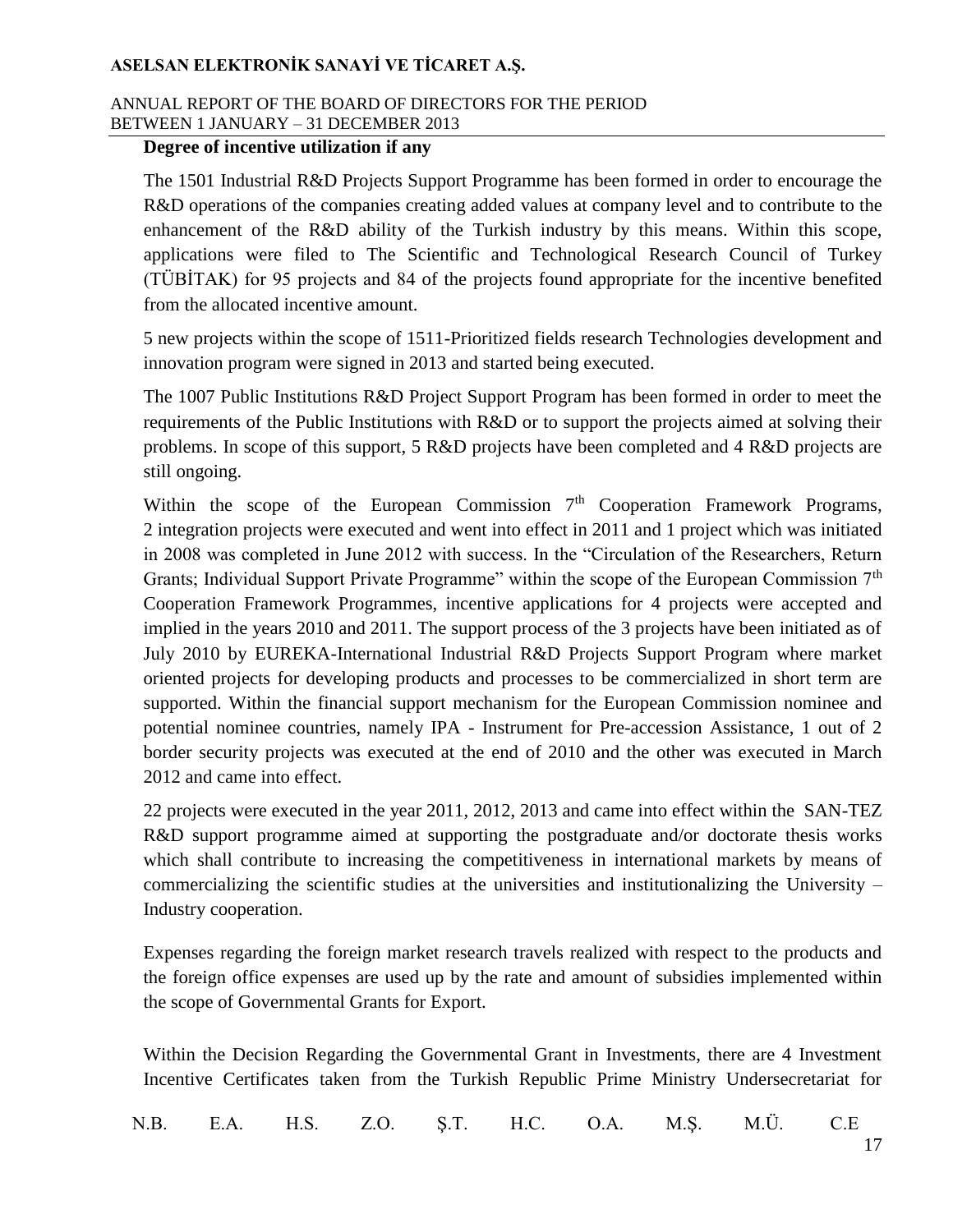**Degree of incentive utilization if any**

The 1501 Industrial R&D Projects Support Programme has been formed in order to encourage the R&D operations of the companies creating added values at company level and to contribute to the enhancement of the R&D ability of the Turkish industry by this means. Within this scope, applications were filed to The Scientific and Technological Research Council of Turkey (TÜBİTAK) for 95 projects and 84 of the projects found appropriate for the incentive benefited from the allocated incentive amount.

5 new projects within the scope of 1511-Prioritized fields research Technologies development and innovation program were signed in 2013 and started being executed.

The 1007 Public Institutions R&D Project Support Program has been formed in order to meet the requirements of the Public Institutions with R&D or to support the projects aimed at solving their problems. In scope of this support, 5 R&D projects have been completed and 4 R&D projects are still ongoing.

Within the scope of the European Commission 7th Cooperation Framework Programs, 2 integration projects were executed and went into effect in 2011 and 1 project which was initiated in 2008 was completed in June 2012 with success. In the "Circulation of the Researchers, Return Grants; Individual Support Private Programme" within the scope of the European Commission 7th Cooperation Framework Programmes, incentive applications for 4 projects were accepted and implied in the years 2010 and 2011. The support process of the 3 projects have been initiated as of July 2010 by EUREKA-International Industrial R&D Projects Support Program where market oriented projects for developing products and processes to be commercialized in short term are supported. Within the financial support mechanism for the European Commission nominee and potential nominee countries, namely IPA - Instrument for Pre-accession Assistance, 1 out of 2 border security projects was executed at the end of 2010 and the other was executed in March 2012 and came into effect.

22 projects were executed in the year 2011, 2012, 2013 and came into effect within the SAN-TEZ R&D support programme aimed at supporting the postgraduate and/or doctorate thesis works which shall contribute to increasing the competitiveness in international markets by means of commercializing the scientific studies at the universities and institutionalizing the University – Industry cooperation.

Expenses regarding the foreign market research travels realized with respect to the products and the foreign office expenses are used up by the rate and amount of subsidies implemented within the scope of Governmental Grants for Export.

Within the Decision Regarding the Governmental Grant in Investments, there are 4 Investment Incentive Certificates taken from the Turkish Republic Prime Ministry Undersecretariat for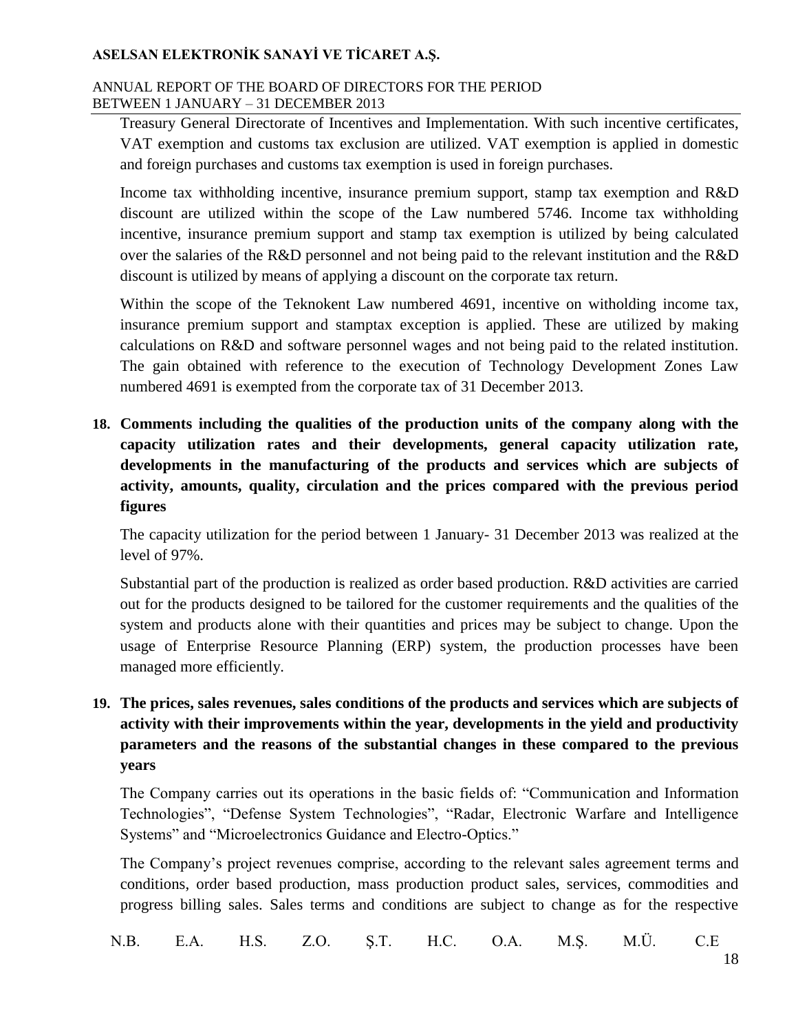Treasury General Directorate of Incentives and Implementation. With such incentive certificates, VAT exemption and customs tax exclusion are utilized. VAT exemption is applied in domestic and foreign purchases and customs tax exemption is used in foreign purchases.

Income tax withholding incentive, insurance premium support, stamp tax exemption and R&D discount are utilized within the scope of the Law numbered 5746. Income tax withholding incentive, insurance premium support and stamp tax exemption is utilized by being calculated over the salaries of the R&D personnel and not being paid to the relevant institution and the R&D discount is utilized by means of applying a discount on the corporate tax return.

Within the scope of the Teknokent Law numbered 4691, incentive on witholding income tax, insurance premium support and stamptax exception is applied. These are utilized by making calculations on R&D and software personnel wages and not being paid to the related institution. The gain obtained with reference to the execution of Technology Development Zones Law numbered 4691 is exempted from the corporate tax of 31 December 2013.

**18. Comments including the qualities of the production units of the company along with the capacity utilization rates and their developments, general capacity utilization rate, developments in the manufacturing of the products and services which are subjects of activity, amounts, quality, circulation and the prices compared with the previous period figures**

The capacity utilization for the period between 1 January- 31 December 2013 was realized at the level of 97%.

Substantial part of the production is realized as order based production. R&D activities are carried out for the products designed to be tailored for the customer requirements and the qualities of the system and products alone with their quantities and prices may be subject to change. Upon the usage of Enterprise Resource Planning (ERP) system, the production processes have been managed more efficiently.

**19. The prices, sales revenues, sales conditions of the products and services which are subjects of activity with their improvements within the year, developments in the yield and productivity parameters and the reasons of the substantial changes in these compared to the previous years**

The Company carries out its operations in the basic fields of: "Communication and Information Technologies", "Defense System Technologies", "Radar, Electronic Warfare and Intelligence Systems" and "Microelectronics Guidance and Electro-Optics."

The Company's project revenues comprise, according to the relevant sales agreement terms and conditions, order based production, mass production product sales, services, commodities and progress billing sales. Sales terms and conditions are subject to change as for the respective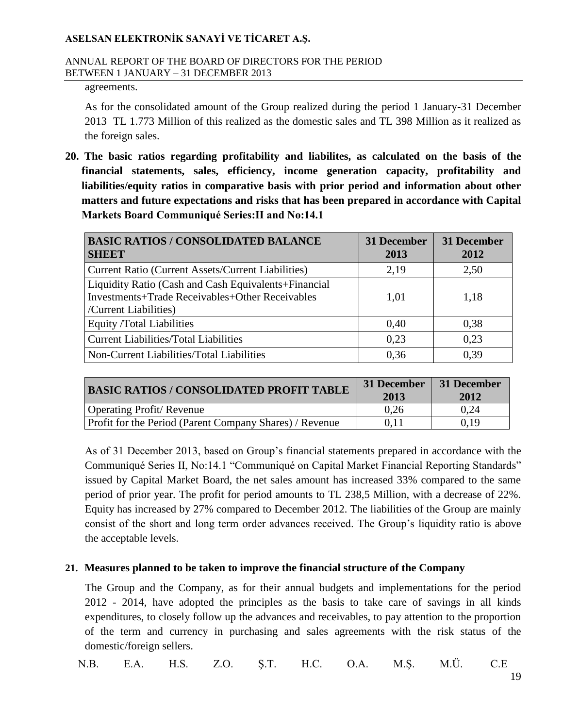agreements.

As for the consolidated amount of the Group realized during the period 1 January-31 December 2013 TL 1.773 Million of this realized as the domestic sales and TL 398 Million as it realized as the foreign sales.

**20. The basic ratios regarding profitability and liabilites, as calculated on the basis of the financial statements, sales, efficiency, income generation capacity, profitability and liabilities/equity ratios in comparative basis with prior period and information about other matters and future expectations and risks that has been prepared in accordance with Capital Markets Board Communiqué Series:II and No:14.1**

| BASIC RATIOS / CONSOLIDATED BALANCE SHEET | 31 December 2013 | 31 December 2012 |
|---|---|---|
| Current Ratio (Current Assets/Current Liabilities) | 2,19 | 2,50 |
| Liquidity Ratio (Cash and Cash Equivalents+Financial Investments+Trade Receivables+Other Receivables /Current Liabilities) | 1,01 | 1,18 |
| Equity /Total Liabilities | 0,40 | 0,38 |
| Current Liabilities/Total Liabilities | 0,23 | 0,23 |
| Non-Current Liabilities/Total Liabilities | 0,36 | 0,39 |

| BASIC RATIOS / CONSOLIDATED PROFIT TABLE | 31 December 2013 | 31 December 2012 |
|---|---|---|
| Operating Profit/ Revenue | 0,26 | 0,24 |
| Profit for the Period (Parent Company Shares) / Revenue | 0,11 | 0,19 |

As of 31 December 2013, based on Group's financial statements prepared in accordance with the Communiqué Series II, No:14.1 "Communiqué on Capital Market Financial Reporting Standards" issued by Capital Market Board, the net sales amount has increased 33% compared to the same period of prior year. The profit for period amounts to TL 238,5 Million, with a decrease of 22%. Equity has increased by 27% compared to December 2012. The liabilities of the Group are mainly consist of the short and long term order advances received. The Group's liquidity ratio is above the acceptable levels.

**21. Measures planned to be taken to improve the financial structure of the Company**

The Group and the Company, as for their annual budgets and implementations for the period 2012 - 2014, have adopted the principles as the basis to take care of savings in all kinds expenditures, to closely follow up the advances and receivables, to pay attention to the proportion of the term and currency in purchasing and sales agreements with the risk status of the domestic/foreign sellers.

N.B. E.A. H.S. Z.O. Ş.T. H.C. O.A. M.Ş. M.Ü. C.E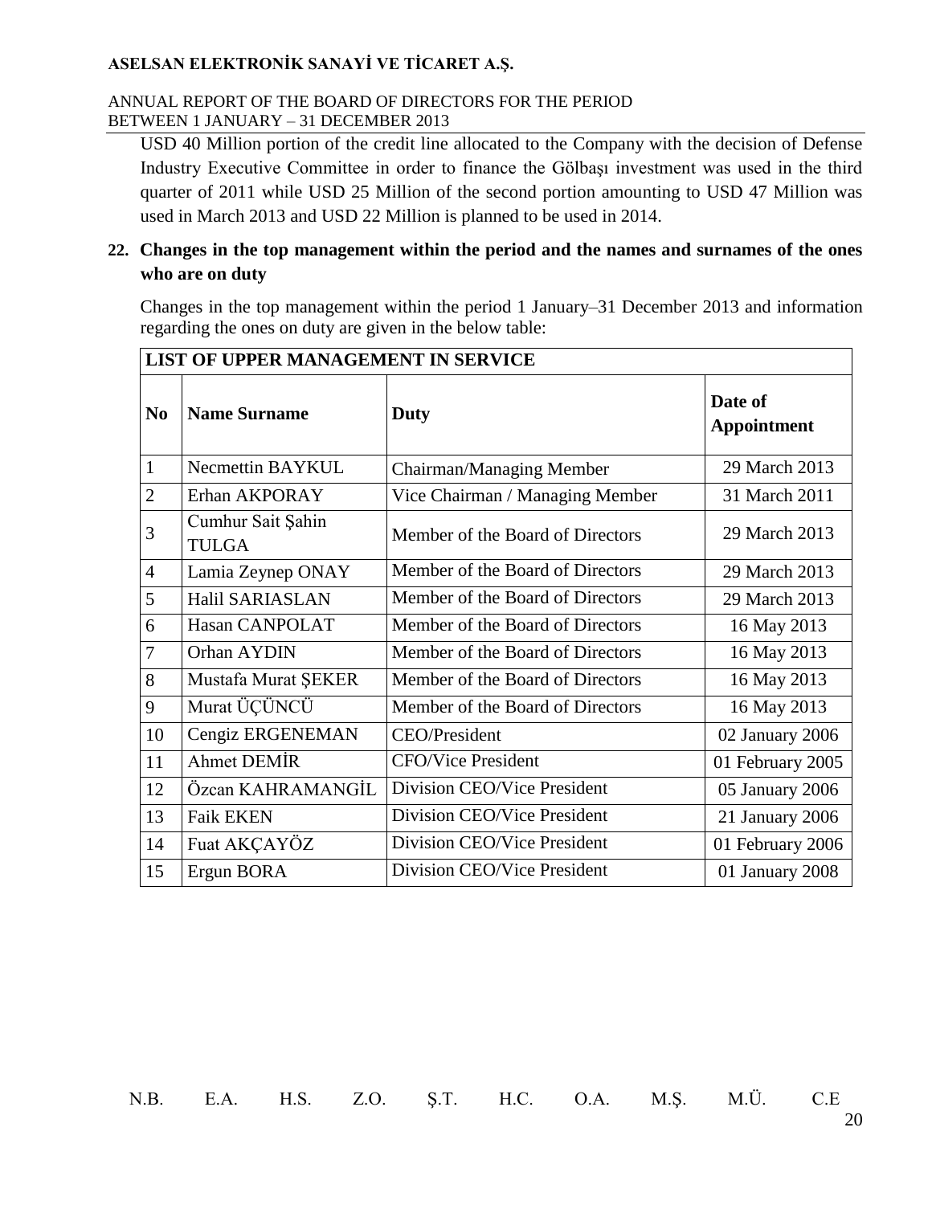USD 40 Million portion of the credit line allocated to the Company with the decision of Defense Industry Executive Committee in order to finance the Gölbaşı investment was used in the third quarter of 2011 while USD 25 Million of the second portion amounting to USD 47 Million was used in March 2013 and USD 22 Million is planned to be used in 2014.

## 22. Changes in the top management within the period and the names and surnames of the ones who are on duty

Changes in the top management within the period 1 January–31 December 2013 and information regarding the ones on duty are given in the below table:

| LIST OF UPPER MANAGEMENT IN SERVICE | | | |
|---|---|---|---|
| **No** | **Name Surname** | **Duty** | **Date of Appointment** |
| 1 | Necmettin BAYKUL | Chairman/Managing Member | 29 March 2013 |
| 2 | Erhan AKPORAY | Vice Chairman / Managing Member | 31 March 2011 |
| 3 | Cumhur Sait Şahin TULGA | Member of the Board of Directors | 29 March 2013 |
| 4 | Lamia Zeynep ONAY | Member of the Board of Directors | 29 March 2013 |
| 5 | Halil SARIASLAN | Member of the Board of Directors | 29 March 2013 |
| 6 | Hasan CANPOLAT | Member of the Board of Directors | 16 May 2013 |
| 7 | Orhan AYDIN | Member of the Board of Directors | 16 May 2013 |
| 8 | Mustafa Murat ŞEKER | Member of the Board of Directors | 16 May 2013 |
| 9 | Murat ÜÇÜNCÜ | Member of the Board of Directors | 16 May 2013 |
| 10 | Cengiz ERGENEMAN | CEO/President | 02 January 2006 |
| 11 | Ahmet DEMİR | CFO/Vice President | 01 February 2005 |
| 12 | Özcan KAHRAMANGİL | Division CEO/Vice President | 05 January 2006 |
| 13 | Faik EKEN | Division CEO/Vice President | 21 January 2006 |
| 14 | Fuat AKÇAYÖZ | Division CEO/Vice President | 01 February 2006 |
| 15 | Ergun BORA | Division CEO/Vice President | 01 January 2008 |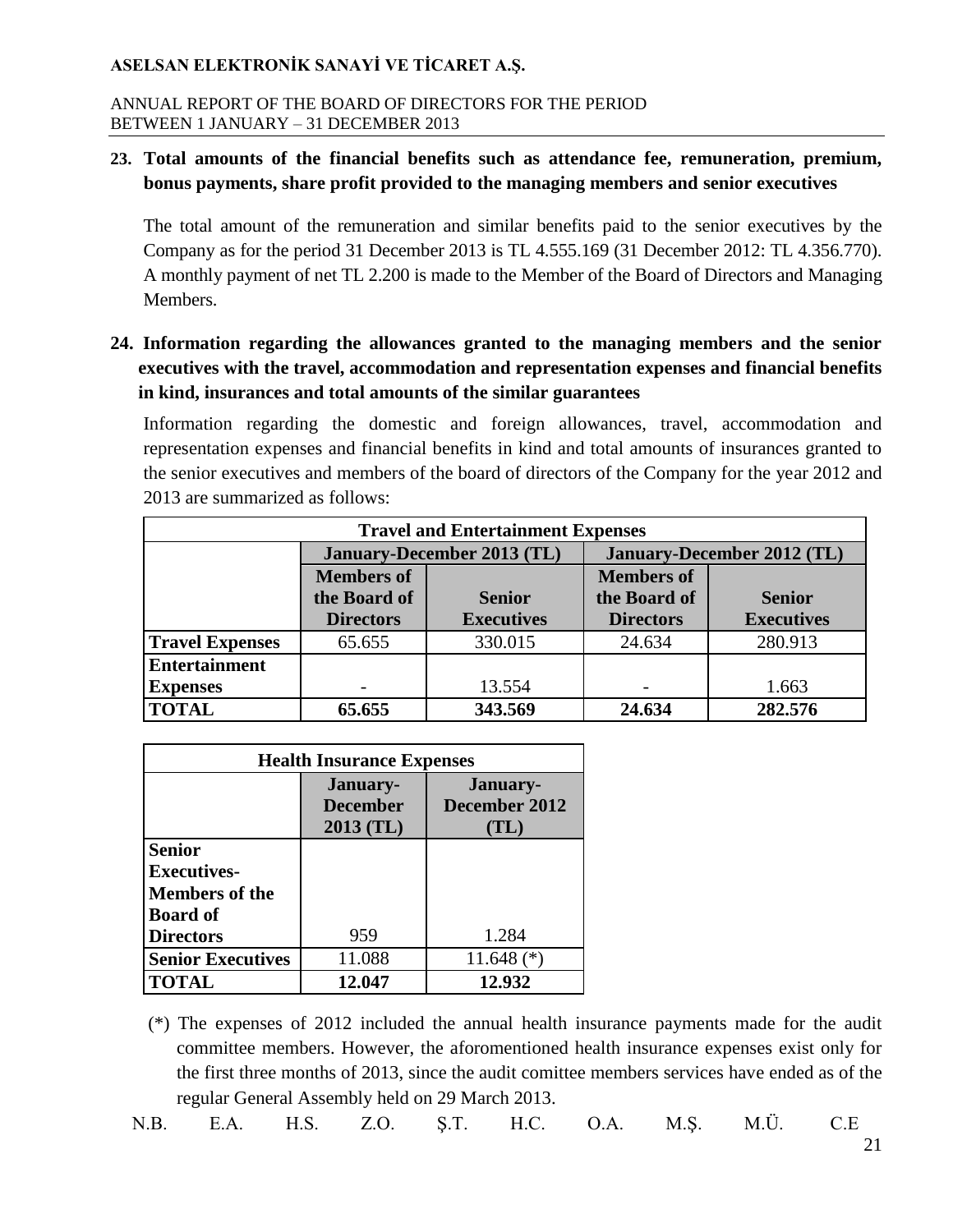**23. Total amounts of the financial benefits such as attendance fee, remuneration, premium, bonus payments, share profit provided to the managing members and senior executives**

The total amount of the remuneration and similar benefits paid to the senior executives by the Company as for the period 31 December 2013 is TL 4.555.169 (31 December 2012: TL 4.356.770). A monthly payment of net TL 2.200 is made to the Member of the Board of Directors and Managing Members.

**24. Information regarding the allowances granted to the managing members and the senior executives with the travel, accommodation and representation expenses and financial benefits in kind, insurances and total amounts of the similar guarantees**

Information regarding the domestic and foreign allowances, travel, accommodation and representation expenses and financial benefits in kind and total amounts of insurances granted to the senior executives and members of the board of directors of the Company for the year 2012 and 2013 are summarized as follows:

| Travel and Entertainment Expenses | | | | |
|---|---|---|---|---|
| | January-December 2013 (TL) | | January-December 2012 (TL) | |
| | Members of the Board of Directors | Senior Executives | Members of the Board of Directors | Senior Executives |
| **Travel Expenses** | 65.655 | 330.015 | 24.634 | 280.913 |
| **Entertainment Expenses** | - | 13.554 | - | 1.663 |
| **TOTAL** | **65.655** | **343.569** | **24.634** | **282.576** |

| Health Insurance Expenses | | |
|---|---|---|
| | January-December 2013 (TL) | January-December 2012 (TL) |
| **Senior Executives-Members of the Board of Directors** | 959 | 1.284 |
| **Senior Executives** | 11.088 | 11.648 (*) |
| **TOTAL** | **12.047** | **12.932** |

(*) The expenses of 2012 included the annual health insurance payments made for the audit committee members. However, the aforementioned health insurance expenses exist only for the first three months of 2013, since the audit comittee members services have ended as of the regular General Assembly held on 29 March 2013.

N.B. E.A. H.S. Z.O. Ş.T. H.C. O.A. M.Ş. M.Ü. C.E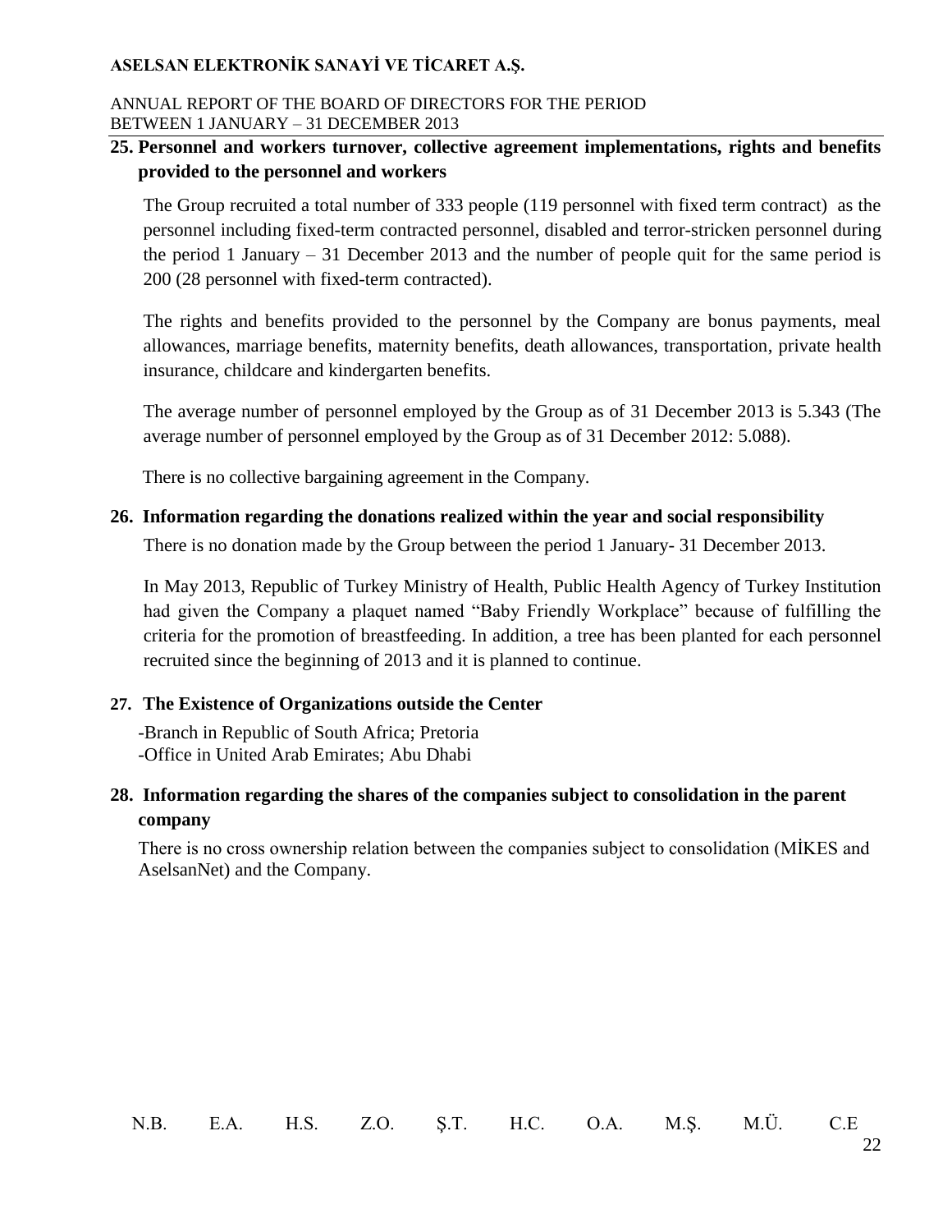## 25. Personnel and workers turnover, collective agreement implementations, rights and benefits provided to the personnel and workers

The Group recruited a total number of 333 people (119 personnel with fixed term contract) as the personnel including fixed-term contracted personnel, disabled and terror-stricken personnel during the period 1 January – 31 December 2013 and the number of people quit for the same period is 200 (28 personnel with fixed-term contracted).

The rights and benefits provided to the personnel by the Company are bonus payments, meal allowances, marriage benefits, maternity benefits, death allowances, transportation, private health insurance, childcare and kindergarten benefits.

The average number of personnel employed by the Group as of 31 December 2013 is 5.343 (The average number of personnel employed by the Group as of 31 December 2012: 5.088).

There is no collective bargaining agreement in the Company.

## 26. Information regarding the donations realized within the year and social responsibility

There is no donation made by the Group between the period 1 January- 31 December 2013.

In May 2013, Republic of Turkey Ministry of Health, Public Health Agency of Turkey Institution had given the Company a plaquet named "Baby Friendly Workplace" because of fulfilling the criteria for the promotion of breastfeeding. In addition, a tree has been planted for each personnel recruited since the beginning of 2013 and it is planned to continue.

## 27. The Existence of Organizations outside the Center

-Branch in Republic of South Africa; Pretoria
-Office in United Arab Emirates; Abu Dhabi

## 28. Information regarding the shares of the companies subject to consolidation in the parent company

There is no cross ownership relation between the companies subject to consolidation (MİKES and AselsanNet) and the Company.

N.B. E.A. H.S. Z.O. Ş.T. H.C. O.A. M.Ş. M.Ü. C.E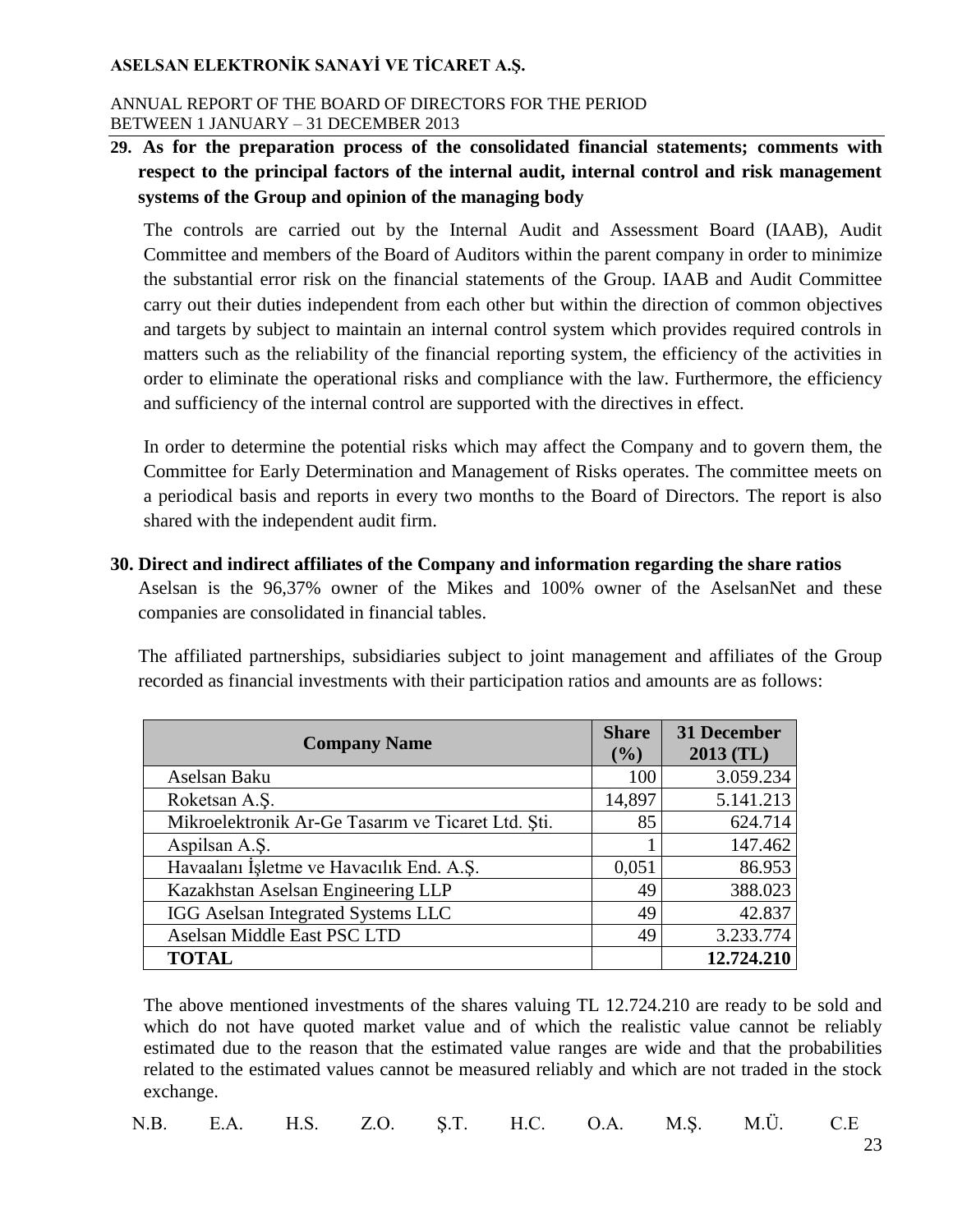## 29. As for the preparation process of the consolidated financial statements; comments with respect to the principal factors of the internal audit, internal control and risk management systems of the Group and opinion of the managing body

The controls are carried out by the Internal Audit and Assessment Board (IAAB), Audit Committee and members of the Board of Auditors within the parent company in order to minimize the substantial error risk on the financial statements of the Group. IAAB and Audit Committee carry out their duties independent from each other but within the direction of common objectives and targets by subject to maintain an internal control system which provides required controls in matters such as the reliability of the financial reporting system, the efficiency of the activities in order to eliminate the operational risks and compliance with the law. Furthermore, the efficiency and sufficiency of the internal control are supported with the directives in effect.

In order to determine the potential risks which may affect the Company and to govern them, the Committee for Early Determination and Management of Risks operates. The committee meets on a periodical basis and reports in every two months to the Board of Directors. The report is also shared with the independent audit firm.

## 30. Direct and indirect affiliates of the Company and information regarding the share ratios

Aselsan is the 96,37% owner of the Mikes and 100% owner of the AselsanNet and these companies are consolidated in financial tables.

The affiliated partnerships, subsidiaries subject to joint management and affiliates of the Group recorded as financial investments with their participation ratios and amounts are as follows:

| Company Name | Share (%) | 31 December 2013 (TL) |
|---|---|---|
| Aselsan Baku | 100 | 3.059.234 |
| Roketsan A.Ş. | 14,897 | 5.141.213 |
| Mikroelektronik Ar-Ge Tasarım ve Ticaret Ltd. Şti. | 85 | 624.714 |
| Aspilsan A.Ş. | 1 | 147.462 |
| Havaalanı İşletme ve Havacılık End. A.Ş. | 0,051 | 86.953 |
| Kazakhstan Aselsan Engineering LLP | 49 | 388.023 |
| IGG Aselsan Integrated Systems LLC | 49 | 42.837 |
| Aselsan Middle East PSC LTD | 49 | 3.233.774 |
| **TOTAL** | | **12.724.210** |

The above mentioned investments of the shares valuing TL 12.724.210 are ready to be sold and which do not have quoted market value and of which the realistic value cannot be reliably estimated due to the reason that the estimated value ranges are wide and that the probabilities related to the estimated values cannot be measured reliably and which are not traded in the stock exchange.

N.B. E.A. H.S. Z.O. Ş.T. H.C. O.A. M.Ş. M.Ü. C.E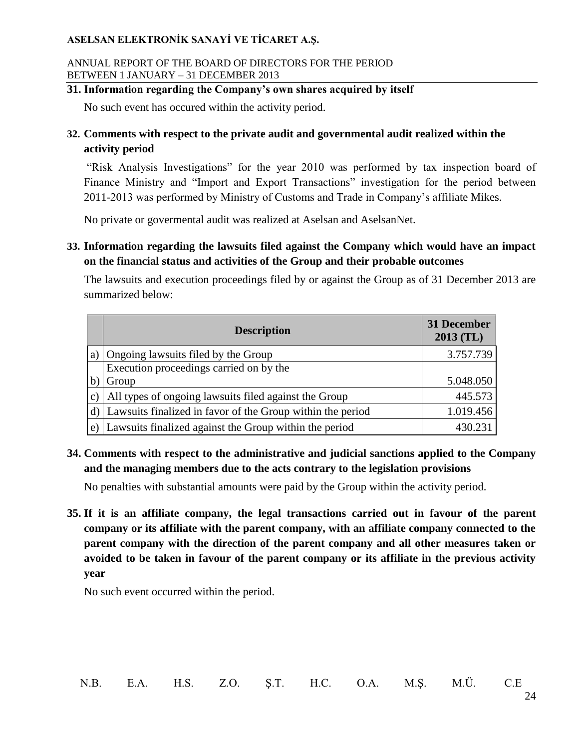## 31. Information regarding the Company's own shares acquired by itself

No such event has occured within the activity period.

## 32. Comments with respect to the private audit and governmental audit realized within the activity period

"Risk Analysis Investigations" for the year 2010 was performed by tax inspection board of Finance Ministry and "Import and Export Transactions" investigation for the period between 2011-2013 was performed by Ministry of Customs and Trade in Company's affiliate Mikes.

No private or govermental audit was realized at Aselsan and AselsanNet.

## 33. Information regarding the lawsuits filed against the Company which would have an impact on the financial status and activities of the Group and their probable outcomes

The lawsuits and execution proceedings filed by or against the Group as of 31 December 2013 are summarized below:

| | Description | 31 December 2013 (TL) |
|---|---|---|
| a) | Ongoing lawsuits filed by the Group | 3.757.739 |
| b) | Execution proceedings carried on by the Group | 5.048.050 |
| c) | All types of ongoing lawsuits filed against the Group | 445.573 |
| d) | Lawsuits finalized in favor of the Group within the period | 1.019.456 |
| e) | Lawsuits finalized against the Group within the period | 430.231 |

## 34. Comments with respect to the administrative and judicial sanctions applied to the Company and the managing members due to the acts contrary to the legislation provisions

No penalties with substantial amounts were paid by the Group within the activity period.

## 35. If it is an affiliate company, the legal transactions carried out in favour of the parent company or its affiliate with the parent company, with an affiliate company connected to the parent company with the direction of the parent company and all other measures taken or avoided to be taken in favour of the parent company or its affiliate in the previous activity year

No such event occurred within the period.

N.B. E.A. H.S. Z.O. Ş.T. H.C. O.A. M.Ş. M.Ü. C.E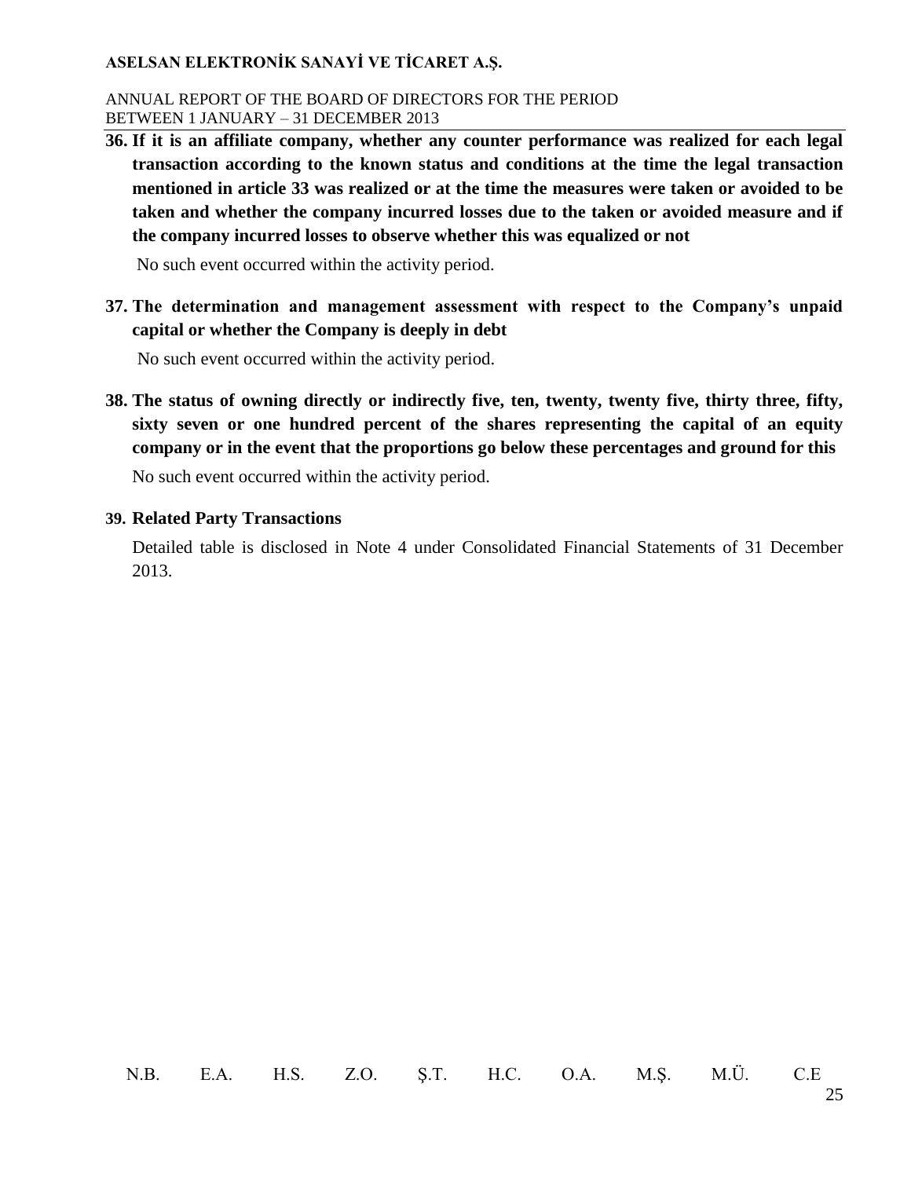**36. If it is an affiliate company, whether any counter performance was realized for each legal transaction according to the known status and conditions at the time the legal transaction mentioned in article 33 was realized or at the time the measures were taken or avoided to be taken and whether the company incurred losses due to the taken or avoided measure and if the company incurred losses to observe whether this was equalized or not**

No such event occurred within the activity period.

**37. The determination and management assessment with respect to the Company's unpaid capital or whether the Company is deeply in debt**

No such event occurred within the activity period.

**38. The status of owning directly or indirectly five, ten, twenty, twenty five, thirty three, fifty, sixty seven or one hundred percent of the shares representing the capital of an equity company or in the event that the proportions go below these percentages and ground for this**

No such event occurred within the activity period.

**39. Related Party Transactions**

Detailed table is disclosed in Note 4 under Consolidated Financial Statements of 31 December 2013.

N.B. E.A. H.S. Z.O. Ş.T. H.C. O.A. M.Ş. M.Ü. C.E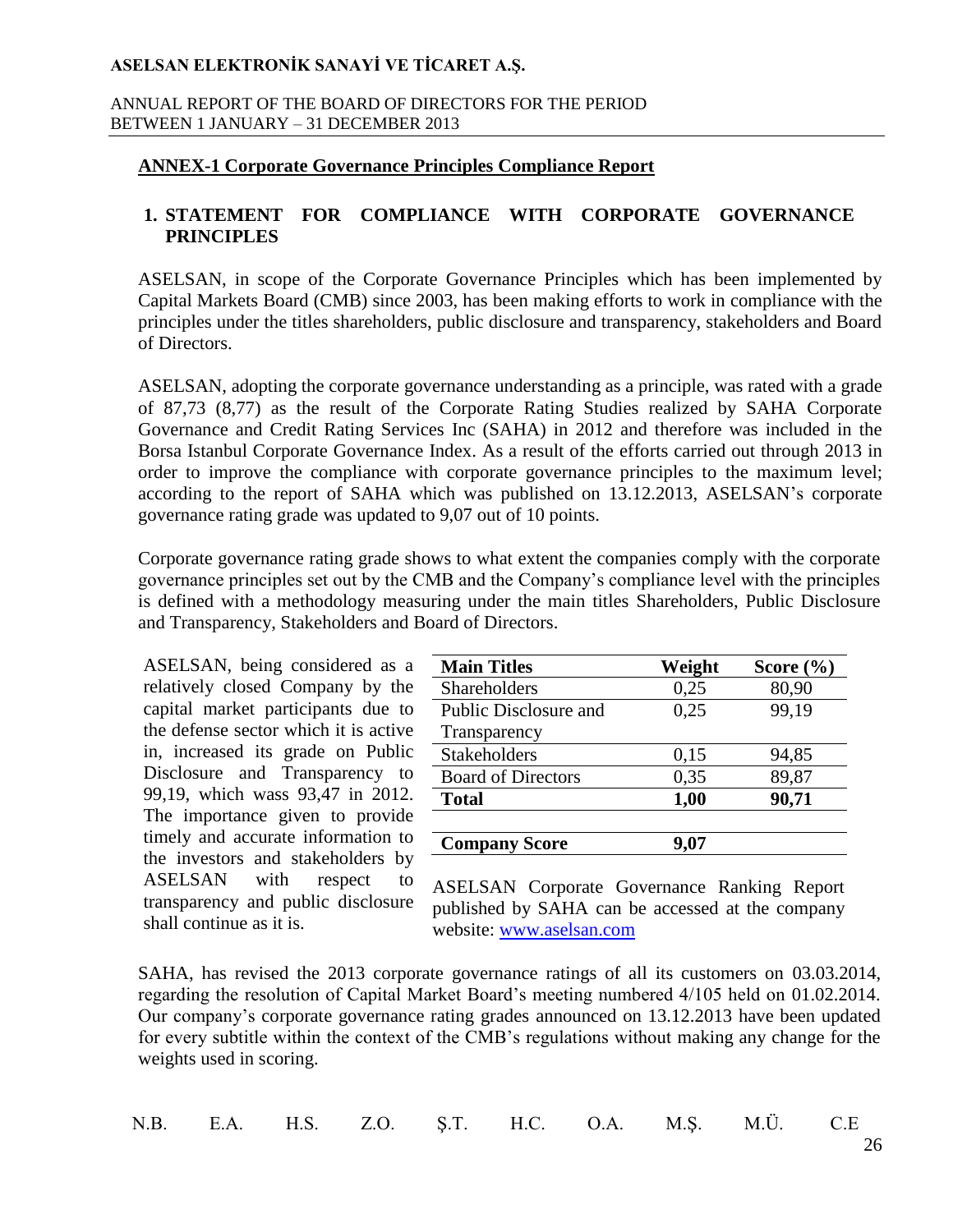## ANNEX-1 Corporate Governance Principles Compliance Report

### 1. STATEMENT FOR COMPLIANCE WITH CORPORATE GOVERNANCE PRINCIPLES

ASELSAN, in scope of the Corporate Governance Principles which has been implemented by Capital Markets Board (CMB) since 2003, has been making efforts to work in compliance with the principles under the titles shareholders, public disclosure and transparency, stakeholders and Board of Directors.

ASELSAN, adopting the corporate governance understanding as a principle, was rated with a grade of 87,73 (8,77) as the result of the Corporate Rating Studies realized by SAHA Corporate Governance and Credit Rating Services Inc (SAHA) in 2012 and therefore was included in the Borsa Istanbul Corporate Governance Index. As a result of the efforts carried out through 2013 in order to improve the compliance with corporate governance principles to the maximum level; according to the report of SAHA which was published on 13.12.2013, ASELSAN's corporate governance rating grade was updated to 9,07 out of 10 points.

Corporate governance rating grade shows to what extent the companies comply with the corporate governance principles set out by the CMB and the Company's compliance level with the principles is defined with a methodology measuring under the main titles Shareholders, Public Disclosure and Transparency, Stakeholders and Board of Directors.

ASELSAN, being considered as a relatively closed Company by the capital market participants due to the defense sector which it is active in, increased its grade on Public Disclosure and Transparency to 99,19, which wass 93,47 in 2012. The importance given to provide timely and accurate information to the investors and stakeholders by ASELSAN with respect to transparency and public disclosure shall continue as it is.

| Main Titles | Weight | Score (%) |
|---|---|---|
| Shareholders | 0,25 | 80,90 |
| Public Disclosure and Transparency | 0,25 | 99,19 |
| Stakeholders | 0,15 | 94,85 |
| Board of Directors | 0,35 | 89,87 |
| **Total** | **1,00** | **90,71** |
| | | |
| **Company Score** | **9,07** | |

ASELSAN Corporate Governance Ranking Report published by SAHA can be accessed at the company website: www.aselsan.com

SAHA, has revised the 2013 corporate governance ratings of all its customers on 03.03.2014, regarding the resolution of Capital Market Board's meeting numbered 4/105 held on 01.02.2014. Our company's corporate governance rating grades announced on 13.12.2013 have been updated for every subtitle within the context of the CMB's regulations without making any change for the weights used in scoring.

N.B. E.A. H.S. Z.O. Ş.T. H.C. O.A. M.Ş. M.Ü. C.E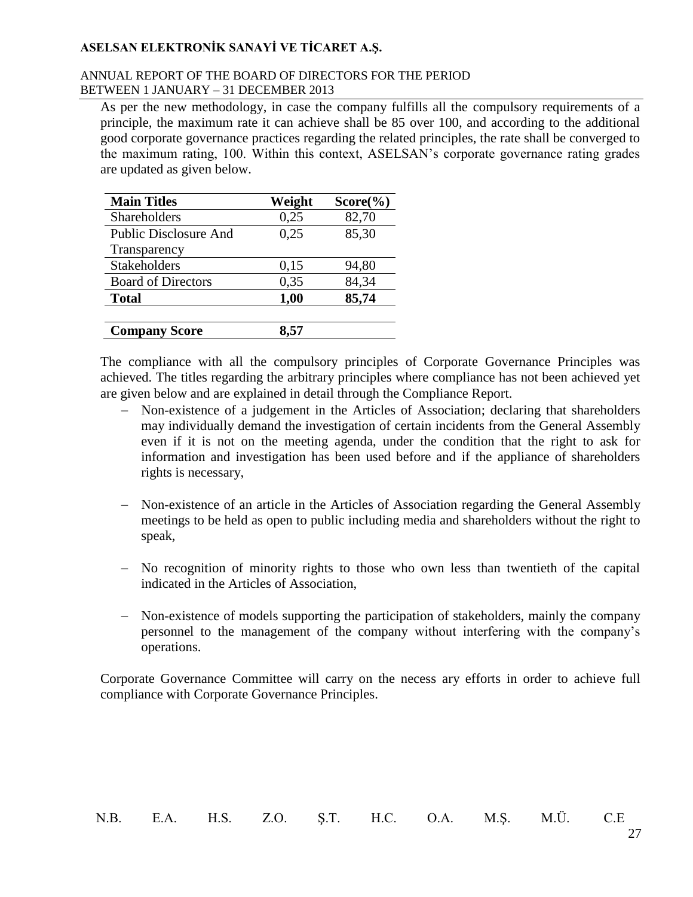As per the new methodology, in case the company fulfills all the compulsory requirements of a principle, the maximum rate it can achieve shall be 85 over 100, and according to the additional good corporate governance practices regarding the related principles, the rate shall be converged to the maximum rating, 100. Within this context, ASELSAN's corporate governance rating grades are updated as given below.

| Main Titles | Weight | Score(%) |
|---|---|---|
| Shareholders | 0,25 | 82,70 |
| Public Disclosure And Transparency | 0,25 | 85,30 |
| Stakeholders | 0,15 | 94,80 |
| Board of Directors | 0,35 | 84,34 |
| **Total** | **1,00** | **85,74** |
| | | |
| **Company Score** | **8,57** | |

The compliance with all the compulsory principles of Corporate Governance Principles was achieved. The titles regarding the arbitrary principles where compliance has not been achieved yet are given below and are explained in detail through the Compliance Report.

- Non-existence of a judgement in the Articles of Association; declaring that shareholders may individually demand the investigation of certain incidents from the General Assembly even if it is not on the meeting agenda, under the condition that the right to ask for information and investigation has been used before and if the appliance of shareholders rights is necessary,

- Non-existence of an article in the Articles of Association regarding the General Assembly meetings to be held as open to public including media and shareholders without the right to speak,

- No recognition of minority rights to those who own less than twentieth of the capital indicated in the Articles of Association,

- Non-existence of models supporting the participation of stakeholders, mainly the company personnel to the management of the company without interfering with the company's operations.

Corporate Governance Committee will carry on the necess ary efforts in order to achieve full compliance with Corporate Governance Principles.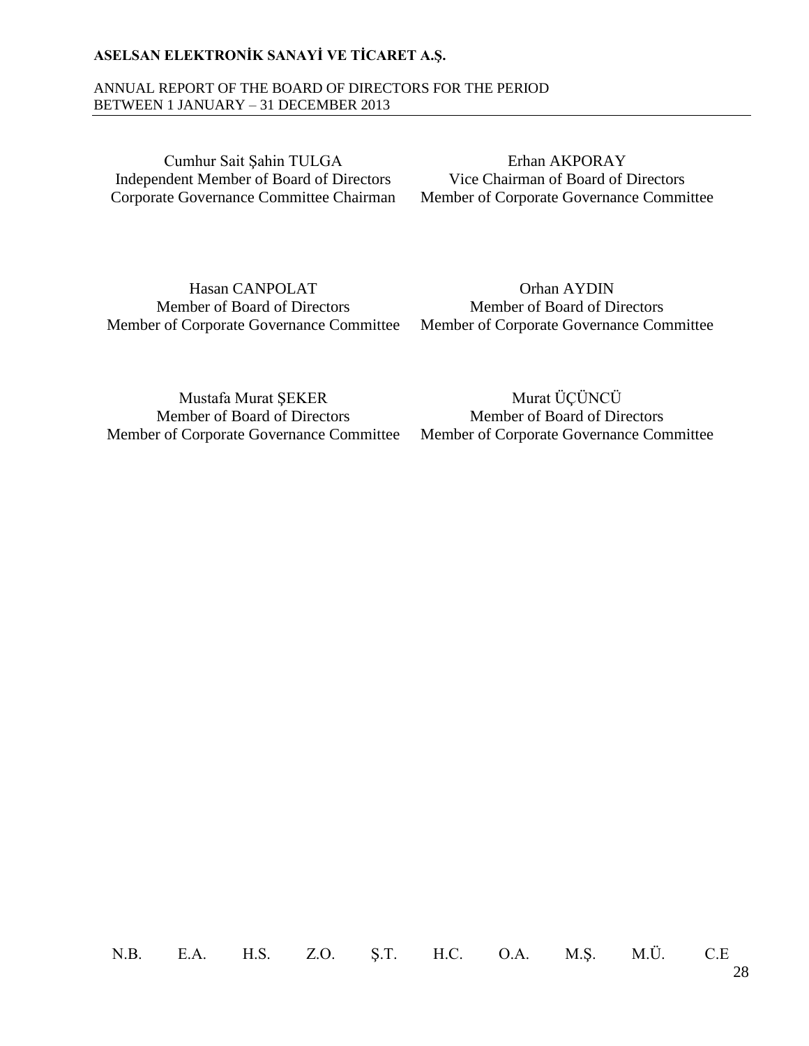Cumhur Sait Şahin TULGA
Independent Member of Board of Directors
Corporate Governance Committee Chairman

Erhan AKPORAY
Vice Chairman of Board of Directors
Member of Corporate Governance Committee

Hasan CANPOLAT
Member of Board of Directors
Member of Corporate Governance Committee

Orhan AYDIN
Member of Board of Directors
Member of Corporate Governance Committee

Mustafa Murat ŞEKER
Member of Board of Directors
Member of Corporate Governance Committee

Murat ÜÇÜNCÜ
Member of Board of Directors
Member of Corporate Governance Committee

N.B. E.A. H.S. Z.O. Ş.T. H.C. O.A. M.Ş. M.Ü. C.E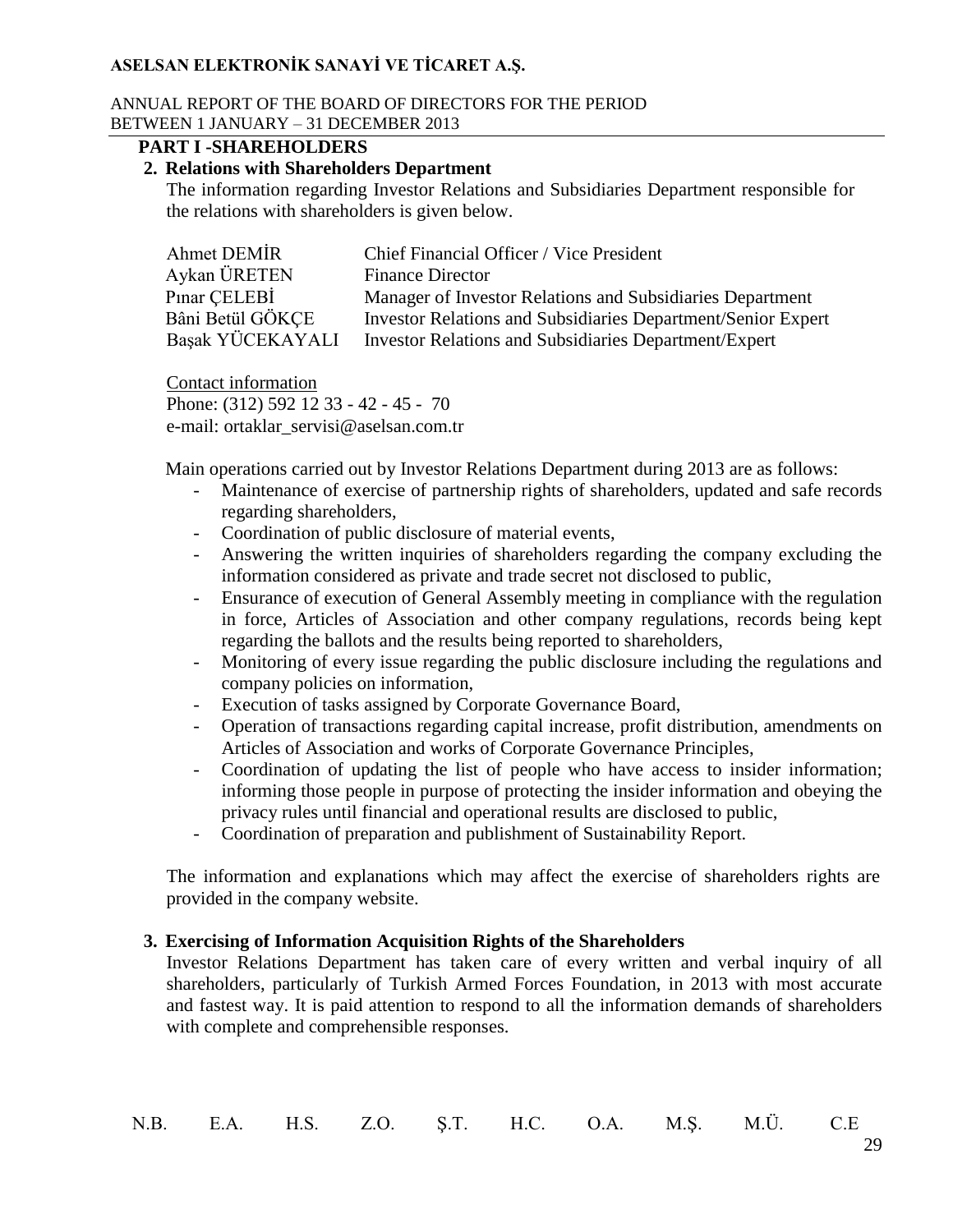## PART I -SHAREHOLDERS

### 2. Relations with Shareholders Department

The information regarding Investor Relations and Subsidiaries Department responsible for the relations with shareholders is given below.

| | |
|---|---|
| Ahmet DEMİR | Chief Financial Officer / Vice President |
| Aykan ÜRETEN | Finance Director |
| Pınar ÇELEBİ | Manager of Investor Relations and Subsidiaries Department |
| Bâni Betül GÖKÇE | Investor Relations and Subsidiaries Department/Senior Expert |
| Başak YÜCEKAYALI | Investor Relations and Subsidiaries Department/Expert |

Contact information
Phone: (312) 592 12 33 - 42 - 45 - 70
e-mail: ortaklar_servisi@aselsan.com.tr

Main operations carried out by Investor Relations Department during 2013 are as follows:

- Maintenance of exercise of partnership rights of shareholders, updated and safe records regarding shareholders,
- Coordination of public disclosure of material events,
- Answering the written inquiries of shareholders regarding the company excluding the information considered as private and trade secret not disclosed to public,
- Ensurance of execution of General Assembly meeting in compliance with the regulation in force, Articles of Association and other company regulations, records being kept regarding the ballots and the results being reported to shareholders,
- Monitoring of every issue regarding the public disclosure including the regulations and company policies on information,
- Execution of tasks assigned by Corporate Governance Board,
- Operation of transactions regarding capital increase, profit distribution, amendments on Articles of Association and works of Corporate Governance Principles,
- Coordination of updating the list of people who have access to insider information; informing those people in purpose of protecting the insider information and obeying the privacy rules until financial and operational results are disclosed to public,
- Coordination of preparation and publishment of Sustainability Report.

The information and explanations which may affect the exercise of shareholders rights are provided in the company website.

### 3. Exercising of Information Acquisition Rights of the Shareholders

Investor Relations Department has taken care of every written and verbal inquiry of all shareholders, particularly of Turkish Armed Forces Foundation, in 2013 with most accurate and fastest way. It is paid attention to respond to all the information demands of shareholders with complete and comprehensible responses.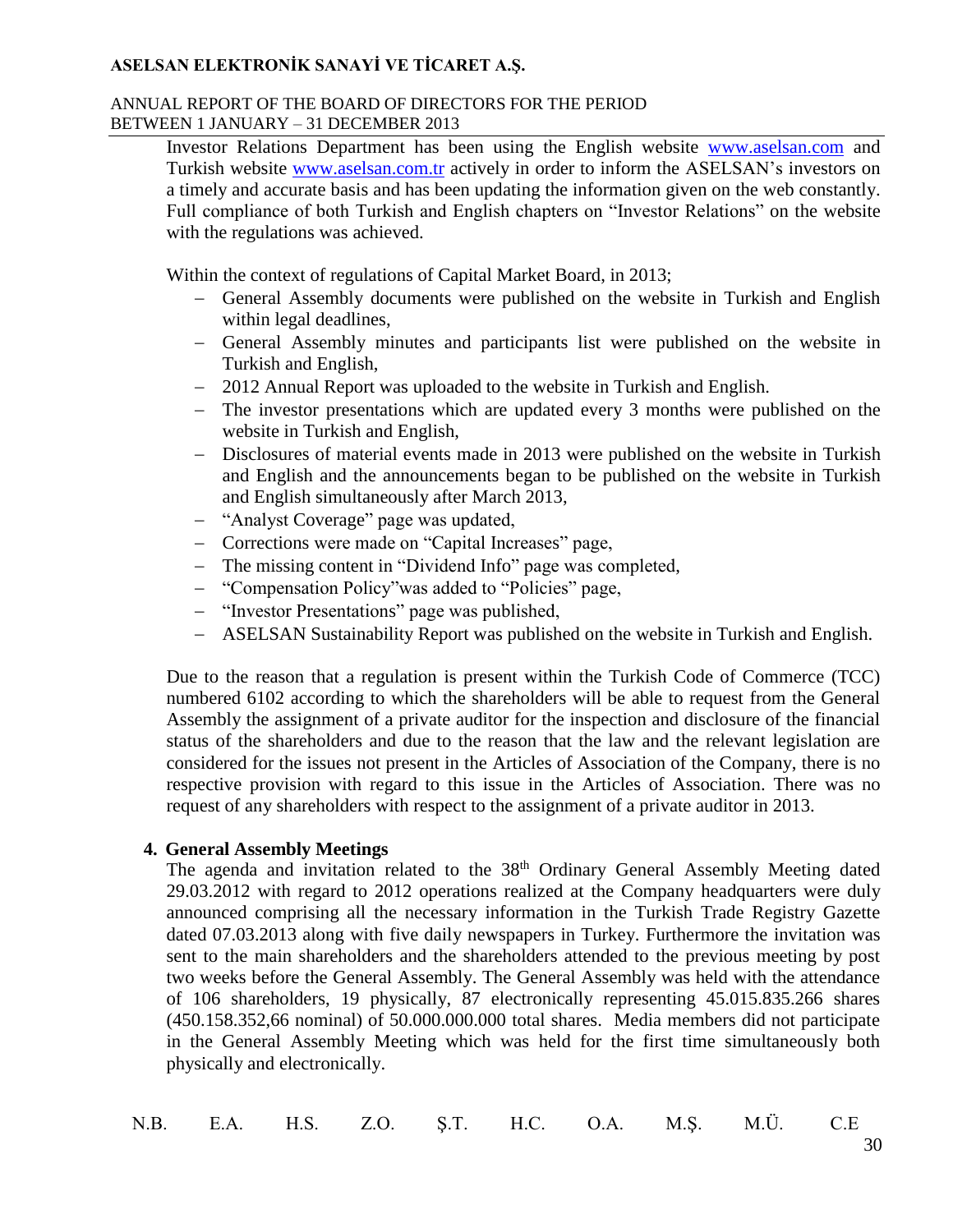Investor Relations Department has been using the English website www.aselsan.com and Turkish website www.aselsan.com.tr actively in order to inform the ASELSAN's investors on a timely and accurate basis and has been updating the information given on the web constantly. Full compliance of both Turkish and English chapters on "Investor Relations" on the website with the regulations was achieved.

Within the context of regulations of Capital Market Board, in 2013;

- General Assembly documents were published on the website in Turkish and English within legal deadlines,
- General Assembly minutes and participants list were published on the website in Turkish and English,
- 2012 Annual Report was uploaded to the website in Turkish and English.
- The investor presentations which are updated every 3 months were published on the website in Turkish and English,
- Disclosures of material events made in 2013 were published on the website in Turkish and English and the announcements began to be published on the website in Turkish and English simultaneously after March 2013,
- "Analyst Coverage" page was updated,
- Corrections were made on "Capital Increases" page,
- The missing content in "Dividend Info" page was completed,
- "Compensation Policy"was added to "Policies" page,
- "Investor Presentations" page was published,
- ASELSAN Sustainability Report was published on the website in Turkish and English.

Due to the reason that a regulation is present within the Turkish Code of Commerce (TCC) numbered 6102 according to which the shareholders will be able to request from the General Assembly the assignment of a private auditor for the inspection and disclosure of the financial status of the shareholders and due to the reason that the law and the relevant legislation are considered for the issues not present in the Articles of Association of the Company, there is no respective provision with regard to this issue in the Articles of Association. There was no request of any shareholders with respect to the assignment of a private auditor in 2013.

## 4. General Assembly Meetings

The agenda and invitation related to the 38th Ordinary General Assembly Meeting dated 29.03.2012 with regard to 2012 operations realized at the Company headquarters were duly announced comprising all the necessary information in the Turkish Trade Registry Gazette dated 07.03.2013 along with five daily newspapers in Turkey. Furthermore the invitation was sent to the main shareholders and the shareholders attended to the previous meeting by post two weeks before the General Assembly. The General Assembly was held with the attendance of 106 shareholders, 19 physically, 87 electronically representing 45.015.835.266 shares (450.158.352,66 nominal) of 50.000.000.000 total shares. Media members did not participate in the General Assembly Meeting which was held for the first time simultaneously both physically and electronically.

N.B. E.A. H.S. Z.O. Ş.T. H.C. O.A. M.Ş. M.Ü. C.E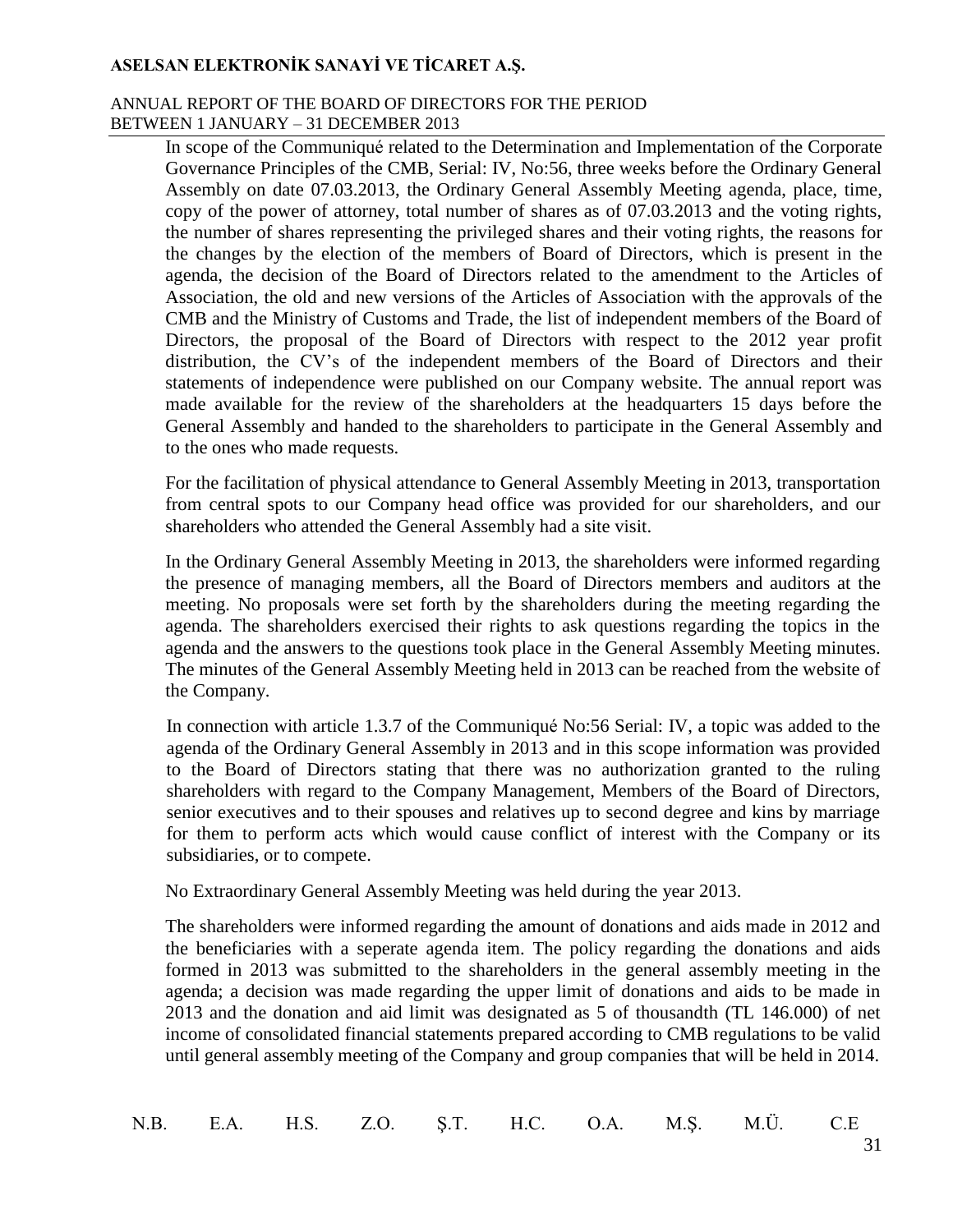In scope of the Communiqué related to the Determination and Implementation of the Corporate Governance Principles of the CMB, Serial: IV, No:56, three weeks before the Ordinary General Assembly on date 07.03.2013, the Ordinary General Assembly Meeting agenda, place, time, copy of the power of attorney, total number of shares as of 07.03.2013 and the voting rights, the number of shares representing the privileged shares and their voting rights, the reasons for the changes by the election of the members of Board of Directors, which is present in the agenda, the decision of the Board of Directors related to the amendment to the Articles of Association, the old and new versions of the Articles of Association with the approvals of the CMB and the Ministry of Customs and Trade, the list of independent members of the Board of Directors, the proposal of the Board of Directors with respect to the 2012 year profit distribution, the CV's of the independent members of the Board of Directors and their statements of independence were published on our Company website. The annual report was made available for the review of the shareholders at the headquarters 15 days before the General Assembly and handed to the shareholders to participate in the General Assembly and to the ones who made requests.

For the facilitation of physical attendance to General Assembly Meeting in 2013, transportation from central spots to our Company head office was provided for our shareholders, and our shareholders who attended the General Assembly had a site visit.

In the Ordinary General Assembly Meeting in 2013, the shareholders were informed regarding the presence of managing members, all the Board of Directors members and auditors at the meeting. No proposals were set forth by the shareholders during the meeting regarding the agenda. The shareholders exercised their rights to ask questions regarding the topics in the agenda and the answers to the questions took place in the General Assembly Meeting minutes. The minutes of the General Assembly Meeting held in 2013 can be reached from the website of the Company.

In connection with article 1.3.7 of the Communiqué No:56 Serial: IV, a topic was added to the agenda of the Ordinary General Assembly in 2013 and in this scope information was provided to the Board of Directors stating that there was no authorization granted to the ruling shareholders with regard to the Company Management, Members of the Board of Directors, senior executives and to their spouses and relatives up to second degree and kins by marriage for them to perform acts which would cause conflict of interest with the Company or its subsidiaries, or to compete.

No Extraordinary General Assembly Meeting was held during the year 2013.

The shareholders were informed regarding the amount of donations and aids made in 2012 and the beneficiaries with a seperate agenda item. The policy regarding the donations and aids formed in 2013 was submitted to the shareholders in the general assembly meeting in the agenda; a decision was made regarding the upper limit of donations and aids to be made in 2013 and the donation and aid limit was designated as 5 of thousandth (TL 146.000) of net income of consolidated financial statements prepared according to CMB regulations to be valid until general assembly meeting of the Company and group companies that will be held in 2014.

N.B. E.A. H.S. Z.O. Ş.T. H.C. O.A. M.Ş. M.Ü. C.E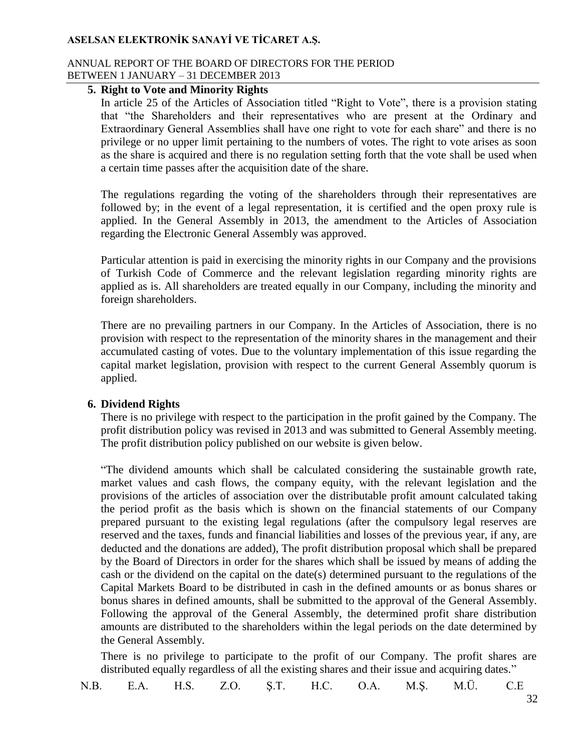## 5. Right to Vote and Minority Rights

In article 25 of the Articles of Association titled "Right to Vote", there is a provision stating that "the Shareholders and their representatives who are present at the Ordinary and Extraordinary General Assemblies shall have one right to vote for each share" and there is no privilege or no upper limit pertaining to the numbers of votes. The right to vote arises as soon as the share is acquired and there is no regulation setting forth that the vote shall be used when a certain time passes after the acquisition date of the share.

The regulations regarding the voting of the shareholders through their representatives are followed by; in the event of a legal representation, it is certified and the open proxy rule is applied. In the General Assembly in 2013, the amendment to the Articles of Association regarding the Electronic General Assembly was approved.

Particular attention is paid in exercising the minority rights in our Company and the provisions of Turkish Code of Commerce and the relevant legislation regarding minority rights are applied as is. All shareholders are treated equally in our Company, including the minority and foreign shareholders.

There are no prevailing partners in our Company. In the Articles of Association, there is no provision with respect to the representation of the minority shares in the management and their accumulated casting of votes. Due to the voluntary implementation of this issue regarding the capital market legislation, provision with respect to the current General Assembly quorum is applied.

## 6. Dividend Rights

There is no privilege with respect to the participation in the profit gained by the Company. The profit distribution policy was revised in 2013 and was submitted to General Assembly meeting. The profit distribution policy published on our website is given below.

"The dividend amounts which shall be calculated considering the sustainable growth rate, market values and cash flows, the company equity, with the relevant legislation and the provisions of the articles of association over the distributable profit amount calculated taking the period profit as the basis which is shown on the financial statements of our Company prepared pursuant to the existing legal regulations (after the compulsory legal reserves are reserved and the taxes, funds and financial liabilities and losses of the previous year, if any, are deducted and the donations are added), The profit distribution proposal which shall be prepared by the Board of Directors in order for the shares which shall be issued by means of adding the cash or the dividend on the capital on the date(s) determined pursuant to the regulations of the Capital Markets Board to be distributed in cash in the defined amounts or as bonus shares or bonus shares in defined amounts, shall be submitted to the approval of the General Assembly. Following the approval of the General Assembly, the determined profit share distribution amounts are distributed to the shareholders within the legal periods on the date determined by the General Assembly.

There is no privilege to participate to the profit of our Company. The profit shares are distributed equally regardless of all the existing shares and their issue and acquiring dates."

N.B. E.A. H.S. Z.O. Ş.T. H.C. O.A. M.Ş. M.Ü. C.E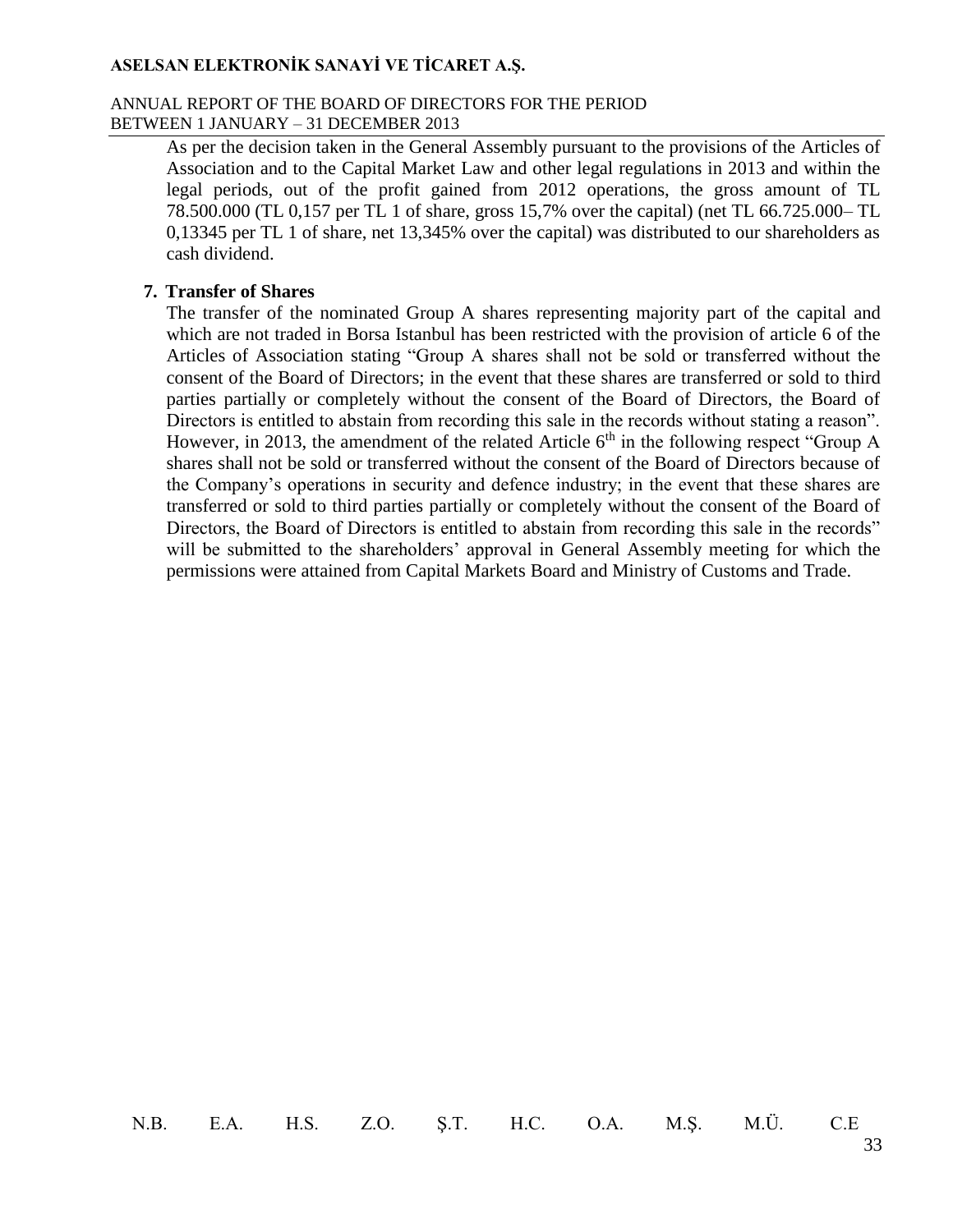As per the decision taken in the General Assembly pursuant to the provisions of the Articles of Association and to the Capital Market Law and other legal regulations in 2013 and within the legal periods, out of the profit gained from 2012 operations, the gross amount of TL 78.500.000 (TL 0,157 per TL 1 of share, gross 15,7% over the capital) (net TL 66.725.000– TL 0,13345 per TL 1 of share, net 13,345% over the capital) was distributed to our shareholders as cash dividend.

**7. Transfer of Shares**

The transfer of the nominated Group A shares representing majority part of the capital and which are not traded in Borsa Istanbul has been restricted with the provision of article 6 of the Articles of Association stating "Group A shares shall not be sold or transferred without the consent of the Board of Directors; in the event that these shares are transferred or sold to third parties partially or completely without the consent of the Board of Directors, the Board of Directors is entitled to abstain from recording this sale in the records without stating a reason". However, in 2013, the amendment of the related Article 6th in the following respect "Group A shares shall not be sold or transferred without the consent of the Board of Directors because of the Company's operations in security and defence industry; in the event that these shares are transferred or sold to third parties partially or completely without the consent of the Board of Directors, the Board of Directors is entitled to abstain from recording this sale in the records" will be submitted to the shareholders' approval in General Assembly meeting for which the permissions were attained from Capital Markets Board and Ministry of Customs and Trade.

N.B. E.A. H.S. Z.O. Ş.T. H.C. O.A. M.Ş. M.Ü. C.E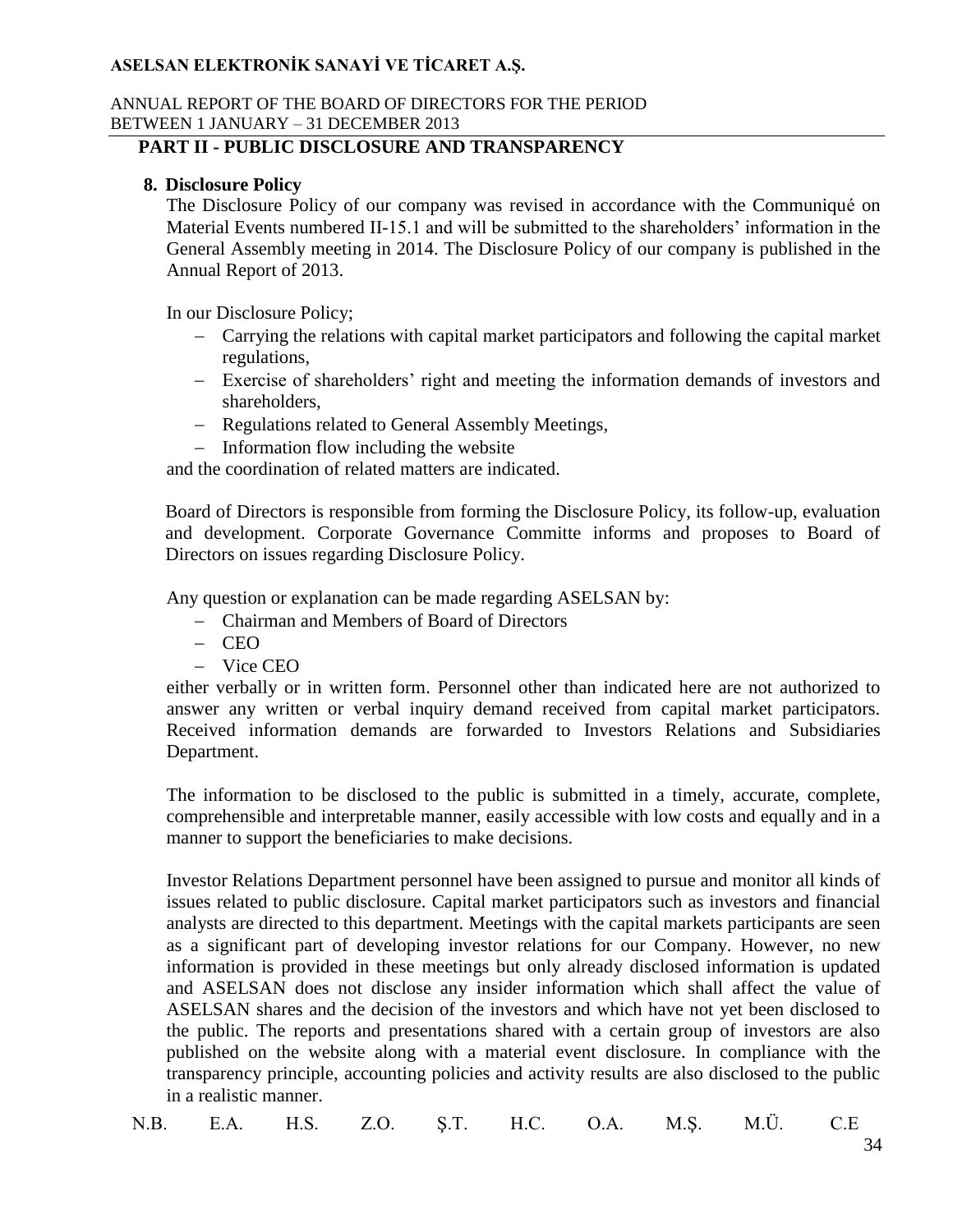## PART II - PUBLIC DISCLOSURE AND TRANSPARENCY

### 8. Disclosure Policy

The Disclosure Policy of our company was revised in accordance with the Communiqué on Material Events numbered II-15.1 and will be submitted to the shareholders' information in the General Assembly meeting in 2014. The Disclosure Policy of our company is published in the Annual Report of 2013.

In our Disclosure Policy;

- Carrying the relations with capital market participators and following the capital market regulations,
- Exercise of shareholders' right and meeting the information demands of investors and shareholders,
- Regulations related to General Assembly Meetings,
- Information flow including the website

and the coordination of related matters are indicated.

Board of Directors is responsible from forming the Disclosure Policy, its follow-up, evaluation and development. Corporate Governance Committe informs and proposes to Board of Directors on issues regarding Disclosure Policy.

Any question or explanation can be made regarding ASELSAN by:

- Chairman and Members of Board of Directors
- CEO
- Vice CEO

either verbally or in written form. Personnel other than indicated here are not authorized to answer any written or verbal inquiry demand received from capital market participators. Received information demands are forwarded to Investors Relations and Subsidiaries Department.

The information to be disclosed to the public is submitted in a timely, accurate, complete, comprehensible and interpretable manner, easily accessible with low costs and equally and in a manner to support the beneficiaries to make decisions.

Investor Relations Department personnel have been assigned to pursue and monitor all kinds of issues related to public disclosure. Capital market participators such as investors and financial analysts are directed to this department. Meetings with the capital markets participants are seen as a significant part of developing investor relations for our Company. However, no new information is provided in these meetings but only already disclosed information is updated and ASELSAN does not disclose any insider information which shall affect the value of ASELSAN shares and the decision of the investors and which have not yet been disclosed to the public. The reports and presentations shared with a certain group of investors are also published on the website along with a material event disclosure. In compliance with the transparency principle, accounting policies and activity results are also disclosed to the public in a realistic manner.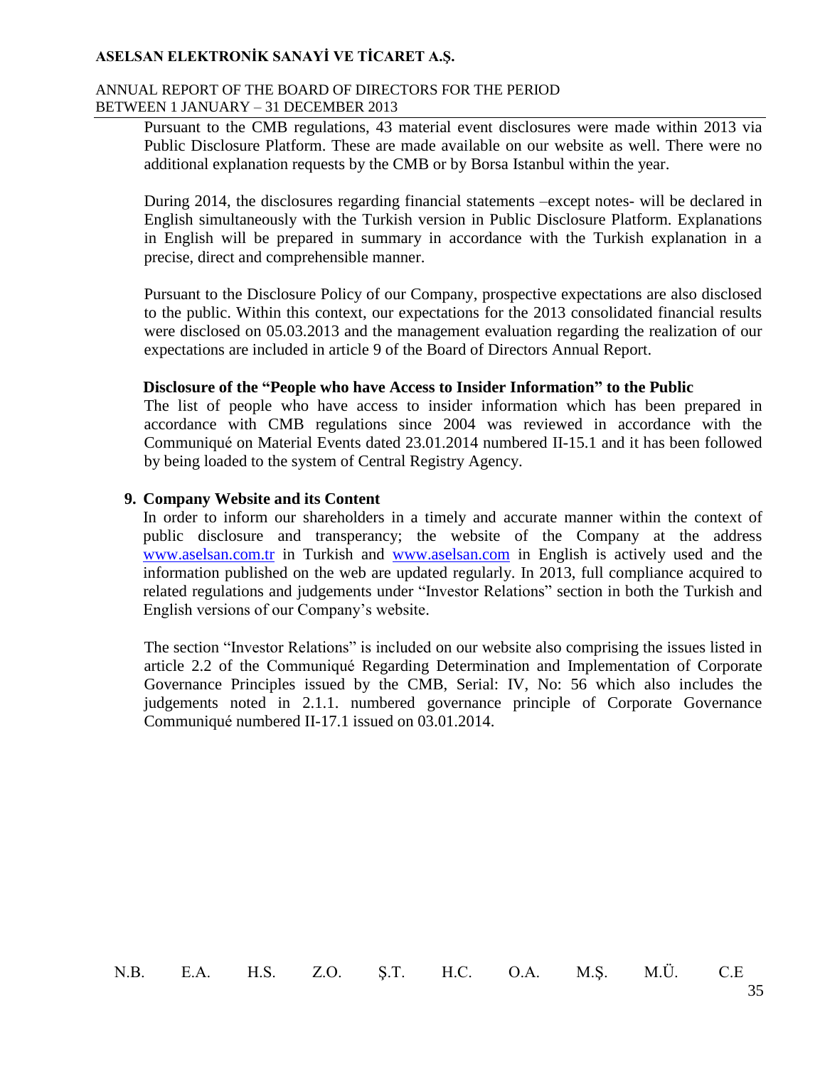Pursuant to the CMB regulations, 43 material event disclosures were made within 2013 via Public Disclosure Platform. These are made available on our website as well. There were no additional explanation requests by the CMB or by Borsa Istanbul within the year.

During 2014, the disclosures regarding financial statements –except notes- will be declared in English simultaneously with the Turkish version in Public Disclosure Platform. Explanations in English will be prepared in summary in accordance with the Turkish explanation in a precise, direct and comprehensible manner.

Pursuant to the Disclosure Policy of our Company, prospective expectations are also disclosed to the public. Within this context, our expectations for the 2013 consolidated financial results were disclosed on 05.03.2013 and the management evaluation regarding the realization of our expectations are included in article 9 of the Board of Directors Annual Report.

**Disclosure of the "People who have Access to Insider Information" to the Public**

The list of people who have access to insider information which has been prepared in accordance with CMB regulations since 2004 was reviewed in accordance with the Communiqué on Material Events dated 23.01.2014 numbered II-15.1 and it has been followed by being loaded to the system of Central Registry Agency.

## 9. Company Website and its Content

In order to inform our shareholders in a timely and accurate manner within the context of public disclosure and transperancy; the website of the Company at the address www.aselsan.com.tr in Turkish and www.aselsan.com in English is actively used and the information published on the web are updated regularly. In 2013, full compliance acquired to related regulations and judgements under "Investor Relations" section in both the Turkish and English versions of our Company's website.

The section "Investor Relations" is included on our website also comprising the issues listed in article 2.2 of the Communiqué Regarding Determination and Implementation of Corporate Governance Principles issued by the CMB, Serial: IV, No: 56 which also includes the judgements noted in 2.1.1. numbered governance principle of Corporate Governance Communiqué numbered II-17.1 issued on 03.01.2014.

N.B. E.A. H.S. Z.O. Ş.T. H.C. O.A. M.Ş. M.Ü. C.E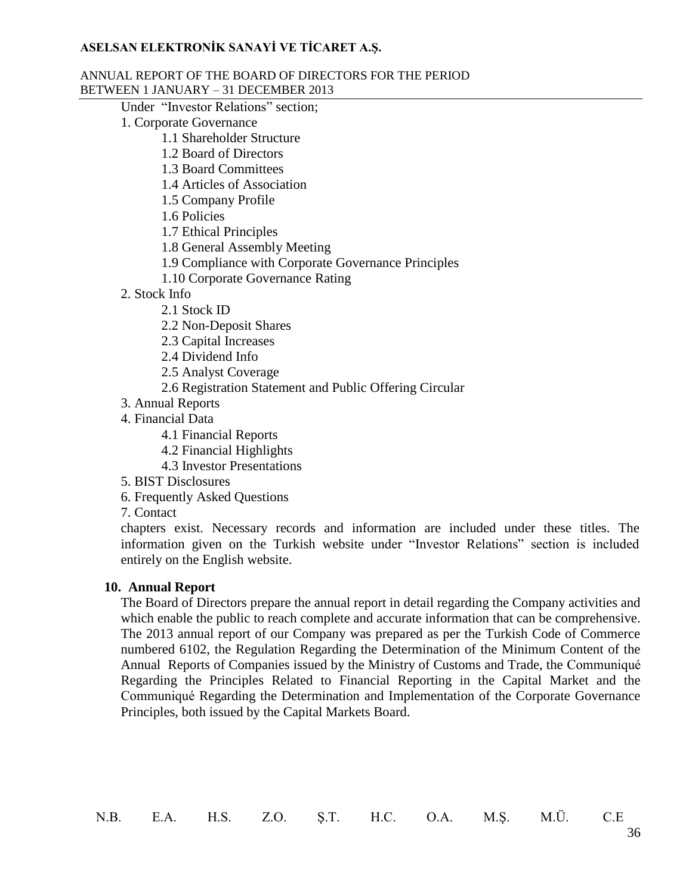Under "Investor Relations" section;

1. Corporate Governance
    - 1.1 Shareholder Structure
    - 1.2 Board of Directors
    - 1.3 Board Committees
    - 1.4 Articles of Association
    - 1.5 Company Profile
    - 1.6 Policies
    - 1.7 Ethical Principles
    - 1.8 General Assembly Meeting
    - 1.9 Compliance with Corporate Governance Principles
    - 1.10 Corporate Governance Rating
2. Stock Info
    - 2.1 Stock ID
    - 2.2 Non-Deposit Shares
    - 2.3 Capital Increases
    - 2.4 Dividend Info
    - 2.5 Analyst Coverage
    - 2.6 Registration Statement and Public Offering Circular
3. Annual Reports
4. Financial Data
    - 4.1 Financial Reports
    - 4.2 Financial Highlights
    - 4.3 Investor Presentations
5. BIST Disclosures
6. Frequently Asked Questions
7. Contact

chapters exist. Necessary records and information are included under these titles. The information given on the Turkish website under "Investor Relations" section is included entirely on the English website.

**10. Annual Report**

The Board of Directors prepare the annual report in detail regarding the Company activities and which enable the public to reach complete and accurate information that can be comprehensive. The 2013 annual report of our Company was prepared as per the Turkish Code of Commerce numbered 6102, the Regulation Regarding the Determination of the Minimum Content of the Annual Reports of Companies issued by the Ministry of Customs and Trade, the Communiqué Regarding the Principles Related to Financial Reporting in the Capital Market and the Communiqué Regarding the Determination and Implementation of the Corporate Governance Principles, both issued by the Capital Markets Board.

N.B. E.A. H.S. Z.O. Ş.T. H.C. O.A. M.Ş. M.Ü. C.E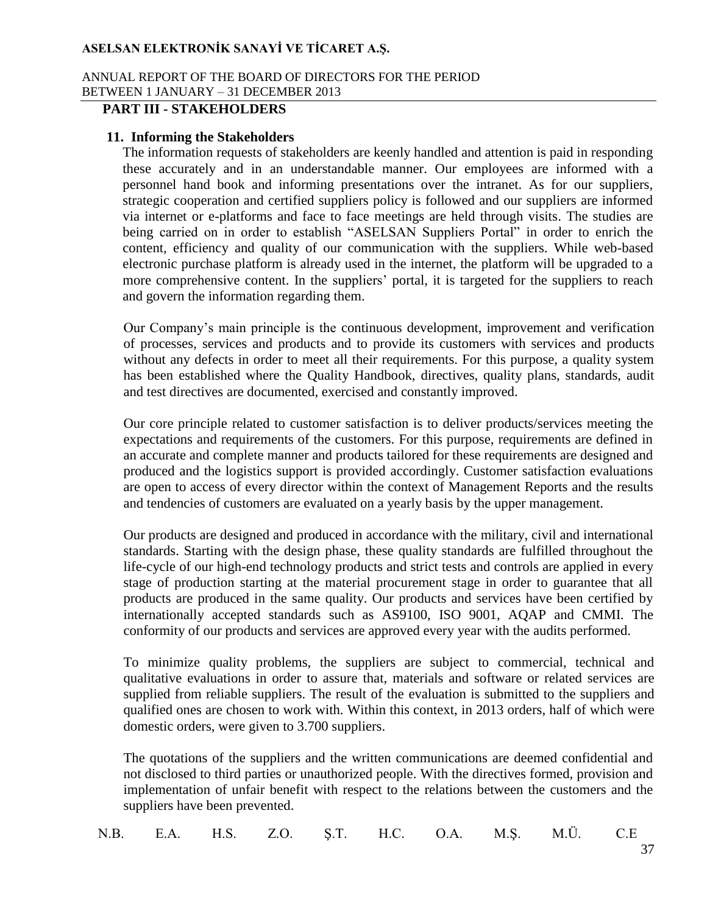## PART III - STAKEHOLDERS

### 11. Informing the Stakeholders

The information requests of stakeholders are keenly handled and attention is paid in responding these accurately and in an understandable manner. Our employees are informed with a personnel hand book and informing presentations over the intranet. As for our suppliers, strategic cooperation and certified suppliers policy is followed and our suppliers are informed via internet or e-platforms and face to face meetings are held through visits. The studies are being carried on in order to establish "ASELSAN Suppliers Portal" in order to enrich the content, efficiency and quality of our communication with the suppliers. While web-based electronic purchase platform is already used in the internet, the platform will be upgraded to a more comprehensive content. In the suppliers' portal, it is targeted for the suppliers to reach and govern the information regarding them.

Our Company's main principle is the continuous development, improvement and verification of processes, services and products and to provide its customers with services and products without any defects in order to meet all their requirements. For this purpose, a quality system has been established where the Quality Handbook, directives, quality plans, standards, audit and test directives are documented, exercised and constantly improved.

Our core principle related to customer satisfaction is to deliver products/services meeting the expectations and requirements of the customers. For this purpose, requirements are defined in an accurate and complete manner and products tailored for these requirements are designed and produced and the logistics support is provided accordingly. Customer satisfaction evaluations are open to access of every director within the context of Management Reports and the results and tendencies of customers are evaluated on a yearly basis by the upper management.

Our products are designed and produced in accordance with the military, civil and international standards. Starting with the design phase, these quality standards are fulfilled throughout the life-cycle of our high-end technology products and strict tests and controls are applied in every stage of production starting at the material procurement stage in order to guarantee that all products are produced in the same quality. Our products and services have been certified by internationally accepted standards such as AS9100, ISO 9001, AQAP and CMMI. The conformity of our products and services are approved every year with the audits performed.

To minimize quality problems, the suppliers are subject to commercial, technical and qualitative evaluations in order to assure that, materials and software or related services are supplied from reliable suppliers. The result of the evaluation is submitted to the suppliers and qualified ones are chosen to work with. Within this context, in 2013 orders, half of which were domestic orders, were given to 3.700 suppliers.

The quotations of the suppliers and the written communications are deemed confidential and not disclosed to third parties or unauthorized people. With the directives formed, provision and implementation of unfair benefit with respect to the relations between the customers and the suppliers have been prevented.

N.B. E.A. H.S. Z.O. Ş.T. H.C. O.A. M.Ş. M.Ü. C.E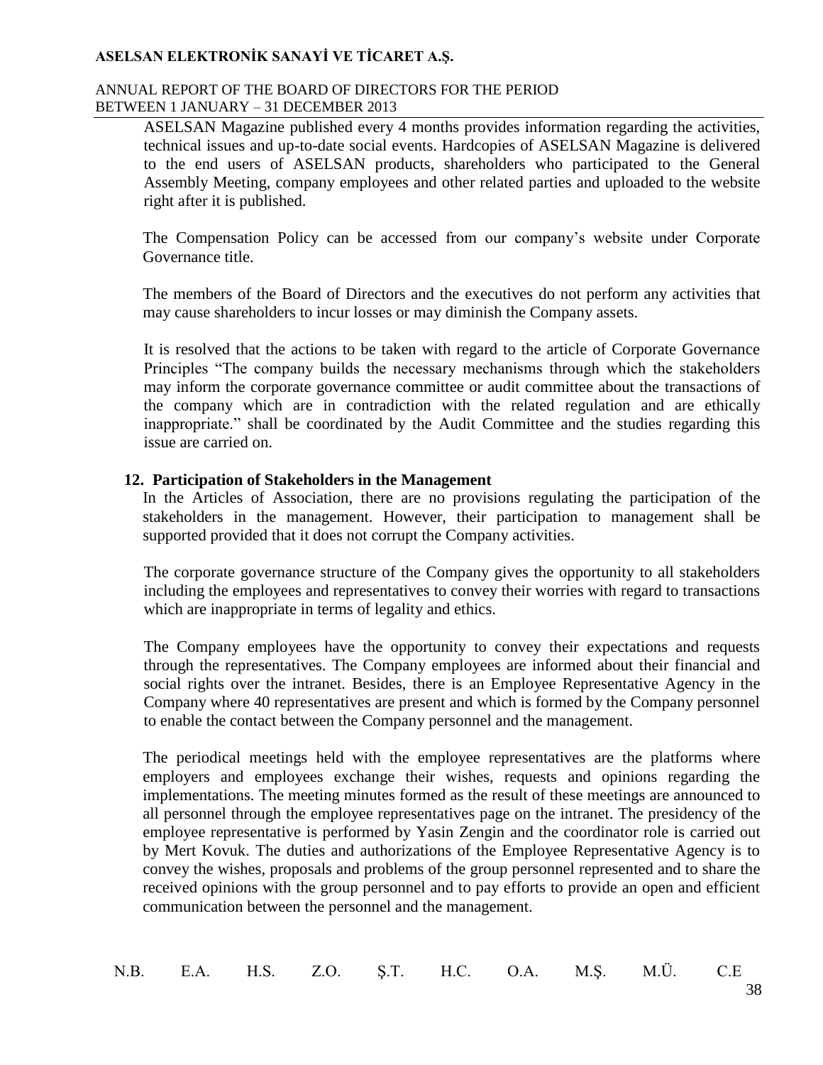ASELSAN Magazine published every 4 months provides information regarding the activities, technical issues and up-to-date social events. Hardcopies of ASELSAN Magazine is delivered to the end users of ASELSAN products, shareholders who participated to the General Assembly Meeting, company employees and other related parties and uploaded to the website right after it is published.

The Compensation Policy can be accessed from our company's website under Corporate Governance title.

The members of the Board of Directors and the executives do not perform any activities that may cause shareholders to incur losses or may diminish the Company assets.

It is resolved that the actions to be taken with regard to the article of Corporate Governance Principles "The company builds the necessary mechanisms through which the stakeholders may inform the corporate governance committee or audit committee about the transactions of the company which are in contradiction with the related regulation and are ethically inappropriate." shall be coordinated by the Audit Committee and the studies regarding this issue are carried on.

## 12. Participation of Stakeholders in the Management

In the Articles of Association, there are no provisions regulating the participation of the stakeholders in the management. However, their participation to management shall be supported provided that it does not corrupt the Company activities.

The corporate governance structure of the Company gives the opportunity to all stakeholders including the employees and representatives to convey their worries with regard to transactions which are inappropriate in terms of legality and ethics.

The Company employees have the opportunity to convey their expectations and requests through the representatives. The Company employees are informed about their financial and social rights over the intranet. Besides, there is an Employee Representative Agency in the Company where 40 representatives are present and which is formed by the Company personnel to enable the contact between the Company personnel and the management.

The periodical meetings held with the employee representatives are the platforms where employers and employees exchange their wishes, requests and opinions regarding the implementations. The meeting minutes formed as the result of these meetings are announced to all personnel through the employee representatives page on the intranet. The presidency of the employee representative is performed by Yasin Zengin and the coordinator role is carried out by Mert Kovuk. The duties and authorizations of the Employee Representative Agency is to convey the wishes, proposals and problems of the group personnel represented and to share the received opinions with the group personnel and to pay efforts to provide an open and efficient communication between the personnel and the management.

N.B. E.A. H.S. Z.O. Ş.T. H.C. O.A. M.Ş. M.Ü. C.E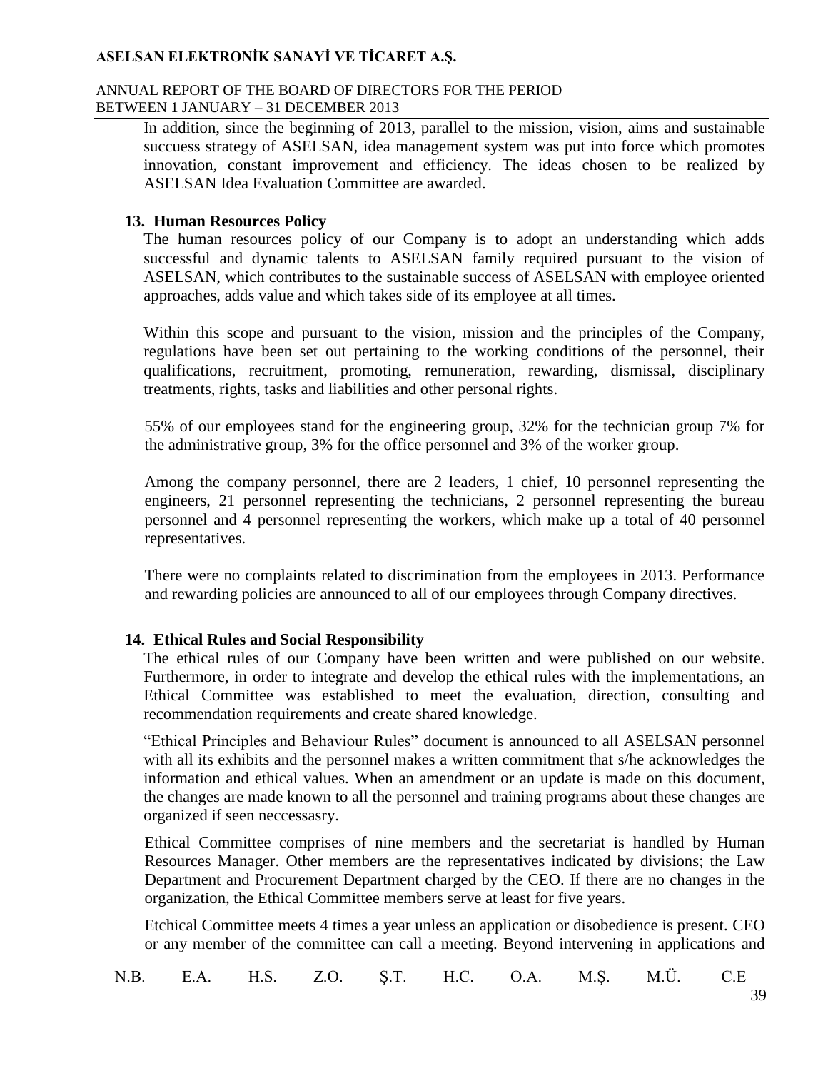In addition, since the beginning of 2013, parallel to the mission, vision, aims and sustainable succuess strategy of ASELSAN, idea management system was put into force which promotes innovation, constant improvement and efficiency. The ideas chosen to be realized by ASELSAN Idea Evaluation Committee are awarded.

## 13. Human Resources Policy

The human resources policy of our Company is to adopt an understanding which adds successful and dynamic talents to ASELSAN family required pursuant to the vision of ASELSAN, which contributes to the sustainable success of ASELSAN with employee oriented approaches, adds value and which takes side of its employee at all times.

Within this scope and pursuant to the vision, mission and the principles of the Company, regulations have been set out pertaining to the working conditions of the personnel, their qualifications, recruitment, promoting, remuneration, rewarding, dismissal, disciplinary treatments, rights, tasks and liabilities and other personal rights.

55% of our employees stand for the engineering group, 32% for the technician group 7% for the administrative group, 3% for the office personnel and 3% of the worker group.

Among the company personnel, there are 2 leaders, 1 chief, 10 personnel representing the engineers, 21 personnel representing the technicians, 2 personnel representing the bureau personnel and 4 personnel representing the workers, which make up a total of 40 personnel representatives.

There were no complaints related to discrimination from the employees in 2013. Performance and rewarding policies are announced to all of our employees through Company directives.

## 14. Ethical Rules and Social Responsibility

The ethical rules of our Company have been written and were published on our website. Furthermore, in order to integrate and develop the ethical rules with the implementations, an Ethical Committee was established to meet the evaluation, direction, consulting and recommendation requirements and create shared knowledge.

"Ethical Principles and Behaviour Rules" document is announced to all ASELSAN personnel with all its exhibits and the personnel makes a written commitment that s/he acknowledges the information and ethical values. When an amendment or an update is made on this document, the changes are made known to all the personnel and training programs about these changes are organized if seen neccessasry.

Ethical Committee comprises of nine members and the secretariat is handled by Human Resources Manager. Other members are the representatives indicated by divisions; the Law Department and Procurement Department charged by the CEO. If there are no changes in the organization, the Ethical Committee members serve at least for five years.

Etchical Committee meets 4 times a year unless an application or disobedience is present. CEO or any member of the committee can call a meeting. Beyond intervening in applications and

N.B. E.A. H.S. Z.O. Ş.T. H.C. O.A. M.Ş. M.Ü. C.E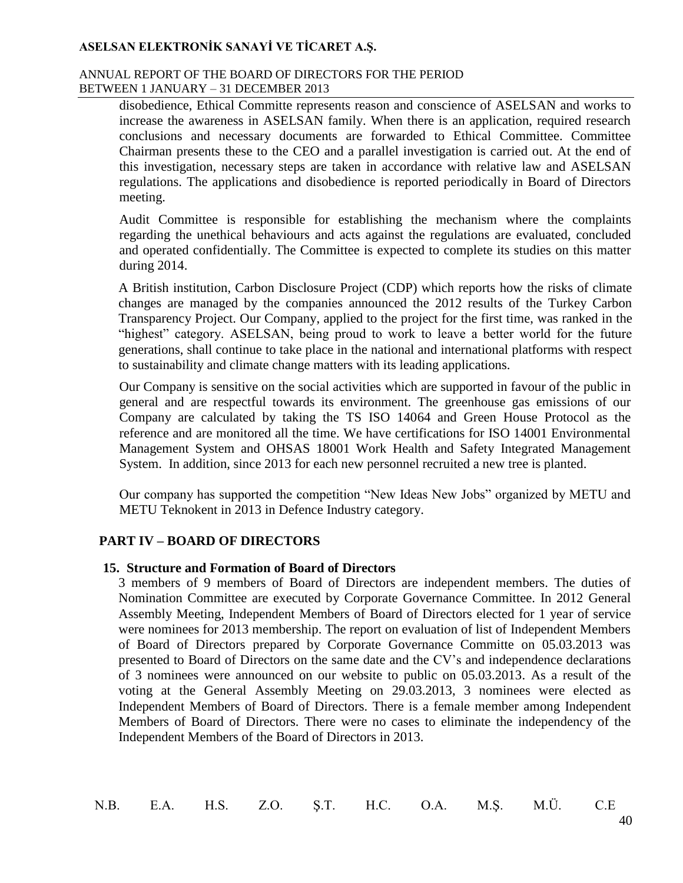disobedience, Ethical Committe represents reason and conscience of ASELSAN and works to increase the awareness in ASELSAN family. When there is an application, required research conclusions and necessary documents are forwarded to Ethical Committee. Committee Chairman presents these to the CEO and a parallel investigation is carried out. At the end of this investigation, necessary steps are taken in accordance with relative law and ASELSAN regulations. The applications and disobedience is reported periodically in Board of Directors meeting.

Audit Committee is responsible for establishing the mechanism where the complaints regarding the unethical behaviours and acts against the regulations are evaluated, concluded and operated confidentially. The Committee is expected to complete its studies on this matter during 2014.

A British institution, Carbon Disclosure Project (CDP) which reports how the risks of climate changes are managed by the companies announced the 2012 results of the Turkey Carbon Transparency Project. Our Company, applied to the project for the first time, was ranked in the "highest" category. ASELSAN, being proud to work to leave a better world for the future generations, shall continue to take place in the national and international platforms with respect to sustainability and climate change matters with its leading applications.

Our Company is sensitive on the social activities which are supported in favour of the public in general and are respectful towards its environment. The greenhouse gas emissions of our Company are calculated by taking the TS ISO 14064 and Green House Protocol as the reference and are monitored all the time. We have certifications for ISO 14001 Environmental Management System and OHSAS 18001 Work Health and Safety Integrated Management System. In addition, since 2013 for each new personnel recruited a new tree is planted.

Our company has supported the competition "New Ideas New Jobs" organized by METU and METU Teknokent in 2013 in Defence Industry category.

## PART IV – BOARD OF DIRECTORS

### 15. Structure and Formation of Board of Directors

3 members of 9 members of Board of Directors are independent members. The duties of Nomination Committee are executed by Corporate Governance Committee. In 2012 General Assembly Meeting, Independent Members of Board of Directors elected for 1 year of service were nominees for 2013 membership. The report on evaluation of list of Independent Members of Board of Directors prepared by Corporate Governance Committe on 05.03.2013 was presented to Board of Directors on the same date and the CV's and independence declarations of 3 nominees were announced on our website to public on 05.03.2013. As a result of the voting at the General Assembly Meeting on 29.03.2013, 3 nominees were elected as Independent Members of Board of Directors. There is a female member among Independent Members of Board of Directors. There were no cases to eliminate the independency of the Independent Members of the Board of Directors in 2013.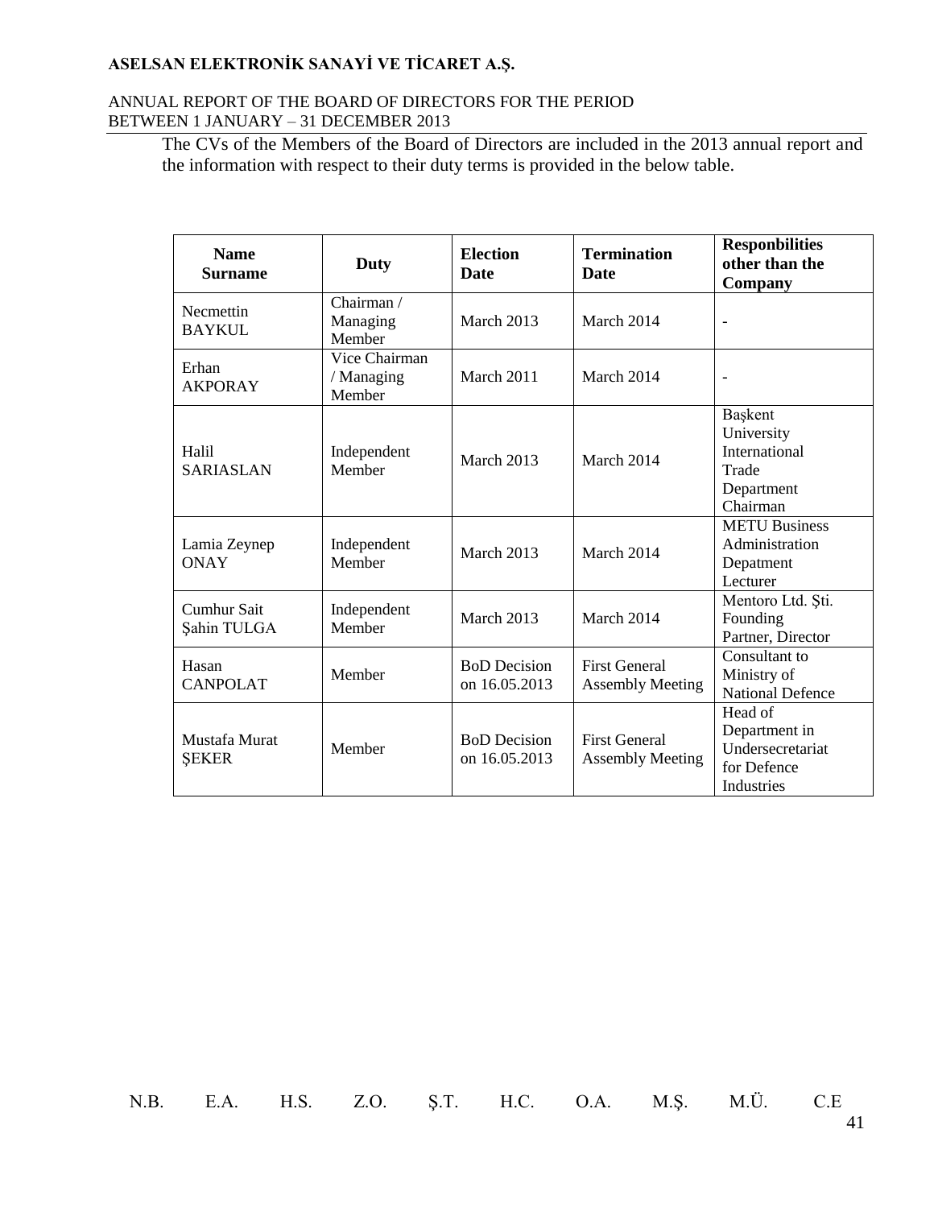The CVs of the Members of the Board of Directors are included in the 2013 annual report and the information with respect to their duty terms is provided in the below table.

| Name Surname | Duty | Election Date | Termination Date | Responbilities other than the Company |
|---|---|---|---|---|
| Necmettin BAYKUL | Chairman / Managing Member | March 2013 | March 2014 | - |
| Erhan AKPORAY | Vice Chairman / Managing Member | March 2011 | March 2014 | - |
| Halil SARIASLAN | Independent Member | March 2013 | March 2014 | Başkent University International Trade Department Chairman |
| Lamia Zeynep ONAY | Independent Member | March 2013 | March 2014 | METU Business Administration Depatment Lecturer |
| Cumhur Sait Şahin TULGA | Independent Member | March 2013 | March 2014 | Mentoro Ltd. Şti. Founding Partner, Director |
| Hasan CANPOLAT | Member | BoD Decision on 16.05.2013 | First General Assembly Meeting | Consultant to Ministry of National Defence |
| Mustafa Murat ŞEKER | Member | BoD Decision on 16.05.2013 | First General Assembly Meeting | Head of Department in Undersecretariat for Defence Industries |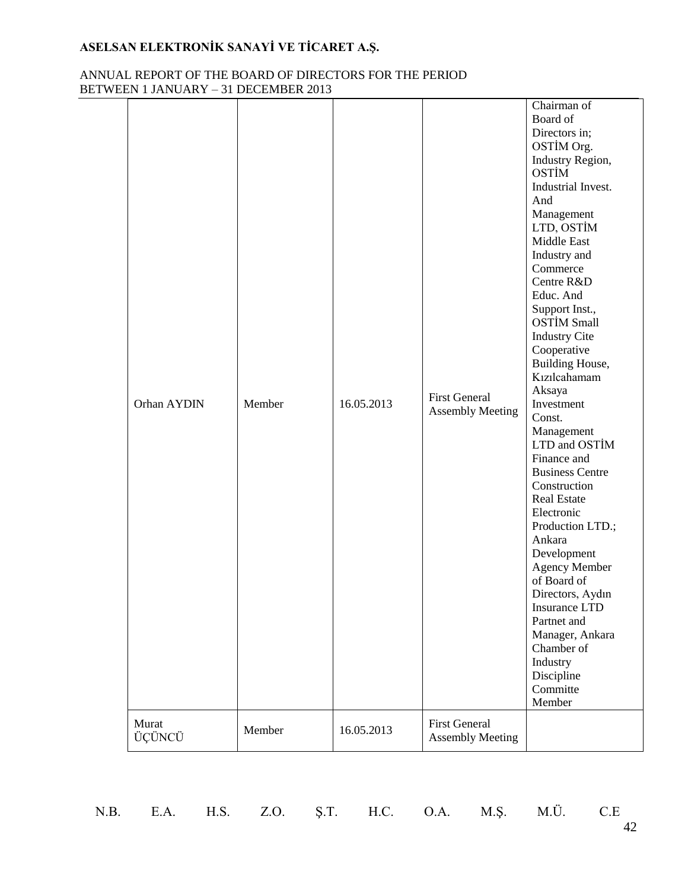| | | | | |
|---|---|---|---|---|
| Orhan AYDIN | Member | 16.05.2013 | First General Assembly Meeting | Chairman of Board of Directors in; OSTİM Org. Industry Region, OSTİM Industrial Invest. And Management LTD, OSTİM Middle East Industry and Commerce Centre R&D Educ. And Support Inst., OSTİM Small Industry Cite Cooperative Building House, Kızılcahamam Aksaya Investment Const. Management LTD and OSTİM Finance and Business Centre Construction Real Estate Electronic Production LTD.; Ankara Development Agency Member of Board of Directors, Aydın Insurance LTD Partnet and Manager, Ankara Chamber of Industry Discipline Committe Member |
| Murat ÜÇÜNCÜ | Member | 16.05.2013 | First General Assembly Meeting | |

N.B. E.A. H.S. Z.O. Ş.T. H.C. O.A. M.Ş. M.Ü. C.E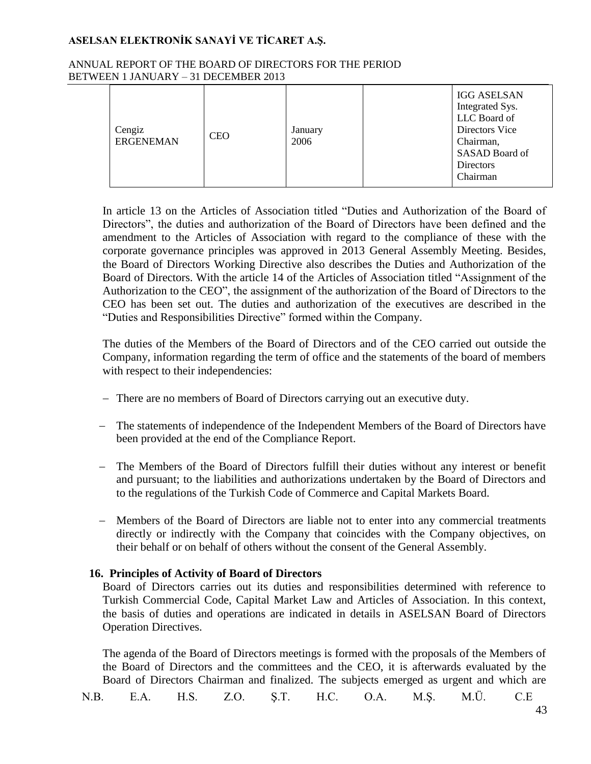| | | | | |
|---|---|---|---|---|
| Cengiz ERGENEMAN | CEO | January 2006 | | IGG ASELSAN Integrated Sys. LLC Board of Directors Vice Chairman, SASAD Board of Directors Chairman |

In article 13 on the Articles of Association titled "Duties and Authorization of the Board of Directors", the duties and authorization of the Board of Directors have been defined and the amendment to the Articles of Association with regard to the compliance of these with the corporate governance principles was approved in 2013 General Assembly Meeting. Besides, the Board of Directors Working Directive also describes the Duties and Authorization of the Board of Directors. With the article 14 of the Articles of Association titled "Assignment of the Authorization to the CEO", the assignment of the authorization of the Board of Directors to the CEO has been set out. The duties and authorization of the executives are described in the "Duties and Responsibilities Directive" formed within the Company.

The duties of the Members of the Board of Directors and of the CEO carried out outside the Company, information regarding the term of office and the statements of the board of members with respect to their independencies:

- There are no members of Board of Directors carrying out an executive duty.
- The statements of independence of the Independent Members of the Board of Directors have been provided at the end of the Compliance Report.
- The Members of the Board of Directors fulfill their duties without any interest or benefit and pursuant; to the liabilities and authorizations undertaken by the Board of Directors and to the regulations of the Turkish Code of Commerce and Capital Markets Board.
- Members of the Board of Directors are liable not to enter into any commercial treatments directly or indirectly with the Company that coincides with the Company objectives, on their behalf or on behalf of others without the consent of the General Assembly.

## 16. Principles of Activity of Board of Directors

Board of Directors carries out its duties and responsibilities determined with reference to Turkish Commercial Code, Capital Market Law and Articles of Association. In this context, the basis of duties and operations are indicated in details in ASELSAN Board of Directors Operation Directives.

The agenda of the Board of Directors meetings is formed with the proposals of the Members of the Board of Directors and the committees and the CEO, it is afterwards evaluated by the Board of Directors Chairman and finalized. The subjects emerged as urgent and which are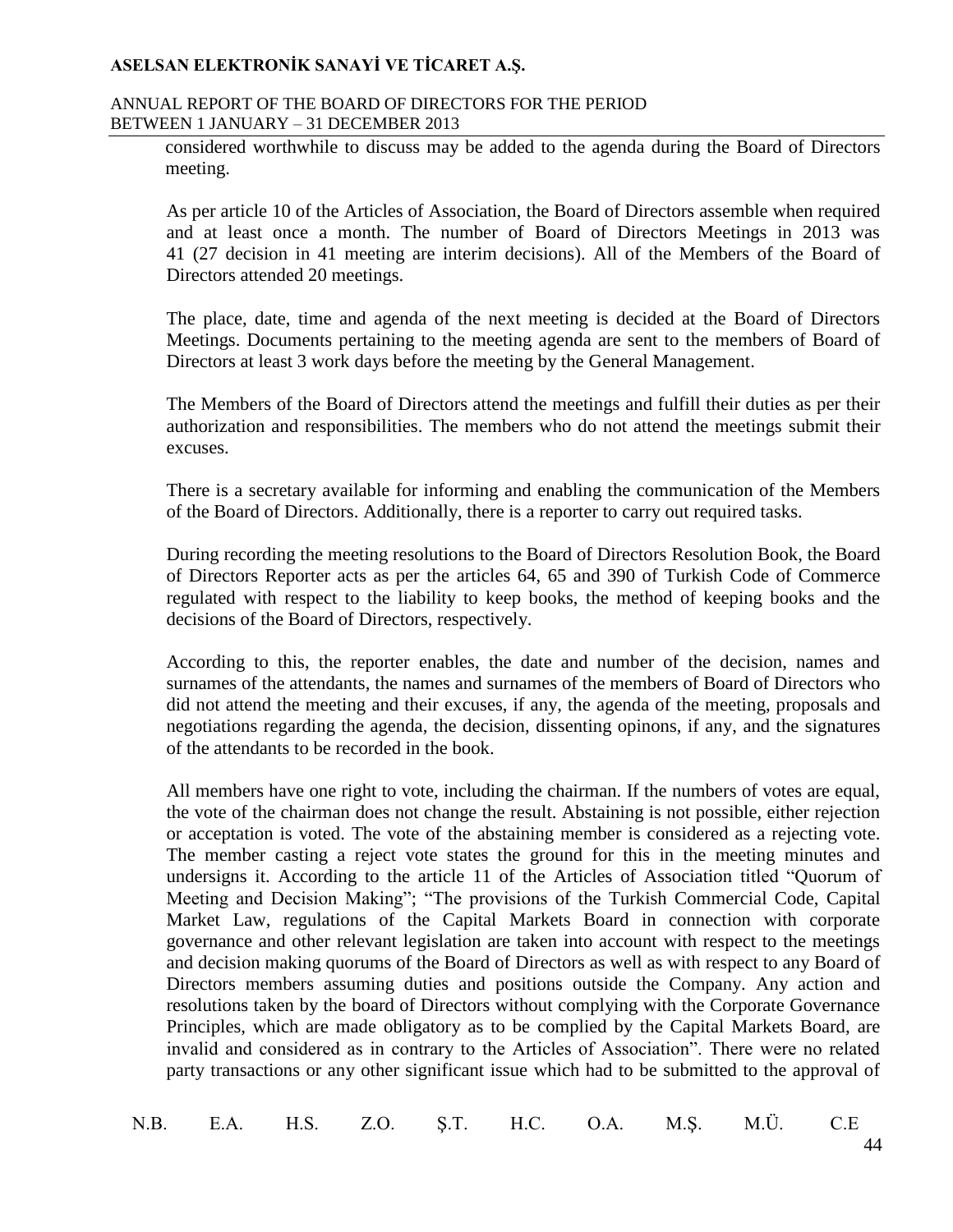considered worthwhile to discuss may be added to the agenda during the Board of Directors meeting.

As per article 10 of the Articles of Association, the Board of Directors assemble when required and at least once a month. The number of Board of Directors Meetings in 2013 was 41 (27 decision in 41 meeting are interim decisions). All of the Members of the Board of Directors attended 20 meetings.

The place, date, time and agenda of the next meeting is decided at the Board of Directors Meetings. Documents pertaining to the meeting agenda are sent to the members of Board of Directors at least 3 work days before the meeting by the General Management.

The Members of the Board of Directors attend the meetings and fulfill their duties as per their authorization and responsibilities. The members who do not attend the meetings submit their excuses.

There is a secretary available for informing and enabling the communication of the Members of the Board of Directors. Additionally, there is a reporter to carry out required tasks.

During recording the meeting resolutions to the Board of Directors Resolution Book, the Board of Directors Reporter acts as per the articles 64, 65 and 390 of Turkish Code of Commerce regulated with respect to the liability to keep books, the method of keeping books and the decisions of the Board of Directors, respectively.

According to this, the reporter enables, the date and number of the decision, names and surnames of the attendants, the names and surnames of the members of Board of Directors who did not attend the meeting and their excuses, if any, the agenda of the meeting, proposals and negotiations regarding the agenda, the decision, dissenting opinons, if any, and the signatures of the attendants to be recorded in the book.

All members have one right to vote, including the chairman. If the numbers of votes are equal, the vote of the chairman does not change the result. Abstaining is not possible, either rejection or acceptation is voted. The vote of the abstaining member is considered as a rejecting vote. The member casting a reject vote states the ground for this in the meeting minutes and undersigns it. According to the article 11 of the Articles of Association titled "Quorum of Meeting and Decision Making"; "The provisions of the Turkish Commercial Code, Capital Market Law, regulations of the Capital Markets Board in connection with corporate governance and other relevant legislation are taken into account with respect to the meetings and decision making quorums of the Board of Directors as well as with respect to any Board of Directors members assuming duties and positions outside the Company. Any action and resolutions taken by the board of Directors without complying with the Corporate Governance Principles, which are made obligatory as to be complied by the Capital Markets Board, are invalid and considered as in contrary to the Articles of Association". There were no related party transactions or any other significant issue which had to be submitted to the approval of

N.B. E.A. H.S. Z.O. Ş.T. H.C. O.A. M.Ş. M.Ü. C.E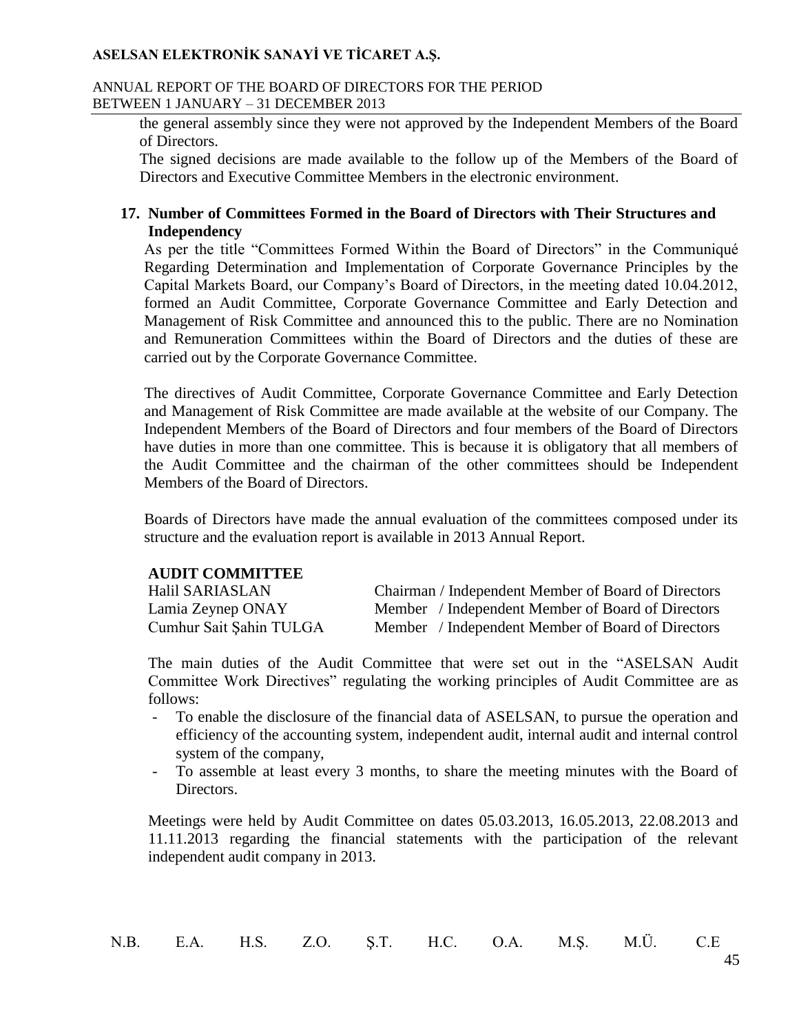the general assembly since they were not approved by the Independent Members of the Board of Directors.

The signed decisions are made available to the follow up of the Members of the Board of Directors and Executive Committee Members in the electronic environment.

## 17. Number of Committees Formed in the Board of Directors with Their Structures and Independency

As per the title "Committees Formed Within the Board of Directors" in the Communiqué Regarding Determination and Implementation of Corporate Governance Principles by the Capital Markets Board, our Company's Board of Directors, in the meeting dated 10.04.2012, formed an Audit Committee, Corporate Governance Committee and Early Detection and Management of Risk Committee and announced this to the public. There are no Nomination and Remuneration Committees within the Board of Directors and the duties of these are carried out by the Corporate Governance Committee.

The directives of Audit Committee, Corporate Governance Committee and Early Detection and Management of Risk Committee are made available at the website of our Company. The Independent Members of the Board of Directors and four members of the Board of Directors have duties in more than one committee. This is because it is obligatory that all members of the Audit Committee and the chairman of the other committees should be Independent Members of the Board of Directors.

Boards of Directors have made the annual evaluation of the committees composed under its structure and the evaluation report is available in 2013 Annual Report.

**AUDIT COMMITTEE**

| | |
|---|---|
| Halil SARIASLAN | Chairman / Independent Member of Board of Directors |
| Lamia Zeynep ONAY | Member / Independent Member of Board of Directors |
| Cumhur Sait Şahin TULGA | Member / Independent Member of Board of Directors |

The main duties of the Audit Committee that were set out in the "ASELSAN Audit Committee Work Directives" regulating the working principles of Audit Committee are as follows:

- To enable the disclosure of the financial data of ASELSAN, to pursue the operation and efficiency of the accounting system, independent audit, internal audit and internal control system of the company,
- To assemble at least every 3 months, to share the meeting minutes with the Board of Directors.

Meetings were held by Audit Committee on dates 05.03.2013, 16.05.2013, 22.08.2013 and 11.11.2013 regarding the financial statements with the participation of the relevant independent audit company in 2013.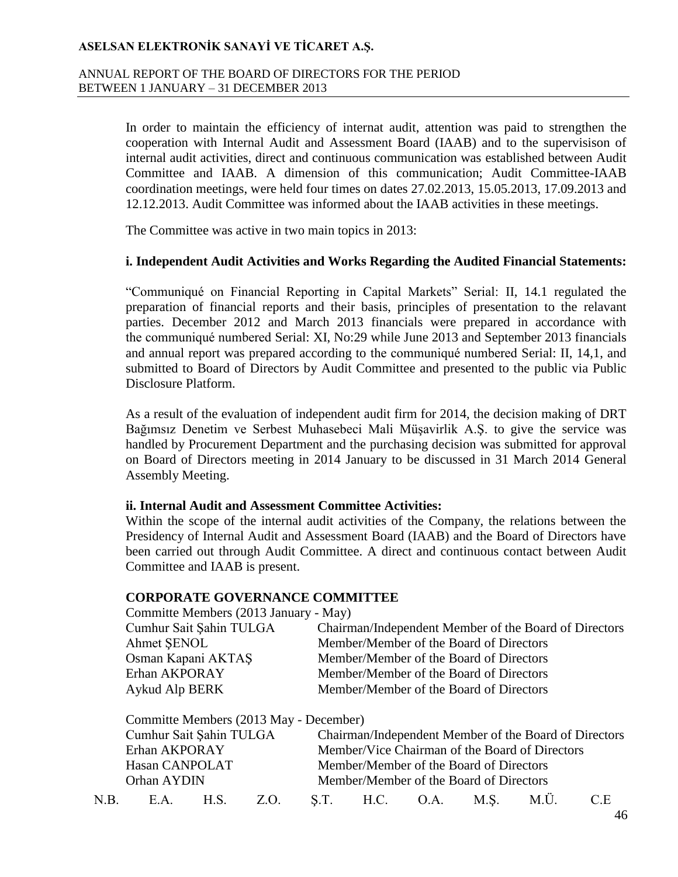In order to maintain the efficiency of internat audit, attention was paid to strengthen the cooperation with Internal Audit and Assessment Board (IAAB) and to the supervisison of internal audit activities, direct and continuous communication was established between Audit Committee and IAAB. A dimension of this communication; Audit Committee-IAAB coordination meetings, were held four times on dates 27.02.2013, 15.05.2013, 17.09.2013 and 12.12.2013. Audit Committee was informed about the IAAB activities in these meetings.

The Committee was active in two main topics in 2013:

**i. Independent Audit Activities and Works Regarding the Audited Financial Statements:**

"Communiqué on Financial Reporting in Capital Markets" Serial: II, 14.1 regulated the preparation of financial reports and their basis, principles of presentation to the relavant parties. December 2012 and March 2013 financials were prepared in accordance with the communiqué numbered Serial: XI, No:29 while June 2013 and September 2013 financials and annual report was prepared according to the communiqué numbered Serial: II, 14,1, and submitted to Board of Directors by Audit Committee and presented to the public via Public Disclosure Platform.

As a result of the evaluation of independent audit firm for 2014, the decision making of DRT Bağımsız Denetim ve Serbest Muhasebeci Mali Müşavirlik A.Ş. to give the service was handled by Procurement Department and the purchasing decision was submitted for approval on Board of Directors meeting in 2014 January to be discussed in 31 March 2014 General Assembly Meeting.

**ii. Internal Audit and Assessment Committee Activities:**

Within the scope of the internal audit activities of the Company, the relations between the Presidency of Internal Audit and Assessment Board (IAAB) and the Board of Directors have been carried out through Audit Committee. A direct and continuous contact between Audit Committee and IAAB is present.

**CORPORATE GOVERNANCE COMMITTEE**

Committe Members (2013 January - May)

| | |
|---|---|
| Cumhur Sait Şahin TULGA | Chairman/Independent Member of the Board of Directors |
| Ahmet ŞENOL | Member/Member of the Board of Directors |
| Osman Kapani AKTAŞ | Member/Member of the Board of Directors |
| Erhan AKPORAY | Member/Member of the Board of Directors |
| Aykud Alp BERK | Member/Member of the Board of Directors |

Committe Members (2013 May - December)

| | |
|---|---|
| Cumhur Sait Şahin TULGA | Chairman/Independent Member of the Board of Directors |
| Erhan AKPORAY | Member/Vice Chairman of the Board of Directors |
| Hasan CANPOLAT | Member/Member of the Board of Directors |
| Orhan AYDIN | Member/Member of the Board of Directors |

N.B. E.A. H.S. Z.O. Ş.T. H.C. O.A. M.Ş. M.Ü. C.E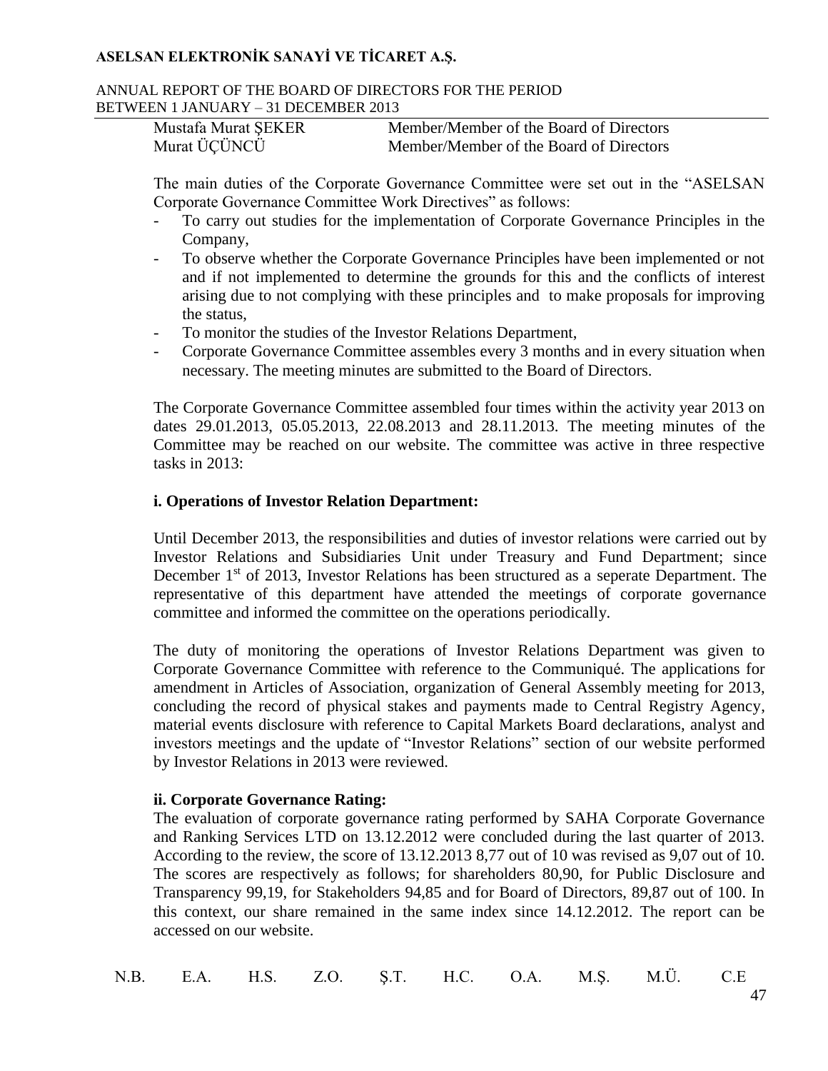| Mustafa Murat ŞEKER | Member/Member of the Board of Directors |
|---|---|
| Murat ÜÇÜNCÜ | Member/Member of the Board of Directors |

The main duties of the Corporate Governance Committee were set out in the "ASELSAN Corporate Governance Committee Work Directives" as follows:

- To carry out studies for the implementation of Corporate Governance Principles in the Company,
- To observe whether the Corporate Governance Principles have been implemented or not and if not implemented to determine the grounds for this and the conflicts of interest arising due to not complying with these principles and to make proposals for improving the status,
- To monitor the studies of the Investor Relations Department,
- Corporate Governance Committee assembles every 3 months and in every situation when necessary. The meeting minutes are submitted to the Board of Directors.

The Corporate Governance Committee assembled four times within the activity year 2013 on dates 29.01.2013, 05.05.2013, 22.08.2013 and 28.11.2013. The meeting minutes of the Committee may be reached on our website. The committee was active in three respective tasks in 2013:

**i. Operations of Investor Relation Department:**

Until December 2013, the responsibilities and duties of investor relations were carried out by Investor Relations and Subsidiaries Unit under Treasury and Fund Department; since December 1st of 2013, Investor Relations has been structured as a seperate Department. The representative of this department have attended the meetings of corporate governance committee and informed the committee on the operations periodically.

The duty of monitoring the operations of Investor Relations Department was given to Corporate Governance Committee with reference to the Communiqué. The applications for amendment in Articles of Association, organization of General Assembly meeting for 2013, concluding the record of physical stakes and payments made to Central Registry Agency, material events disclosure with reference to Capital Markets Board declarations, analyst and investors meetings and the update of "Investor Relations" section of our website performed by Investor Relations in 2013 were reviewed.

**ii. Corporate Governance Rating:**

The evaluation of corporate governance rating performed by SAHA Corporate Governance and Ranking Services LTD on 13.12.2012 were concluded during the last quarter of 2013. According to the review, the score of 13.12.2013 8,77 out of 10 was revised as 9,07 out of 10. The scores are respectively as follows; for shareholders 80,90, for Public Disclosure and Transparency 99,19, for Stakeholders 94,85 and for Board of Directors, 89,87 out of 100. In this context, our share remained in the same index since 14.12.2012. The report can be accessed on our website.

N.B. E.A. H.S. Z.O. Ş.T. H.C. O.A. M.Ş. M.Ü. C.E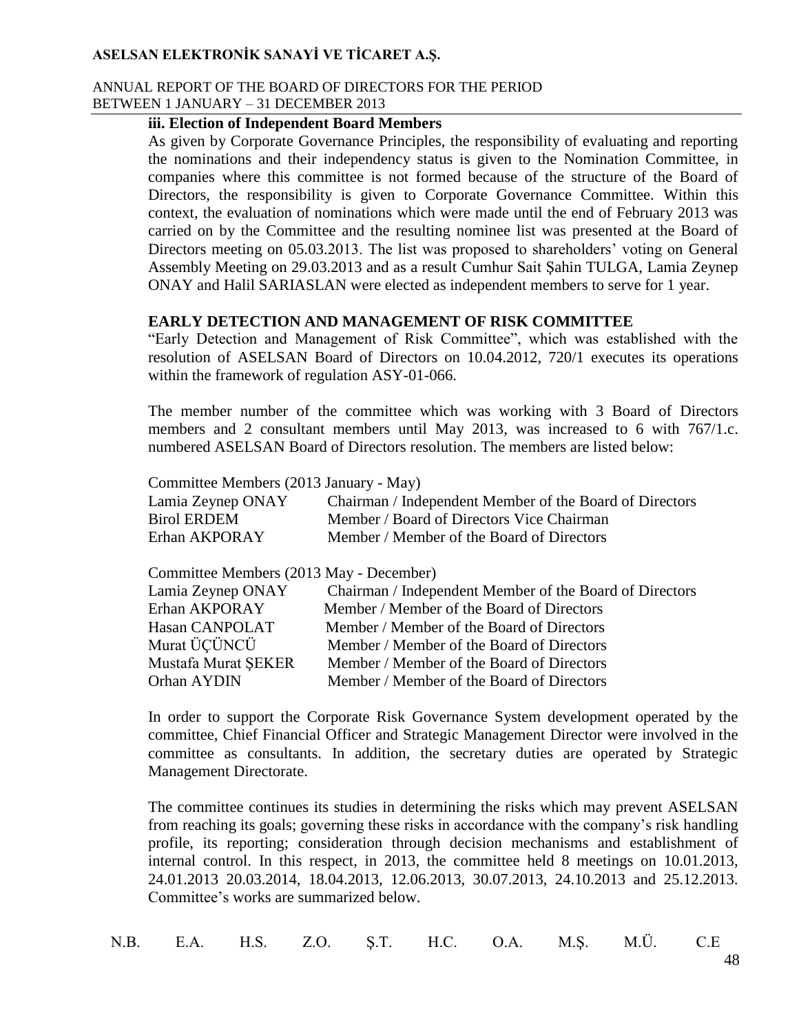**iii. Election of Independent Board Members**

As given by Corporate Governance Principles, the responsibility of evaluating and reporting the nominations and their independency status is given to the Nomination Committee, in companies where this committee is not formed because of the structure of the Board of Directors, the responsibility is given to Corporate Governance Committee. Within this context, the evaluation of nominations which were made until the end of February 2013 was carried on by the Committee and the resulting nominee list was presented at the Board of Directors meeting on 05.03.2013. The list was proposed to shareholders' voting on General Assembly Meeting on 29.03.2013 and as a result Cumhur Sait Şahin TULGA, Lamia Zeynep ONAY and Halil SARIASLAN were elected as independent members to serve for 1 year.

## EARLY DETECTION AND MANAGEMENT OF RISK COMMITTEE

"Early Detection and Management of Risk Committee", which was established with the resolution of ASELSAN Board of Directors on 10.04.2012, 720/1 executes its operations within the framework of regulation ASY-01-066.

The member number of the committee which was working with 3 Board of Directors members and 2 consultant members until May 2013, was increased to 6 with 767/1.c. numbered ASELSAN Board of Directors resolution. The members are listed below:

Committee Members (2013 January - May)

| | |
|---|---|
| Lamia Zeynep ONAY | Chairman / Independent Member of the Board of Directors |
| Birol ERDEM | Member / Board of Directors Vice Chairman |
| Erhan AKPORAY | Member / Member of the Board of Directors |

Committee Members (2013 May - December)

| | |
|---|---|
| Lamia Zeynep ONAY | Chairman / Independent Member of the Board of Directors |
| Erhan AKPORAY | Member / Member of the Board of Directors |
| Hasan CANPOLAT | Member / Member of the Board of Directors |
| Murat ÜÇÜNCÜ | Member / Member of the Board of Directors |
| Mustafa Murat ŞEKER | Member / Member of the Board of Directors |
| Orhan AYDIN | Member / Member of the Board of Directors |

In order to support the Corporate Risk Governance System development operated by the committee, Chief Financial Officer and Strategic Management Director were involved in the committee as consultants. In addition, the secretary duties are operated by Strategic Management Directorate.

The committee continues its studies in determining the risks which may prevent ASELSAN from reaching its goals; governing these risks in accordance with the company's risk handling profile, its reporting; consideration through decision mechanisms and establishment of internal control. In this respect, in 2013, the committee held 8 meetings on 10.01.2013, 24.01.2013 20.03.2014, 18.04.2013, 12.06.2013, 30.07.2013, 24.10.2013 and 25.12.2013. Committee's works are summarized below.

N.B. E.A. H.S. Z.O. Ş.T. H.C. O.A. M.Ş. M.Ü. C.E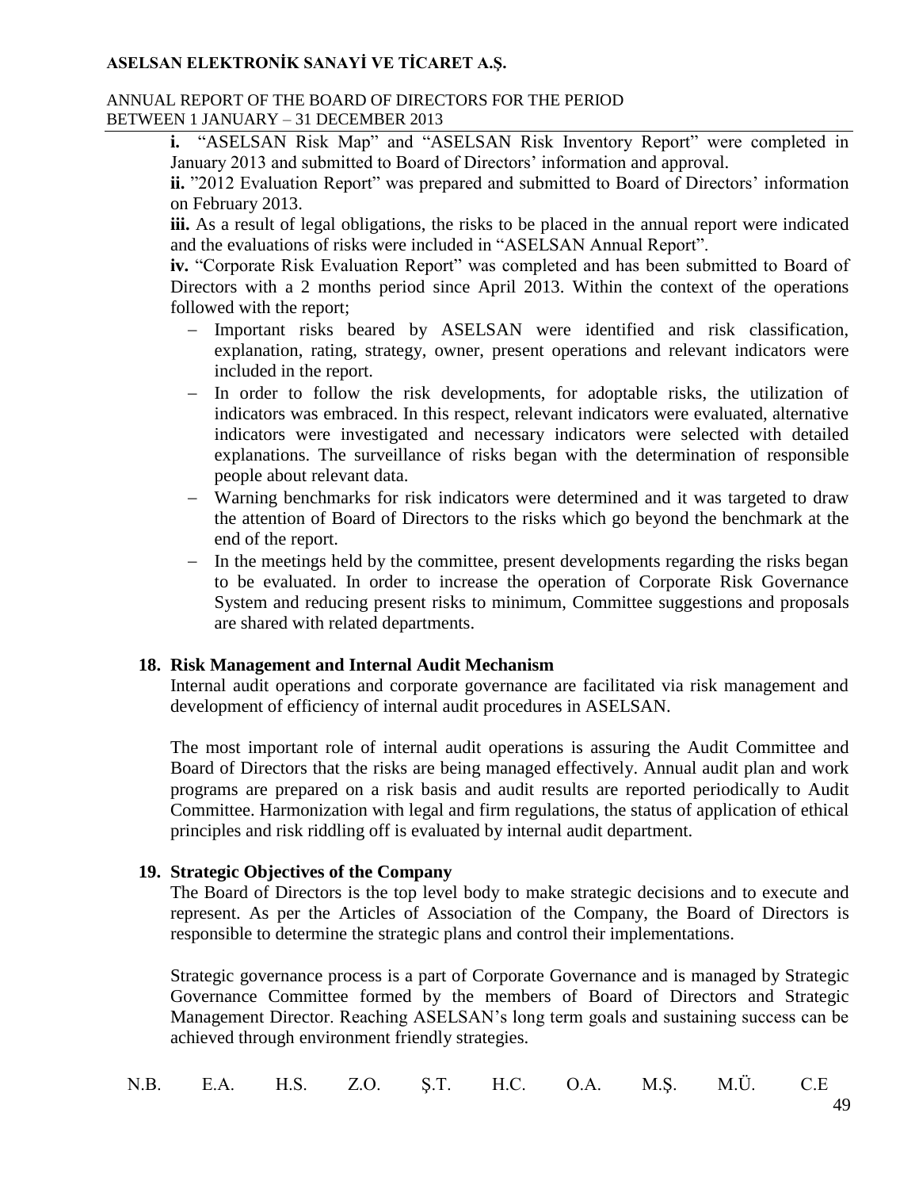**i.** "ASELSAN Risk Map" and "ASELSAN Risk Inventory Report" were completed in January 2013 and submitted to Board of Directors' information and approval.

**ii.** "2012 Evaluation Report" was prepared and submitted to Board of Directors' information on February 2013.

**iii.** As a result of legal obligations, the risks to be placed in the annual report were indicated and the evaluations of risks were included in "ASELSAN Annual Report".

**iv.** "Corporate Risk Evaluation Report" was completed and has been submitted to Board of Directors with a 2 months period since April 2013. Within the context of the operations followed with the report;

- Important risks beared by ASELSAN were identified and risk classification, explanation, rating, strategy, owner, present operations and relevant indicators were included in the report.
- In order to follow the risk developments, for adoptable risks, the utilization of indicators was embraced. In this respect, relevant indicators were evaluated, alternative indicators were investigated and necessary indicators were selected with detailed explanations. The surveillance of risks began with the determination of responsible people about relevant data.
- Warning benchmarks for risk indicators were determined and it was targeted to draw the attention of Board of Directors to the risks which go beyond the benchmark at the end of the report.
- In the meetings held by the committee, present developments regarding the risks began to be evaluated. In order to increase the operation of Corporate Risk Governance System and reducing present risks to minimum, Committee suggestions and proposals are shared with related departments.

## 18. Risk Management and Internal Audit Mechanism

Internal audit operations and corporate governance are facilitated via risk management and development of efficiency of internal audit procedures in ASELSAN.

The most important role of internal audit operations is assuring the Audit Committee and Board of Directors that the risks are being managed effectively. Annual audit plan and work programs are prepared on a risk basis and audit results are reported periodically to Audit Committee. Harmonization with legal and firm regulations, the status of application of ethical principles and risk riddling off is evaluated by internal audit department.

## 19. Strategic Objectives of the Company

The Board of Directors is the top level body to make strategic decisions and to execute and represent. As per the Articles of Association of the Company, the Board of Directors is responsible to determine the strategic plans and control their implementations.

Strategic governance process is a part of Corporate Governance and is managed by Strategic Governance Committee formed by the members of Board of Directors and Strategic Management Director. Reaching ASELSAN's long term goals and sustaining success can be achieved through environment friendly strategies.

N.B. E.A. H.S. Z.O. Ş.T. H.C. O.A. M.Ş. M.Ü. C.E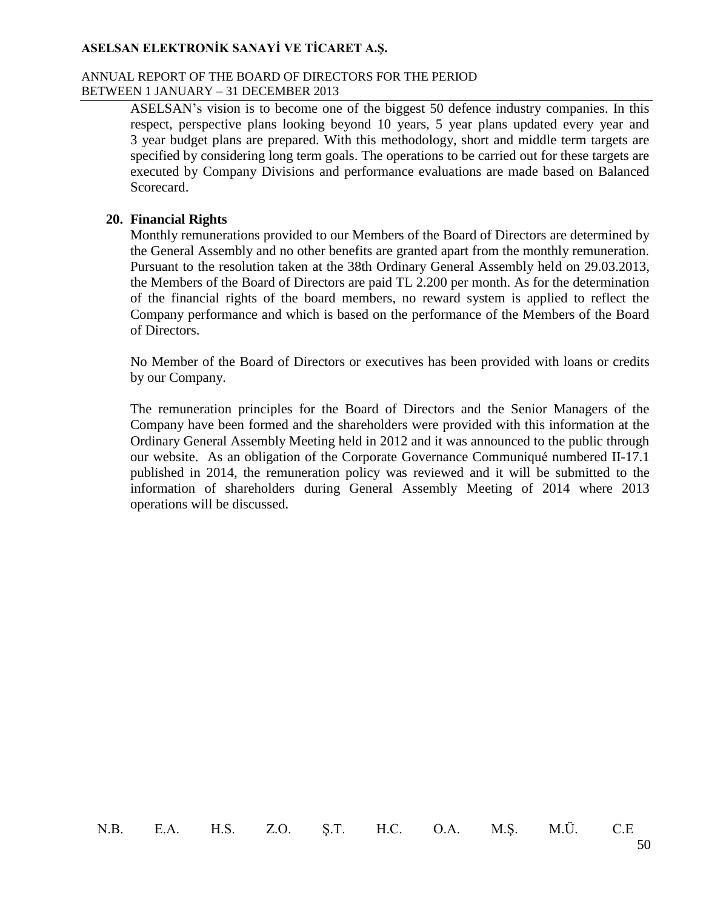ASELSAN's vision is to become one of the biggest 50 defence industry companies. In this respect, perspective plans looking beyond 10 years, 5 year plans updated every year and 3 year budget plans are prepared. With this methodology, short and middle term targets are specified by considering long term goals. The operations to be carried out for these targets are executed by Company Divisions and performance evaluations are made based on Balanced Scorecard.

## 20. Financial Rights

Monthly remunerations provided to our Members of the Board of Directors are determined by the General Assembly and no other benefits are granted apart from the monthly remuneration. Pursuant to the resolution taken at the 38th Ordinary General Assembly held on 29.03.2013, the Members of the Board of Directors are paid TL 2.200 per month. As for the determination of the financial rights of the board members, no reward system is applied to reflect the Company performance and which is based on the performance of the Members of the Board of Directors.

No Member of the Board of Directors or executives has been provided with loans or credits by our Company.

The remuneration principles for the Board of Directors and the Senior Managers of the Company have been formed and the shareholders were provided with this information at the Ordinary General Assembly Meeting held in 2012 and it was announced to the public through our website. As an obligation of the Corporate Governance Communiqué numbered II-17.1 published in 2014, the remuneration policy was reviewed and it will be submitted to the information of shareholders during General Assembly Meeting of 2014 where 2013 operations will be discussed.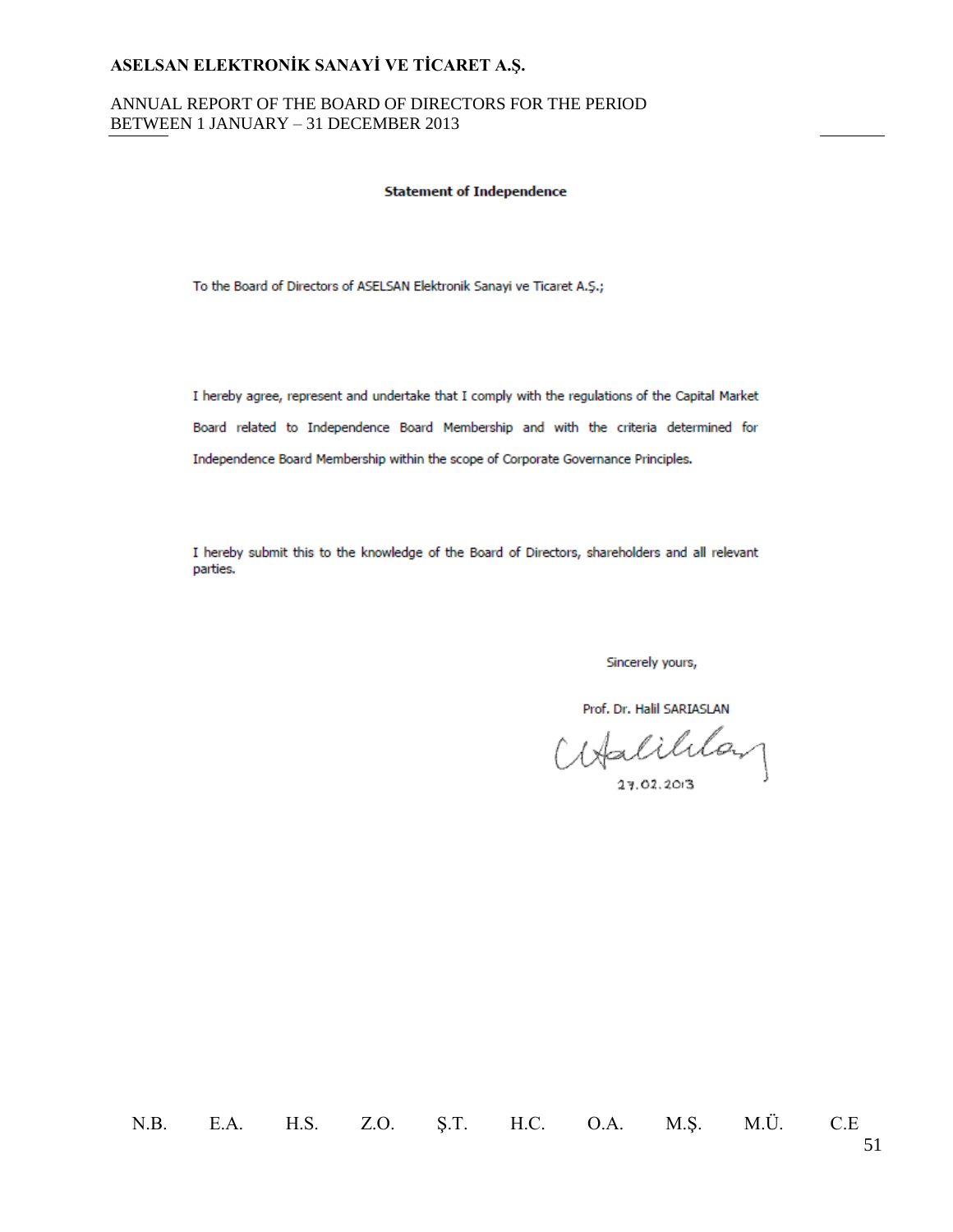**Statement of Independence**

To the Board of Directors of ASELSAN Elektronik Sanayi ve Ticaret A.Ş.;

I hereby agree, represent and undertake that I comply with the regulations of the Capital Market Board related to Independence Board Membership and with the criteria determined for Independence Board Membership within the scope of Corporate Governance Principles.

I hereby submit this to the knowledge of the Board of Directors, shareholders and all relevant parties.

Sincerely yours,

Prof. Dr. Halil SARIASLAN

27.02.2013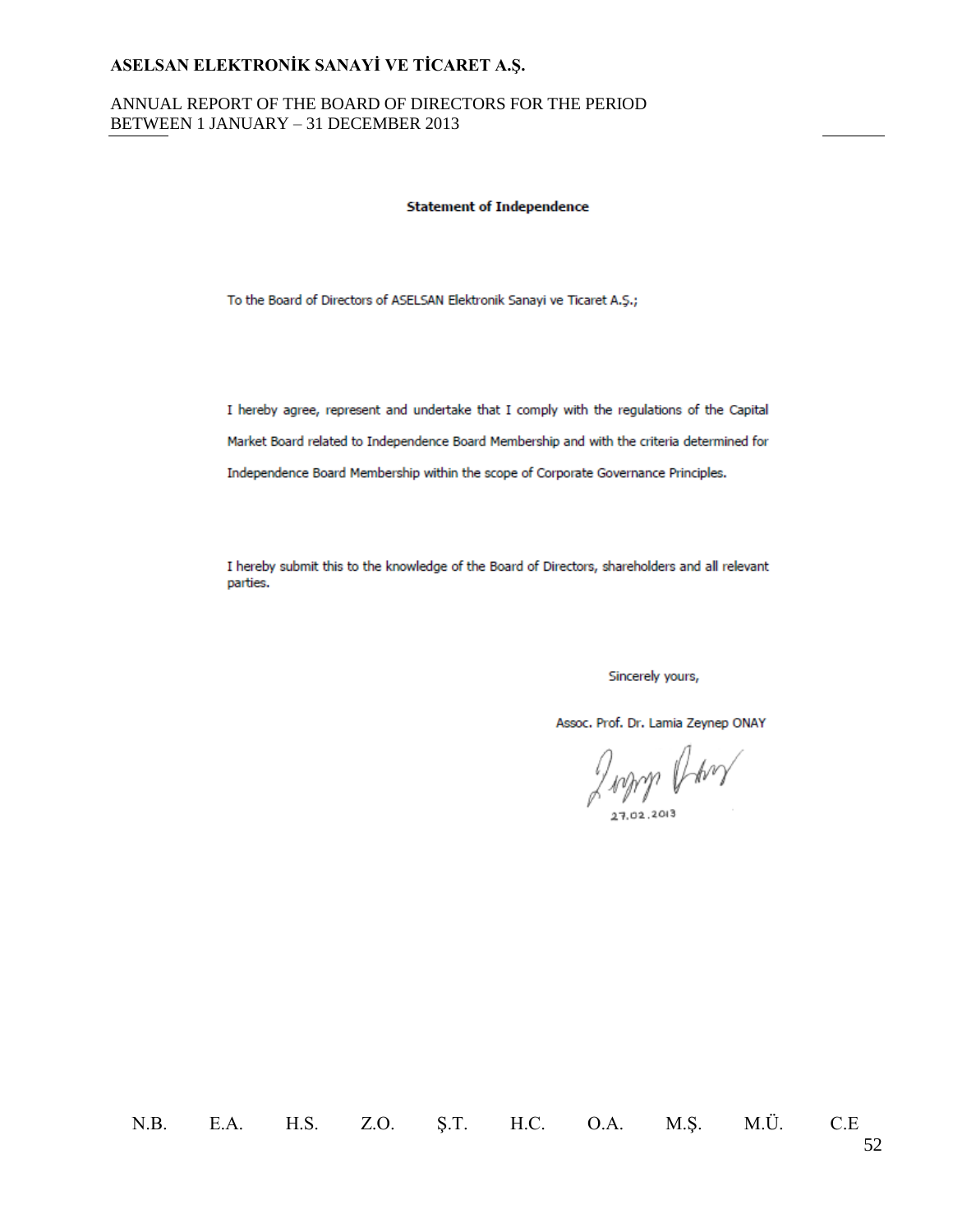**Statement of Independence**

To the Board of Directors of ASELSAN Elektronik Sanayi ve Ticaret A.Ş.;

I hereby agree, represent and undertake that I comply with the regulations of the Capital Market Board related to Independence Board Membership and with the criteria determined for Independence Board Membership within the scope of Corporate Governance Principles.

I hereby submit this to the knowledge of the Board of Directors, shareholders and all relevant parties.

Sincerely yours,

Assoc. Prof. Dr. Lamia Zeynep ONAY

27.02.2013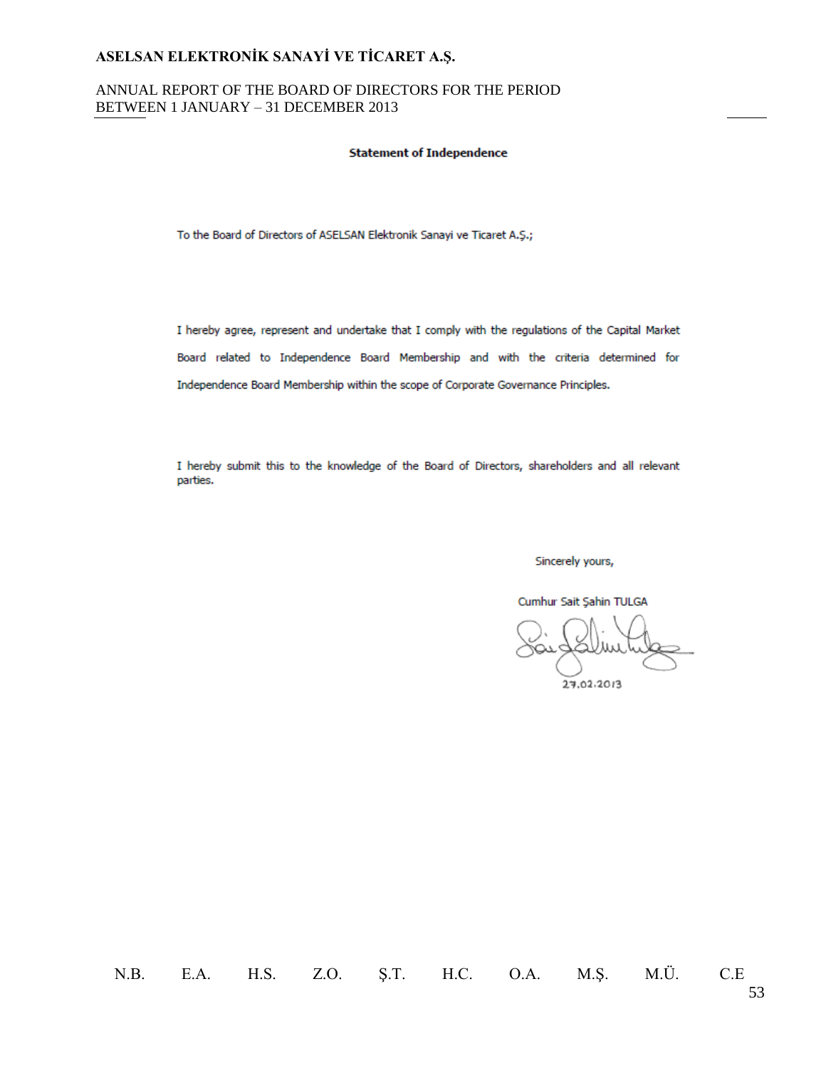**Statement of Independence**

To the Board of Directors of ASELSAN Elektronik Sanayi ve Ticaret A.Ş.;

I hereby agree, represent and undertake that I comply with the regulations of the Capital Market Board related to Independence Board Membership and with the criteria determined for Independence Board Membership within the scope of Corporate Governance Principles.

I hereby submit this to the knowledge of the Board of Directors, shareholders and all relevant parties.

Sincerely yours,

Cumhur Sait Şahin TULGA

27.02.2013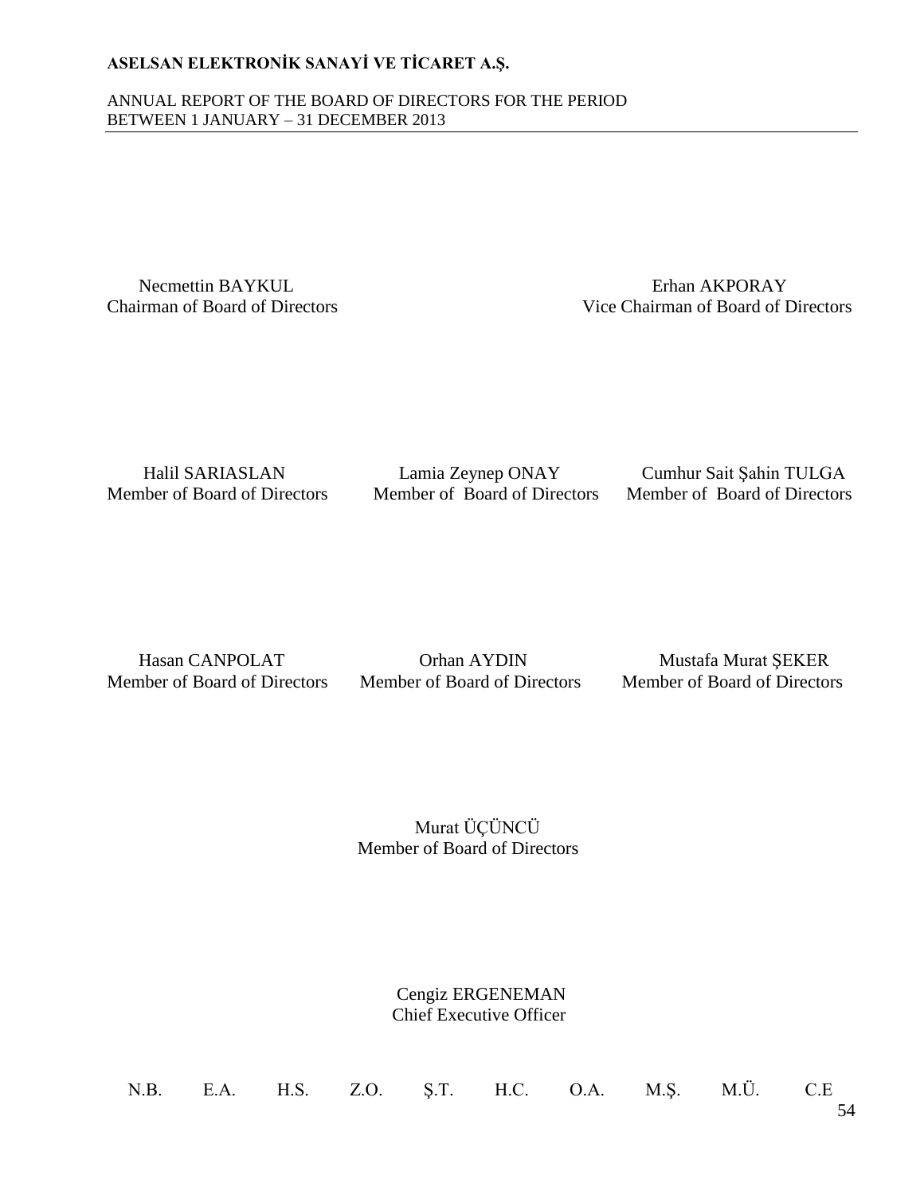Necmettin BAYKUL
Chairman of Board of Directors

Erhan AKPORAY
Vice Chairman of Board of Directors

Halil SARIASLAN
Member of Board of Directors

Lamia Zeynep ONAY
Member of Board of Directors

Cumhur Sait Şahin TULGA
Member of Board of Directors

Hasan CANPOLAT
Member of Board of Directors

Orhan AYDIN
Member of Board of Directors

Mustafa Murat ŞEKER
Member of Board of Directors

Murat ÜÇÜNCÜ
Member of Board of Directors

Cengiz ERGENEMAN
Chief Executive Officer

N.B. E.A. H.S. Z.O. Ş.T. H.C. O.A. M.Ş. M.Ü. C.E